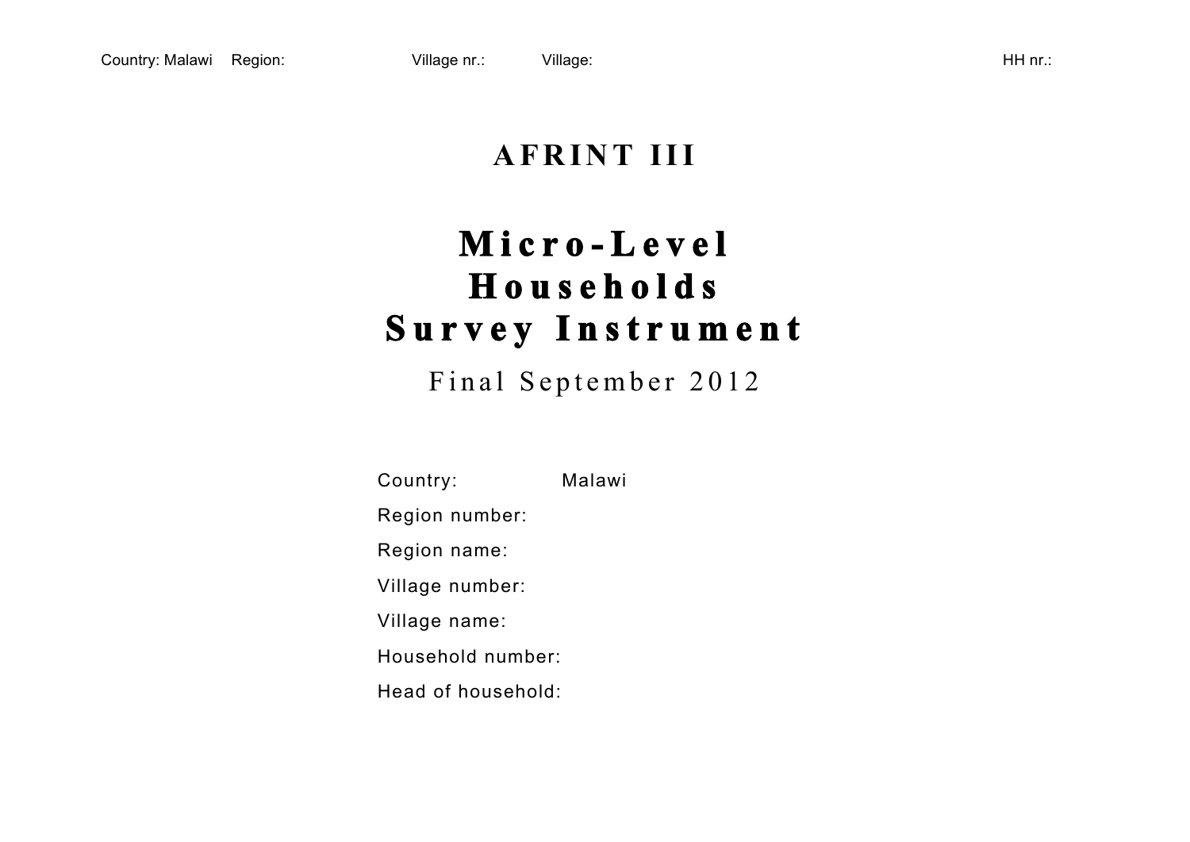# AFRINT III

# Micro-Level Households Survey Instrument

Final September 2012

Country: Malawi

Region number:

Region name:

Village number:

Village name:

Household number:

Head of household: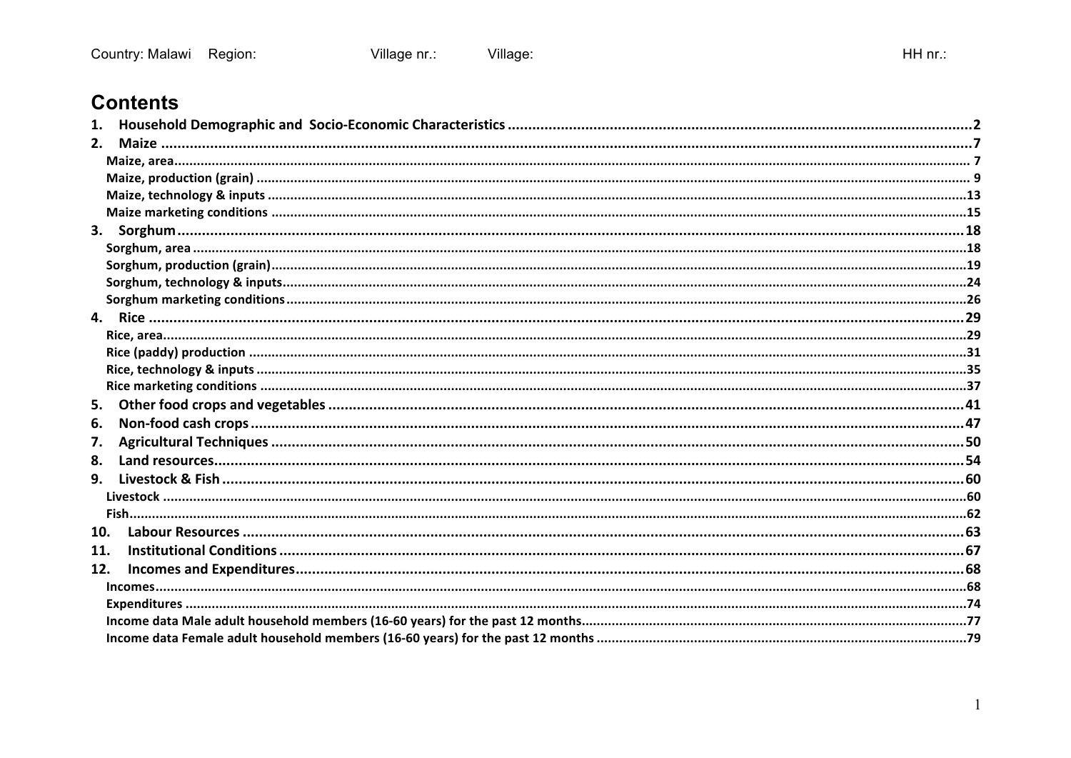Country: Malawi Region: Village nr.: Village: HH nr.:

# Contents

1. **Household Demographic and Socio-Economic Characteristics** ..... 2
2. **Maize** ..... 7
   - Maize, area ..... 7
   - Maize, production (grain) ..... 9
   - Maize, technology & inputs ..... 13
   - Maize marketing conditions ..... 15
3. **Sorghum** ..... 18
   - Sorghum, area ..... 18
   - Sorghum, production (grain) ..... 19
   - Sorghum, technology & inputs ..... 24
   - Sorghum marketing conditions ..... 26
4. **Rice** ..... 29
   - Rice, area ..... 29
   - Rice (paddy) production ..... 31
   - Rice, technology & inputs ..... 35
   - Rice marketing conditions ..... 37
5. **Other food crops and vegetables** ..... 41
6. **Non-food cash crops** ..... 47
7. **Agricultural Techniques** ..... 50
8. **Land resources** ..... 54
9. **Livestock & Fish** ..... 60
   - Livestock ..... 60
   - Fish ..... 62
10. **Labour Resources** ..... 63
11. **Institutional Conditions** ..... 67
12. **Incomes and Expenditures** ..... 68
    - Incomes ..... 68
    - Expenditures ..... 74
    - Income data Male adult household members (16-60 years) for the past 12 months ..... 77
    - Income data Female adult household members (16-60 years) for the past 12 months ..... 79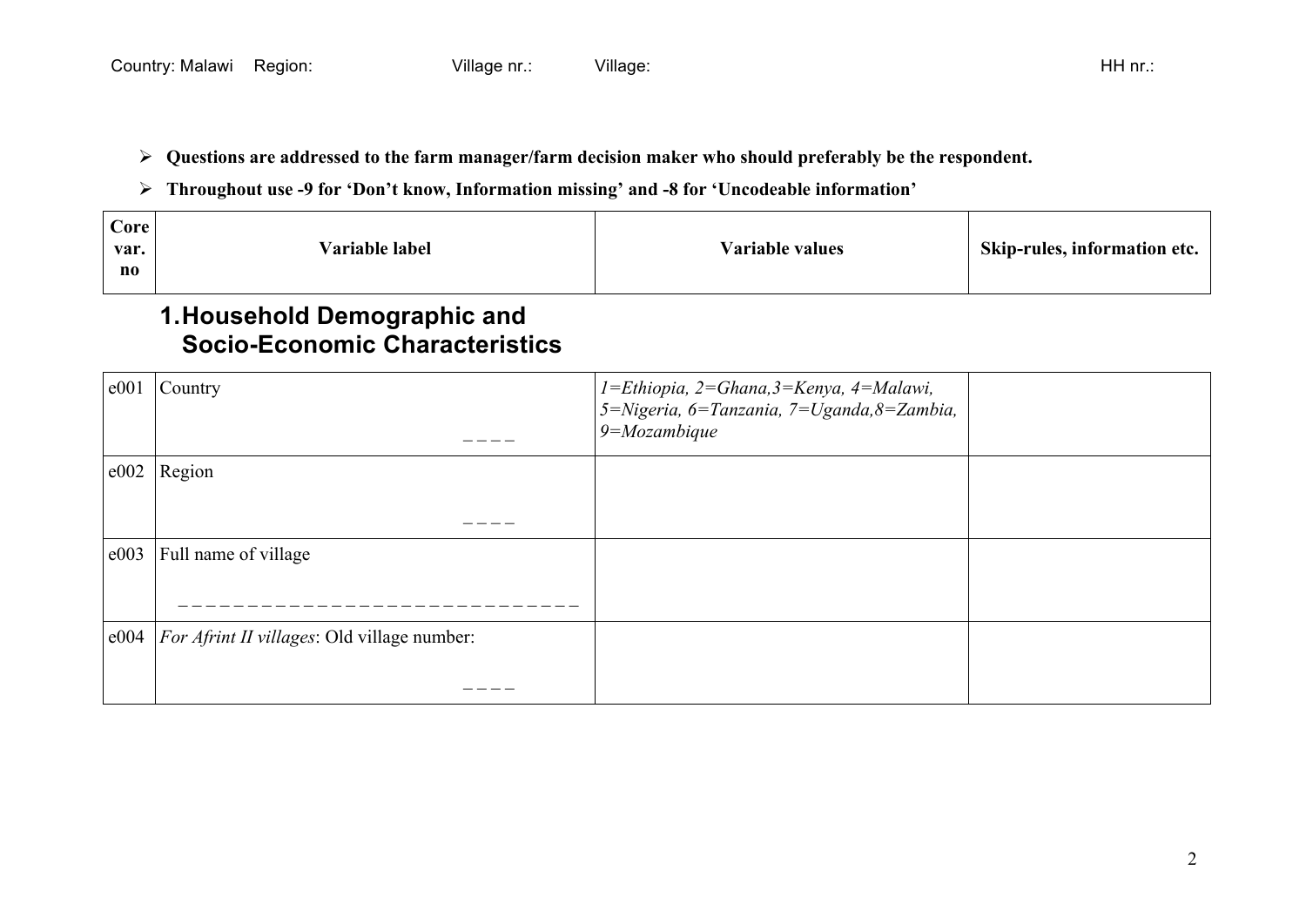Country: Malawi Region: Village nr.: Village: HH nr.:

- **Questions are addressed to the farm manager/farm decision maker who should preferably be the respondent.**
- **Throughout use -9 for 'Don't know, Information missing' and -8 for 'Uncodeable information'**

| Core var. no | Variable label | Variable values | Skip-rules, information etc. |
|---|---|---|---|

## 1. Household Demographic and Socio-Economic Characteristics

| Core var. no | Variable label | Variable values | Skip-rules, information etc. |
|---|---|---|---|
| e001 | Country _ _ _ _ | *1=Ethiopia, 2=Ghana,3=Kenya, 4=Malawi, 5=Nigeria, 6=Tanzania, 7=Uganda,8=Zambia, 9=Mozambique* | |
| e002 | Region _ _ _ _ | | |
| e003 | Full name of village _ _ _ _ _ _ _ _ _ _ _ _ _ _ _ _ _ _ _ _ _ _ _ _ _ _ _ _ _ _ | | |
| e004 | *For Afrint II villages*: Old village number: _ _ _ _ | | |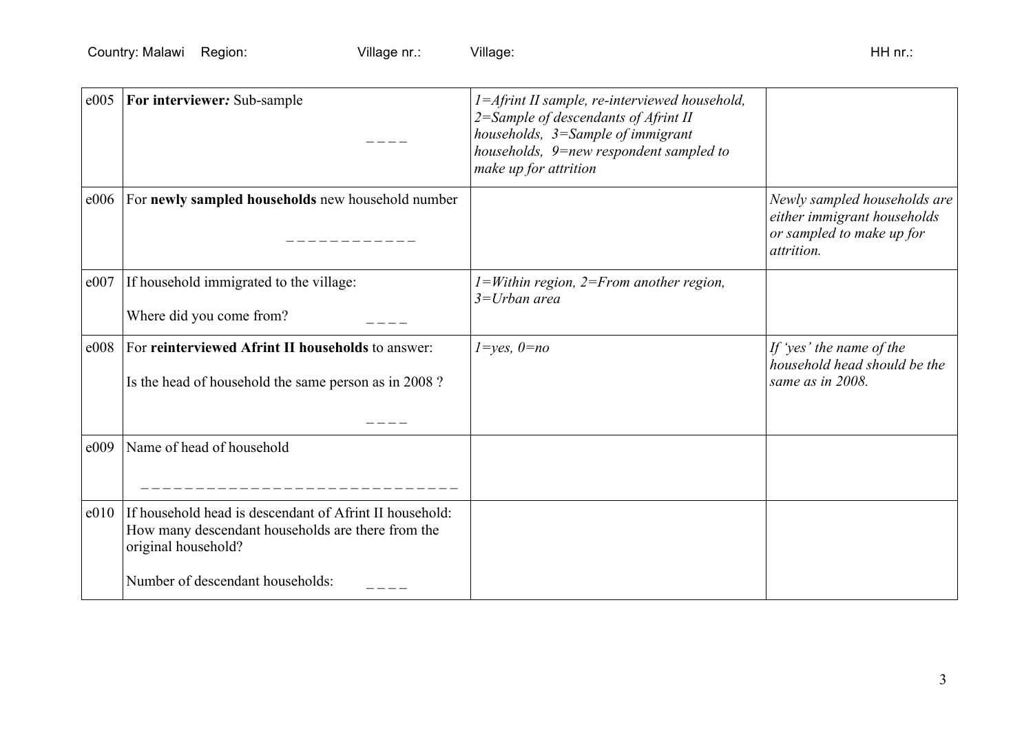Country: Malawi Region: Village nr.: Village: HH nr.:

| | | | |
|---|---|---|---|
| e005 | **For interviewer*:*** Sub-sample _ _ _ _ | *1=Afrint II sample, re-interviewed household, 2=Sample of descendants of Afrint II households, 3=Sample of immigrant households, 9=new respondent sampled to make up for attrition* | |
| e006 | For **newly sampled households** new household number _ _ _ _ _ _ _ _ _ _ _ _ | | *Newly sampled households are either immigrant households or sampled to make up for attrition.* |
| e007 | If household immigrated to the village: <br><br> Where did you come from? _ _ _ _ | *1=Within region, 2=From another region, 3=Urban area* | |
| e008 | For **reinterviewed Afrint II households** to answer: <br><br> Is the head of household the same person as in 2008 ? <br><br> _ _ _ _ | *1=yes, 0=no* | *If 'yes' the name of the household head should be the same as in 2008.* |
| e009 | Name of head of household <br><br> _ _ _ _ _ _ _ _ _ _ _ _ _ _ _ _ _ _ _ _ _ _ _ _ _ _ _ _ _ _ | | |
| e010 | If household head is descendant of Afrint II household: How many descendant households are there from the original household? <br><br> Number of descendant households: _ _ _ _ | | |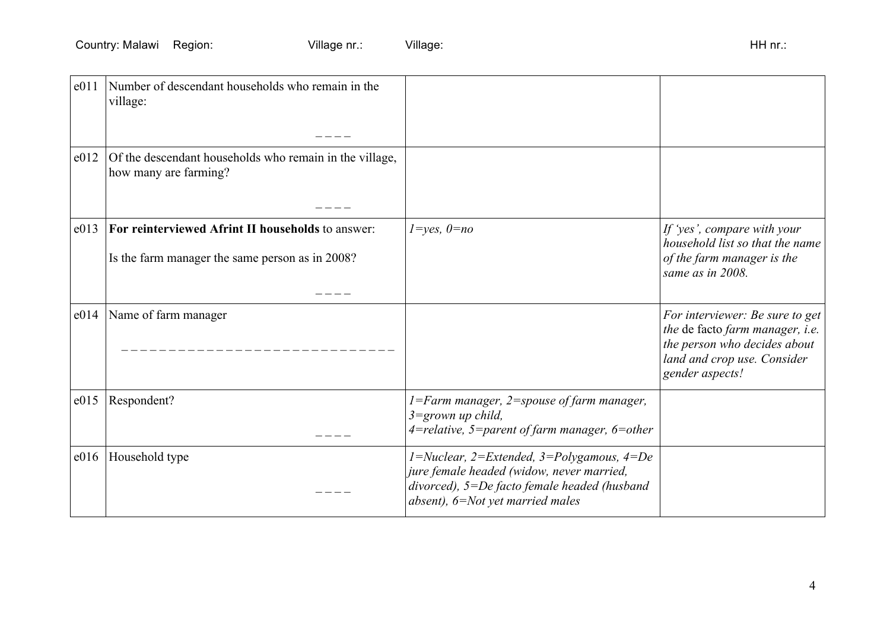Country: Malawi Region: Village nr.: Village: HH nr.:

| | | | |
|---|---|---|---|
| e011 | Number of descendant households who remain in the village: _ _ _ _ | | |
| e012 | Of the descendant households who remain in the village, how many are farming? _ _ _ _ | | |
| e013 | **For reinterviewed Afrint II households** to answer: Is the farm manager the same person as in 2008? _ _ _ _ | *1=yes, 0=no* | *If 'yes', compare with your household list so that the name of the farm manager is the same as in 2008.* |
| e014 | Name of farm manager _ _ _ _ _ _ _ _ _ _ _ _ _ _ _ _ _ _ _ _ _ _ _ _ _ _ _ _ _ _ | | *For interviewer: Be sure to get the* de facto *farm manager, i.e. the person who decides about land and crop use. Consider gender aspects!* |
| e015 | Respondent? _ _ _ _ | *1=Farm manager, 2=spouse of farm manager, 3=grown up child, 4=relative, 5=parent of farm manager, 6=other* | |
| e016 | Household type _ _ _ _ | *1=Nuclear, 2=Extended, 3=Polygamous, 4=De jure female headed (widow, never married, divorced), 5=De facto female headed (husband absent), 6=Not yet married males* | |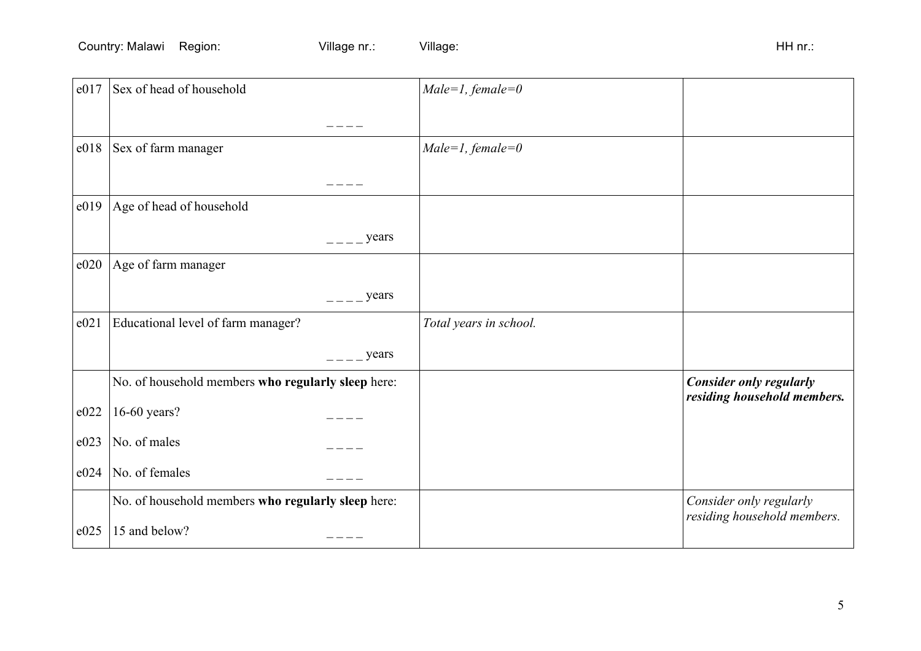Country: Malawi    Region:    Village nr.:    Village:    HH nr.:

| | | | |
|---|---|---|---|
| e017 | Sex of head of household<br>_ _ _ _ | *Male=1, female=0* | |
| e018 | Sex of farm manager<br>_ _ _ _ | *Male=1, female=0* | |
| e019 | Age of head of household<br>_ _ _ _ years | | |
| e020 | Age of farm manager<br>_ _ _ _ years | | |
| e021 | Educational level of farm manager?<br>_ _ _ _ years | *Total years in school.* | |
| | No. of household members **who regularly sleep** here: | | ***Consider only regularly residing household members.*** |
| e022 | 16-60 years? _ _ _ _ | | |
| e023 | No. of males _ _ _ _ | | |
| e024 | No. of females _ _ _ _ | | |
| | No. of household members **who regularly sleep** here: | | *Consider only regularly residing household members.* |
| e025 | 15 and below? _ _ _ _ | | |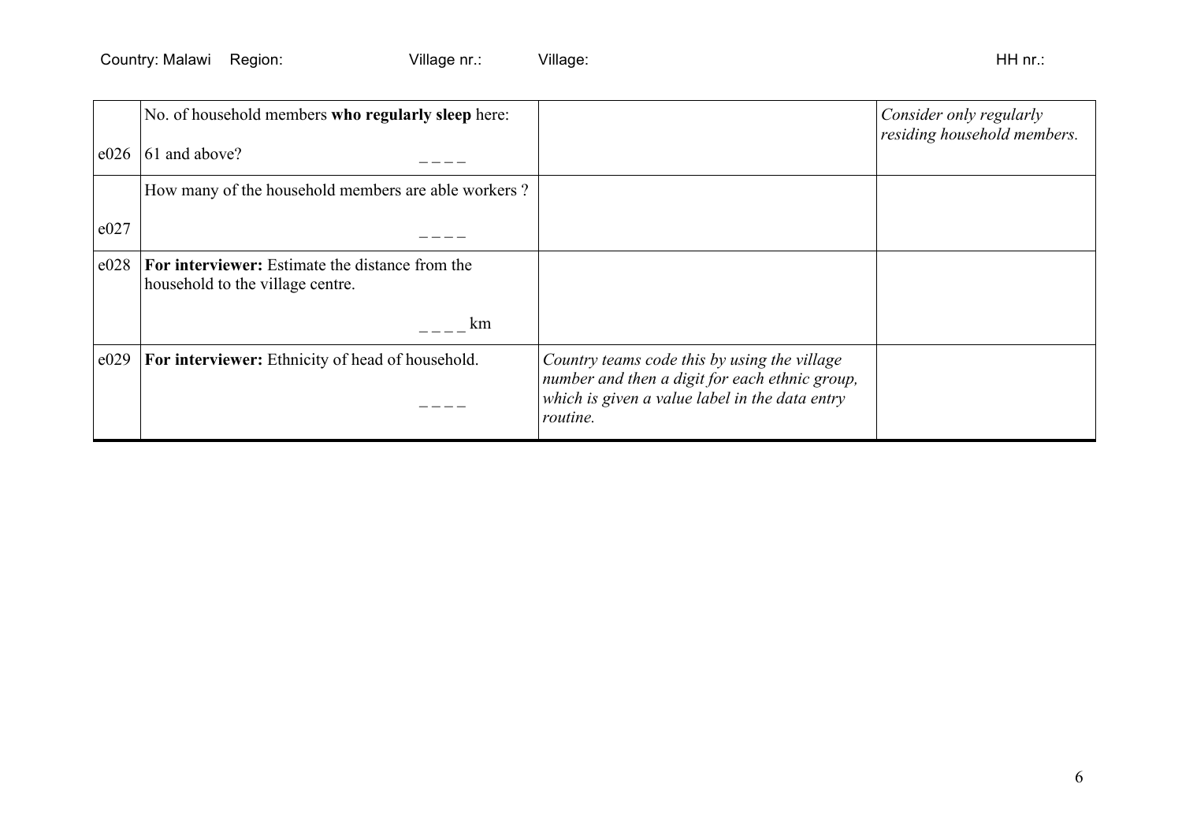Country: Malawi Region: Village nr.: Village: HH nr.:

| | | | |
|---|---|---|---|
| e026 | No. of household members **who regularly sleep** here:<br><br>61 and above? _ _ _ _ | | *Consider only regularly residing household members.* |
| e027 | How many of the household members are able workers ?<br><br>_ _ _ _ | | |
| e028 | **For interviewer:** Estimate the distance from the household to the village centre.<br><br>_ _ _ _ km | | |
| e029 | **For interviewer:** Ethnicity of head of household.<br><br>_ _ _ _ | *Country teams code this by using the village number and then a digit for each ethnic group, which is given a value label in the data entry routine.* | |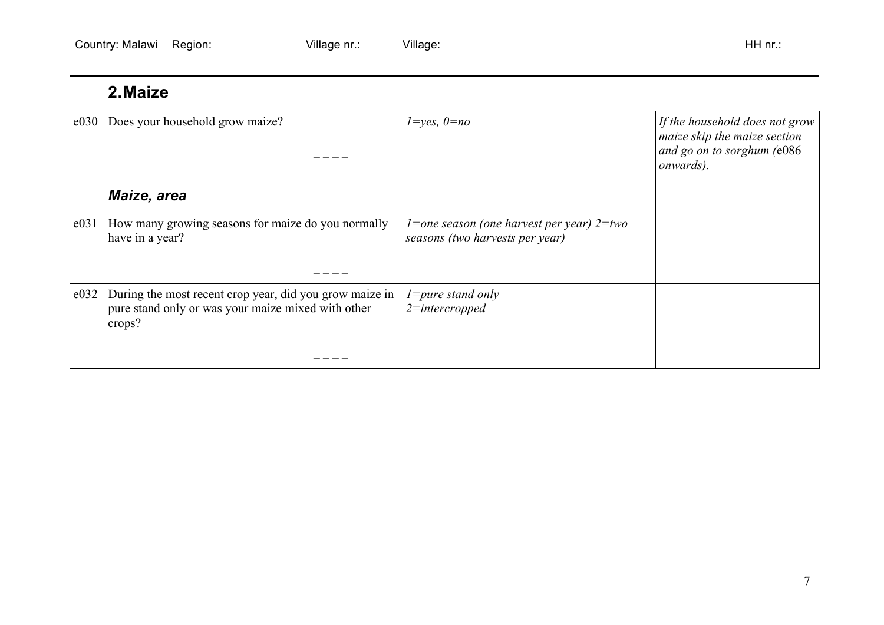## 2. Maize

| | | | |
|---|---|---|---|
| e030 | Does your household grow maize?<br><br>_ _ _ _ | *1=yes, 0=no* | *If the household does not grow maize skip the maize section and go on to sorghum (*e086 *onwards).* |
| | ***Maize, area*** | | |
| e031 | How many growing seasons for maize do you normally have in a year?<br><br>_ _ _ _ | *1=one season (one harvest per year) 2=two seasons (two harvests per year)* | |
| e032 | During the most recent crop year, did you grow maize in pure stand only or was your maize mixed with other crops?<br><br>_ _ _ _ | *1=pure stand only*<br>*2=intercropped* | |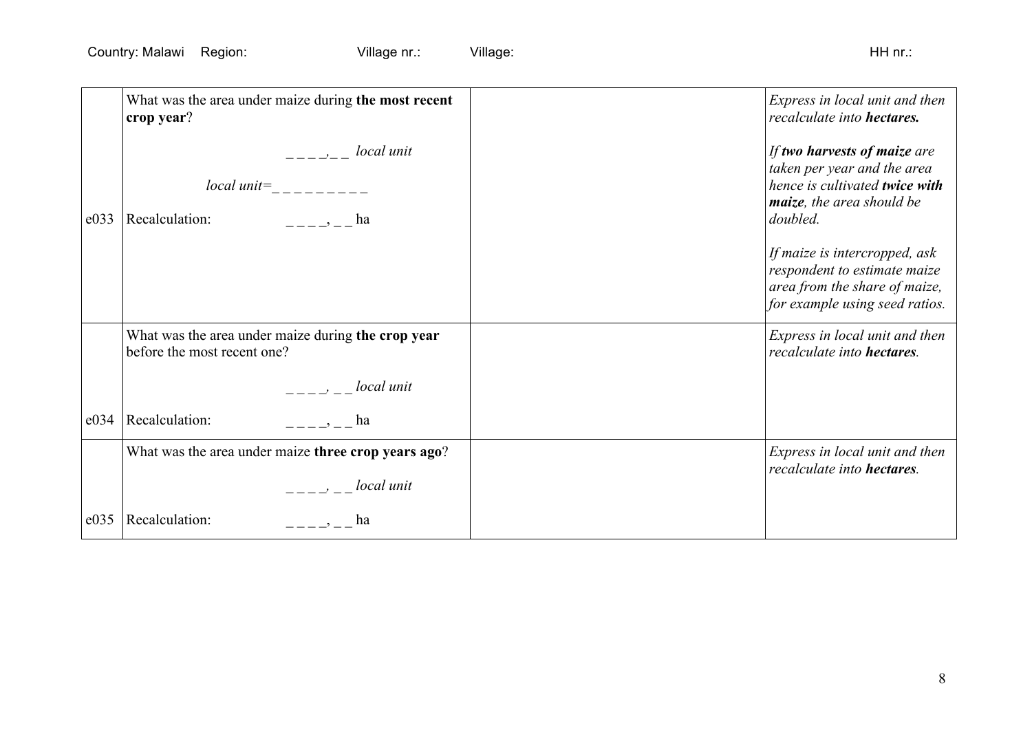| | | | |
|---|---|---|---|
| e033 | What was the area under maize during **the most recent crop year**?<br><br>_ _ _ _,_ _ *local unit*<br><br>*local unit*=_ _ _ _ _ _ _ _ _<br><br>Recalculation: _ _ _ _, _ _ ha | | *Express in local unit and then recalculate into **hectares.***<br><br>*If **two harvests of maize** are taken per year and the area hence is cultivated **twice with maize**, the area should be doubled.*<br><br>*If maize is intercropped, ask respondent to estimate maize area from the share of maize, for example using seed ratios.* |
| e034 | What was the area under maize during **the crop year** before the most recent one?<br><br>_ _ _ _, _ _ *local unit*<br><br>Recalculation: _ _ _ _, _ _ ha | | *Express in local unit and then recalculate into **hectares**.* |
| e035 | What was the area under maize **three crop years ago**?<br><br>_ _ _ _, _ _ *local unit*<br><br>Recalculation: _ _ _ _, _ _ ha | | *Express in local unit and then recalculate into **hectares**.* |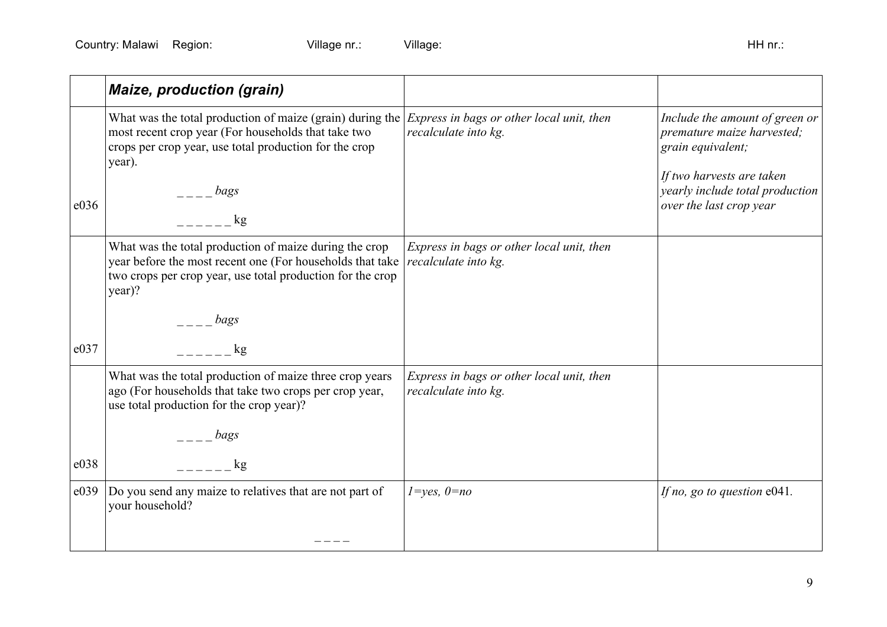Country: Malawi Region: Village nr.: Village: HH nr.:

| | ***Maize, production (grain)*** | | |
|---|---|---|---|
| e036 | What was the total production of maize (grain) during the most recent crop year (For households that take two crops per crop year, use total production for the crop year).<br><br>_ _ _ _ *bags*<br><br>_ _ _ _ _ _ kg | *Express in bags or other local unit, then recalculate into kg.* | *Include the amount of green or premature maize harvested; grain equivalent;*<br><br>*If two harvests are taken yearly include total production over the last crop year* |
| e037 | What was the total production of maize during the crop year before the most recent one (For households that take two crops per crop year, use total production for the crop year)?<br><br>_ _ _ _ *bags*<br><br>_ _ _ _ _ _ kg | *Express in bags or other local unit, then recalculate into kg.* | |
| e038 | What was the total production of maize three crop years ago (For households that take two crops per crop year, use total production for the crop year)?<br><br>_ _ _ _ *bags*<br><br>_ _ _ _ _ _ kg | *Express in bags or other local unit, then recalculate into kg.* | |
| e039 | Do you send any maize to relatives that are not part of your household?<br><br>_ _ _ _ | *1=yes, 0=no* | *If no, go to question* e041. |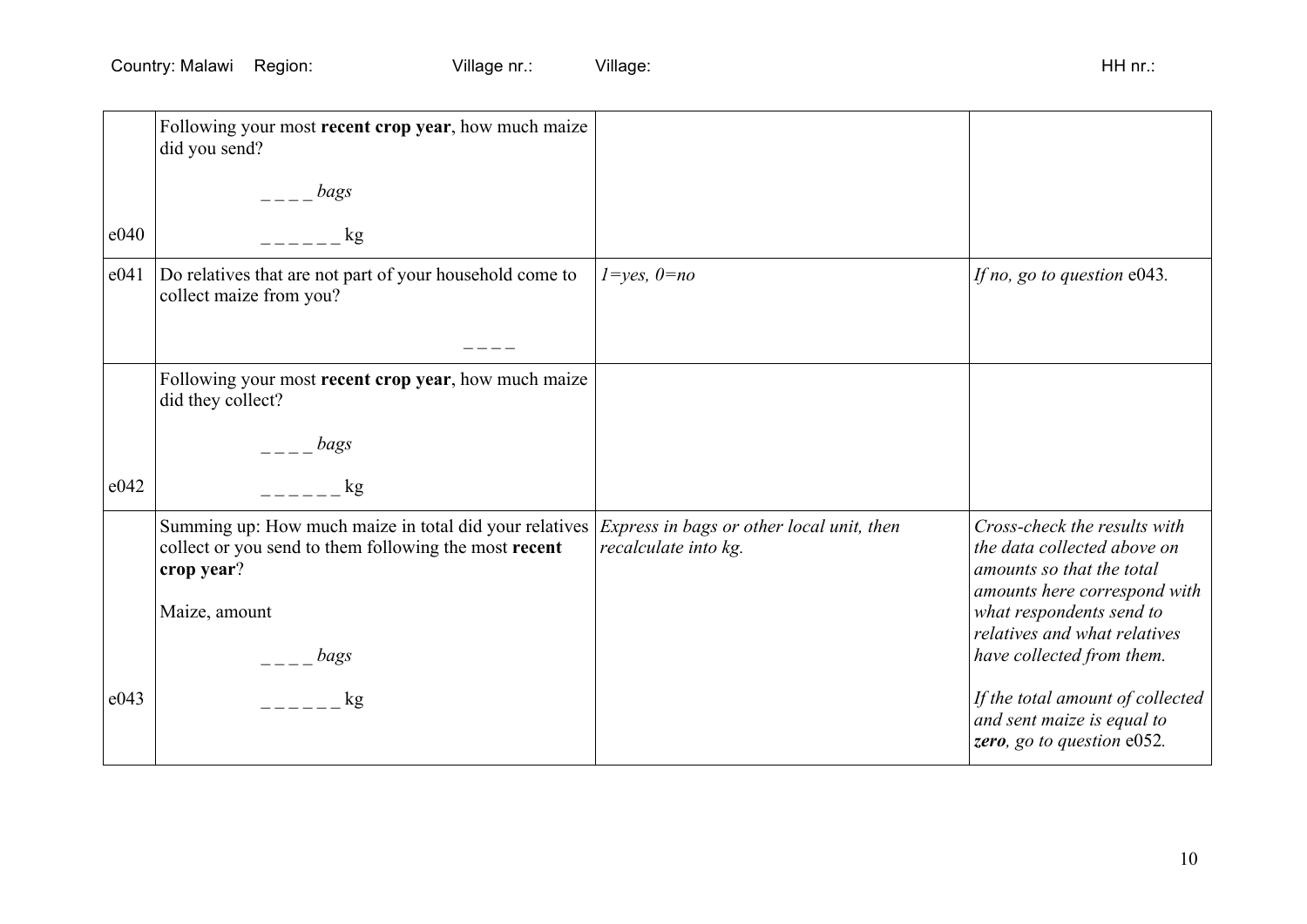| | | | |
|---|---|---|---|
| e040 | Following your most **recent crop year**, how much maize did you send?<br><br>_ _ _ _ *bags*<br><br>_ _ _ _ _ _ kg | | |
| e041 | Do relatives that are not part of your household come to collect maize from you?<br><br>_ _ _ _ | *1=yes, 0=no* | *If no, go to question* e043*.* |
| e042 | Following your most **recent crop year**, how much maize did they collect?<br><br>_ _ _ _ *bags*<br><br>_ _ _ _ _ _ kg | | |
| e043 | Summing up: How much maize in total did your relatives collect or you send to them following the most **recent crop year**?<br><br>Maize, amount<br><br>_ _ _ _ *bags*<br><br>_ _ _ _ _ _ kg | *Express in bags or other local unit, then recalculate into kg.* | *Cross-check the results with the data collected above on amounts so that the total amounts here correspond with what respondents send to relatives and what relatives have collected from them.*<br><br>*If the total amount of collected and sent maize is equal to* ***zero****, go to question* e052*.* |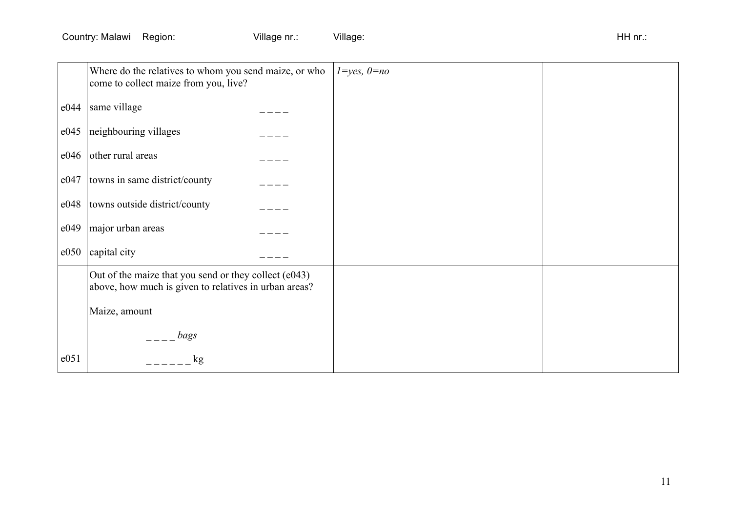Country: Malawi Region: Village nr.: Village: HH nr.:

| | | | |
|---|---|---|---|
| | Where do the relatives to whom you send maize, or who come to collect maize from you, live? | *1=yes, 0=no* | |
| e044 | same village _ _ _ _ | | |
| e045 | neighbouring villages _ _ _ _ | | |
| e046 | other rural areas _ _ _ _ | | |
| e047 | towns in same district/county _ _ _ _ | | |
| e048 | towns outside district/county _ _ _ _ | | |
| e049 | major urban areas _ _ _ _ | | |
| e050 | capital city _ _ _ _ | | |
| | Out of the maize that you send or they collect (e043) above, how much is given to relatives in urban areas?<br><br>Maize, amount<br><br>_ _ _ _ *bags* | | |
| e051 | _ _ _ _ _ _ kg | | |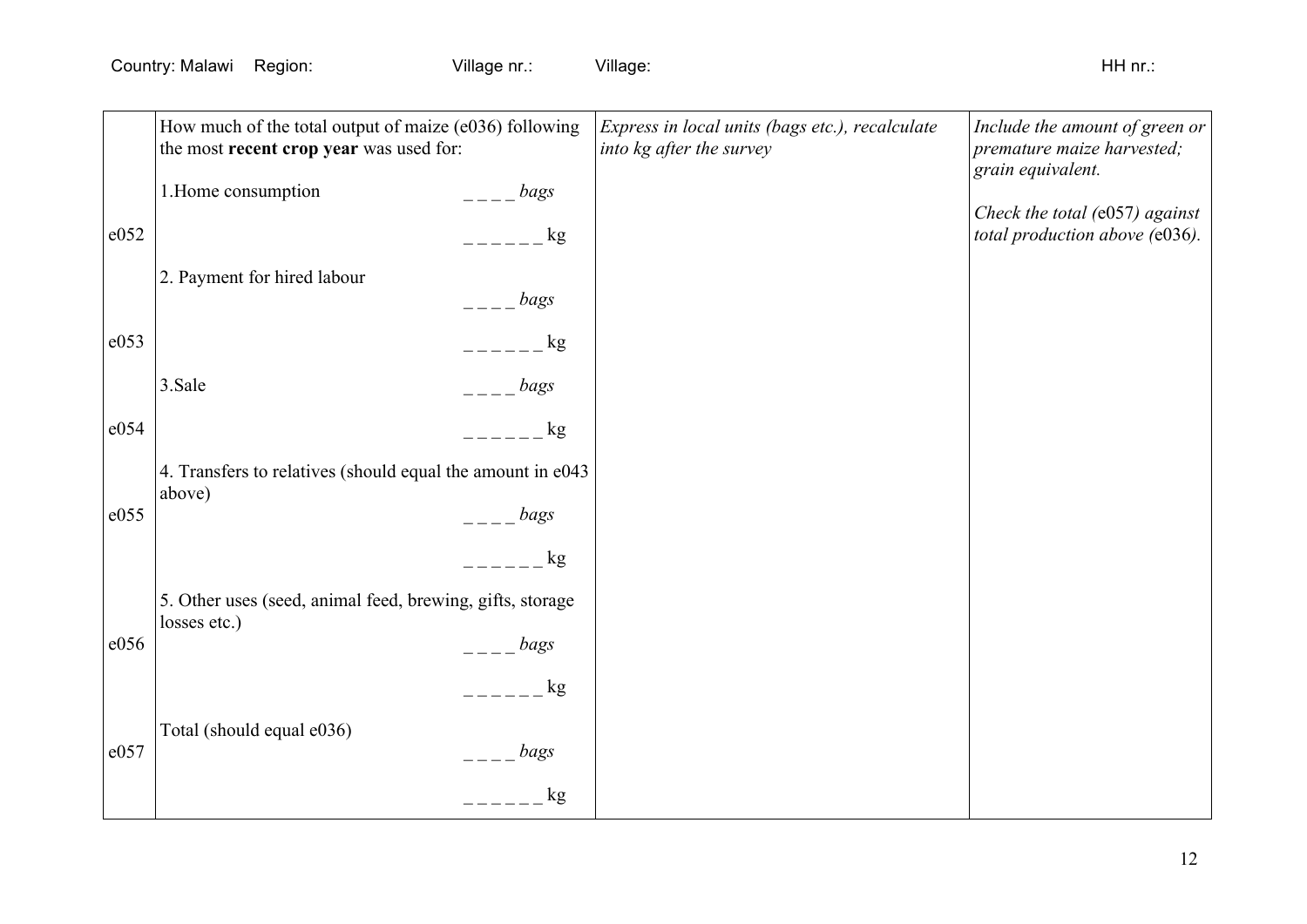Country: Malawi Region: Village nr.: Village: HH nr.:

| | | | |
|---|---|---|---|
| | How much of the total output of maize (e036) following the most **recent crop year** was used for: | *Express in local units (bags etc.), recalculate into kg after the survey* | *Include the amount of green or premature maize harvested; grain equivalent.*<br><br>*Check the total (*e057*) against total production above (*e036*).* |
| e052 | 1.Home consumption _ _ _ _ *bags*<br>_ _ _ _ _ _ kg | | |
| e053 | 2. Payment for hired labour _ _ _ _ *bags*<br>_ _ _ _ _ _ kg | | |
| e054 | 3.Sale _ _ _ _ *bags*<br>_ _ _ _ _ _ kg | | |
| e055 | 4. Transfers to relatives (should equal the amount in e043 above) _ _ _ _ *bags*<br>_ _ _ _ _ _ kg | | |
| e056 | 5. Other uses (seed, animal feed, brewing, gifts, storage losses etc.) _ _ _ _ *bags*<br>_ _ _ _ _ _ kg | | |
| e057 | Total (should equal e036) _ _ _ _ *bags*<br>_ _ _ _ _ _ kg | | |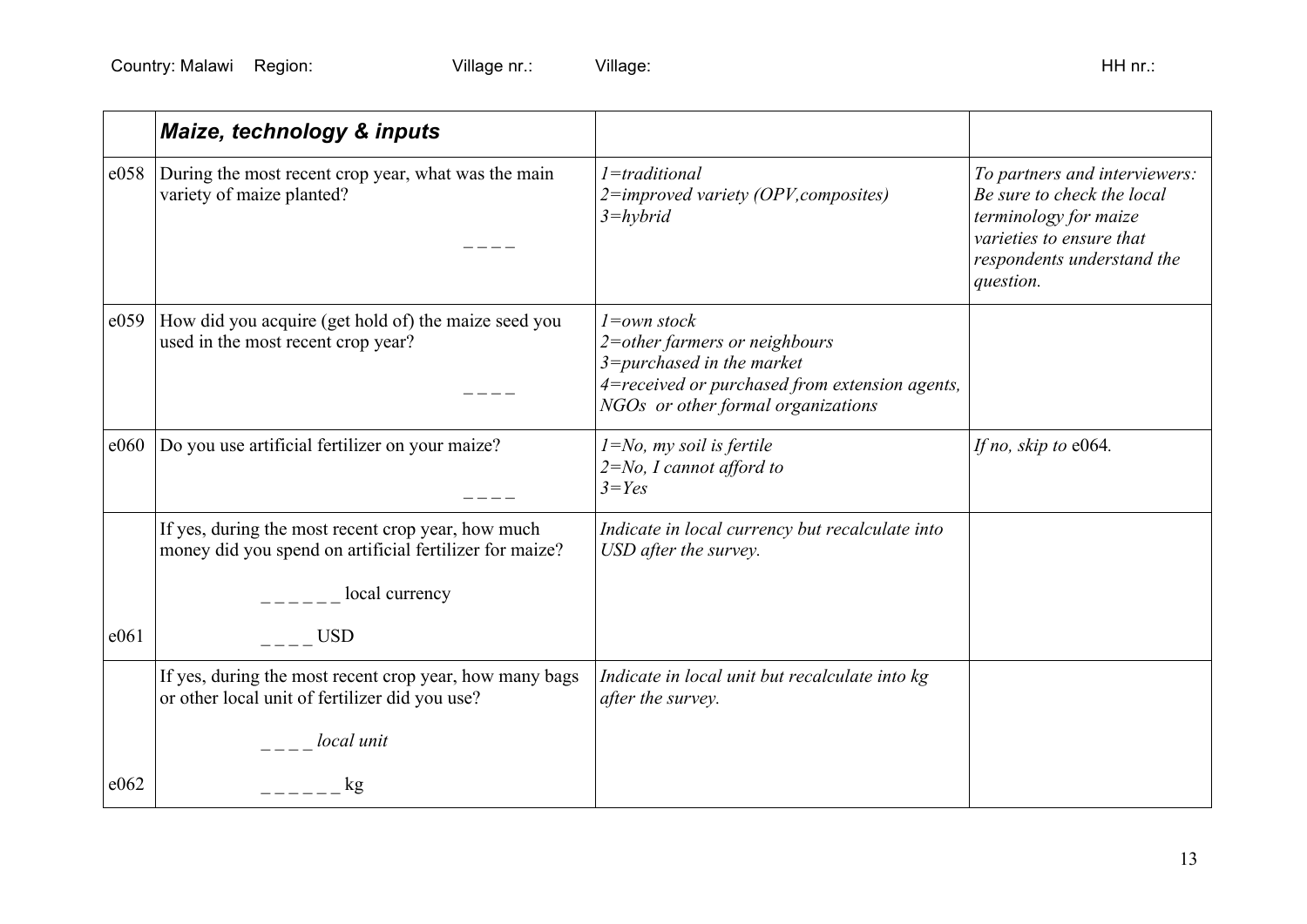Country: Malawi Region: Village nr.: Village: HH nr.:

| | ***Maize, technology & inputs*** | | |
|---|---|---|---|
| e058 | During the most recent crop year, what was the main variety of maize planted?<br><br>_ _ _ _ | *1=traditional*<br>*2=improved variety (OPV,composites)*<br>*3=hybrid* | *To partners and interviewers: Be sure to check the local terminology for maize varieties to ensure that respondents understand the question.* |
| e059 | How did you acquire (get hold of) the maize seed you used in the most recent crop year?<br><br>_ _ _ _ | *1=own stock*<br>*2=other farmers or neighbours*<br>*3=purchased in the market*<br>*4=received or purchased from extension agents, NGOs or other formal organizations* | |
| e060 | Do you use artificial fertilizer on your maize?<br><br>_ _ _ _ | *1=No, my soil is fertile*<br>*2=No, I cannot afford to*<br>*3=Yes* | *If no, skip to* e064. |
| e061 | If yes, during the most recent crop year, how much money did you spend on artificial fertilizer for maize?<br><br>_ _ _ _ _ _ local currency<br><br>_ _ _ _ USD | *Indicate in local currency but recalculate into USD after the survey.* | |
| e062 | If yes, during the most recent crop year, how many bags or other local unit of fertilizer did you use?<br><br>_ _ _ _ *local unit*<br><br>_ _ _ _ _ _ kg | *Indicate in local unit but recalculate into kg after the survey.* | |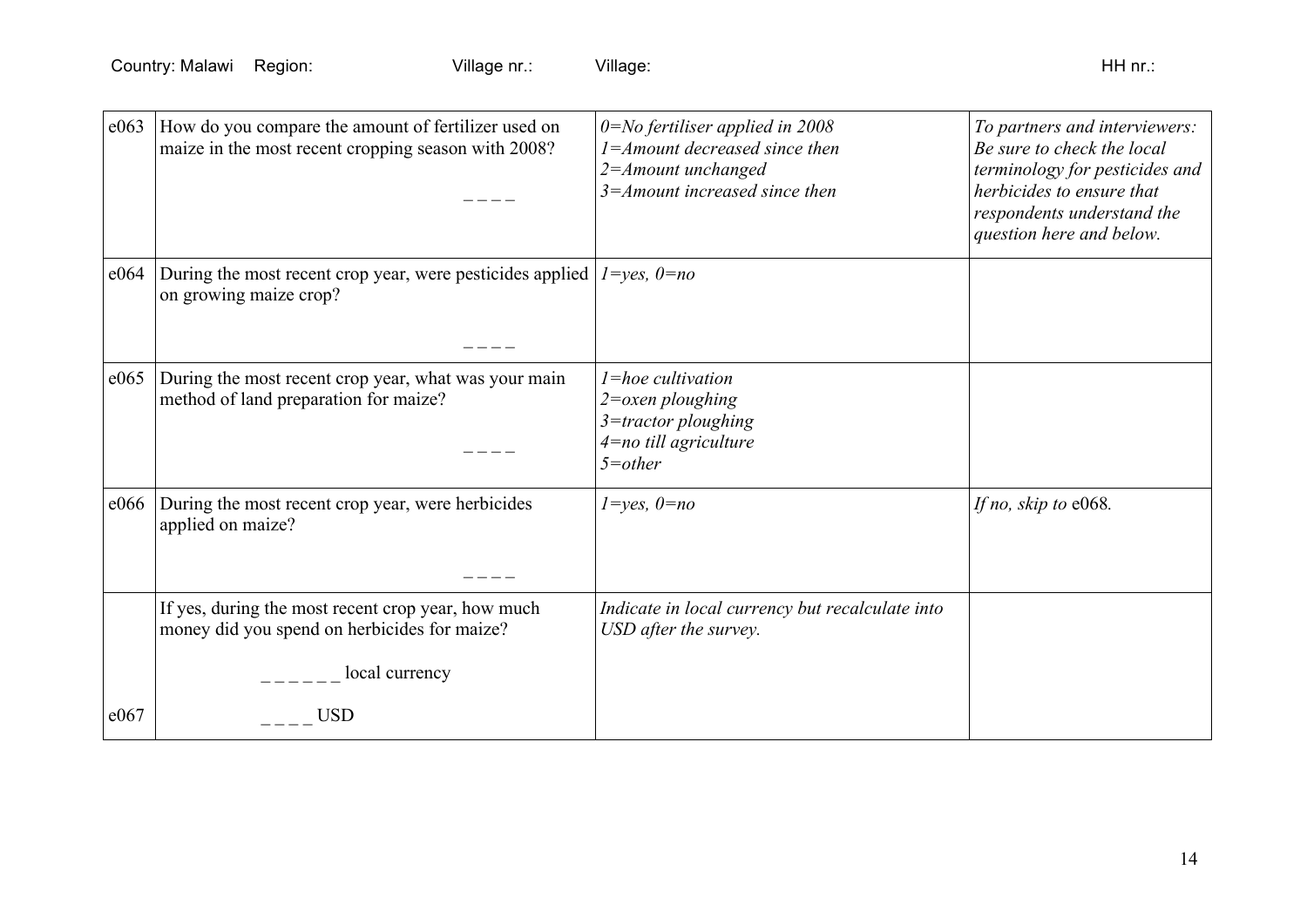Country: Malawi Region: Village nr.: Village: HH nr.:

| | | | |
|---|---|---|---|
| e063 | How do you compare the amount of fertilizer used on maize in the most recent cropping season with 2008?<br><br>_ _ _ _ | *0=No fertiliser applied in 2008*<br>*1=Amount decreased since then*<br>*2=Amount unchanged*<br>*3=Amount increased since then* | *To partners and interviewers: Be sure to check the local terminology for pesticides and herbicides to ensure that respondents understand the question here and below.* |
| e064 | During the most recent crop year, were pesticides applied on growing maize crop?<br><br>_ _ _ _ | *1=yes, 0=no* | |
| e065 | During the most recent crop year, what was your main method of land preparation for maize?<br><br>_ _ _ _ | *1=hoe cultivation*<br>*2=oxen ploughing*<br>*3=tractor ploughing*<br>*4=no till agriculture*<br>*5=other* | |
| e066 | During the most recent crop year, were herbicides applied on maize?<br><br>_ _ _ _ | *1=yes, 0=no* | *If no, skip to* e068*.* |
| e067 | If yes, during the most recent crop year, how much money did you spend on herbicides for maize?<br><br>_ _ _ _ _ _ local currency<br><br>_ _ _ _ USD | *Indicate in local currency but recalculate into USD after the survey.* | |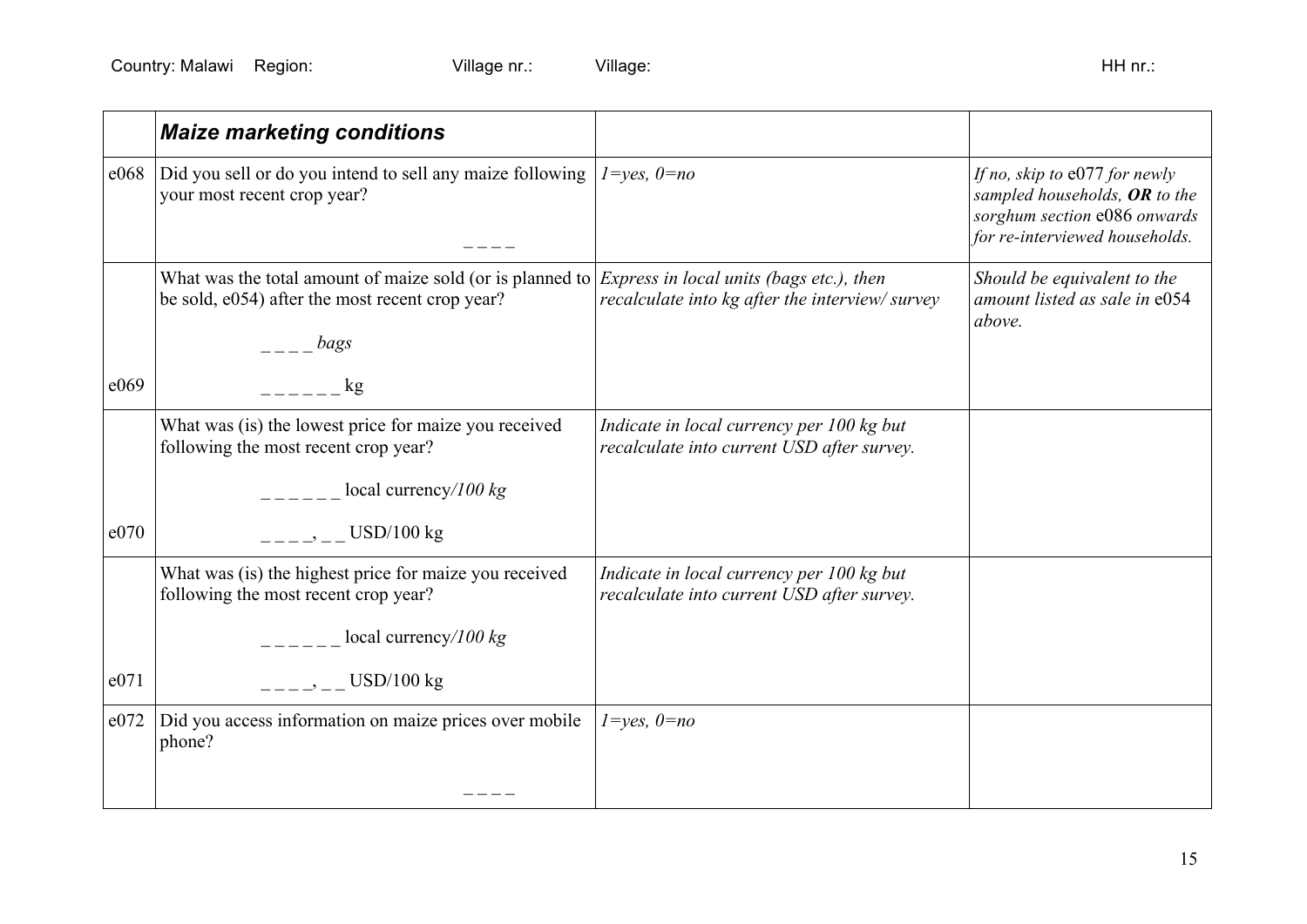Country: Malawi Region: Village nr.: Village: HH nr.:

| | ***Maize marketing conditions*** | | |
|---|---|---|---|
| e068 | Did you sell or do you intend to sell any maize following your most recent crop year?<br><br>_ _ _ _ | *1=yes, 0=no* | *If no, skip to* e077 *for newly sampled households,* ***OR*** *to the sorghum section* e086 *onwards for re-interviewed households.* |
| e069 | What was the total amount of maize sold (or is planned to be sold, e054) after the most recent crop year?<br><br>_ _ _ _ *bags*<br><br>_ _ _ _ _ _ kg | *Express in local units (bags etc.), then recalculate into kg after the interview/ survey* | *Should be equivalent to the amount listed as sale in* e054 *above.* |
| e070 | What was (is) the lowest price for maize you received following the most recent crop year?<br><br>_ _ _ _ _ _ local currency*/100 kg*<br><br>_ _ _ _, _ _ USD/100 kg | *Indicate in local currency per 100 kg but recalculate into current USD after survey.* | |
| e071 | What was (is) the highest price for maize you received following the most recent crop year?<br><br>_ _ _ _ _ _ local currency*/100 kg*<br><br>_ _ _ _, _ _ USD/100 kg | *Indicate in local currency per 100 kg but recalculate into current USD after survey.* | |
| e072 | Did you access information on maize prices over mobile phone?<br><br>_ _ _ _ | *1=yes, 0=no* | |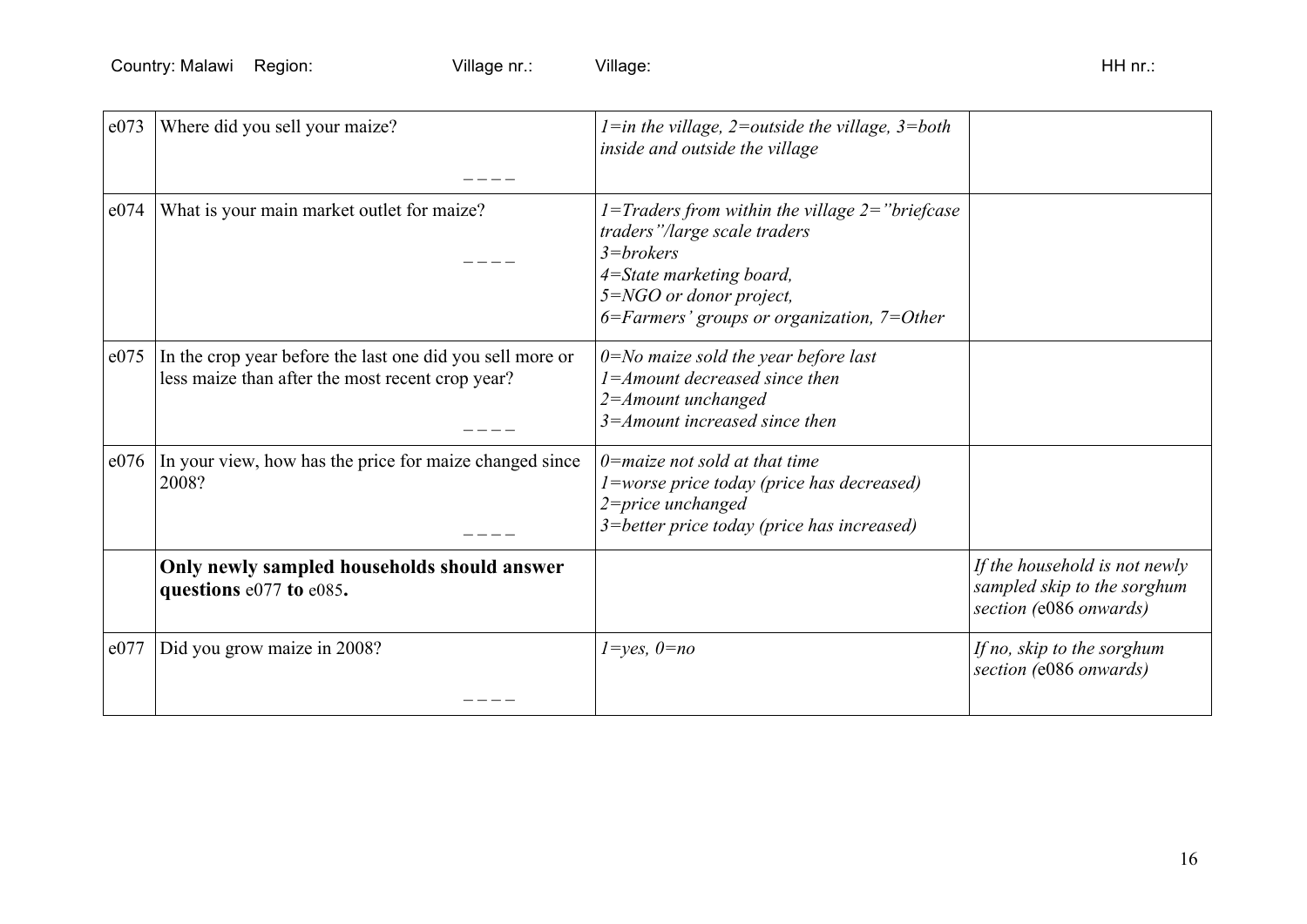Country: Malawi Region: Village nr.: Village: HH nr.:

| | | | |
|---|---|---|---|
| e073 | Where did you sell your maize? _ _ _ _ | *1=in the village, 2=outside the village, 3=both inside and outside the village* | |
| e074 | What is your main market outlet for maize? _ _ _ _ | *1=Traders from within the village 2="briefcase traders"/large scale traders*<br>*3=brokers*<br>*4=State marketing board,*<br>*5=NGO or donor project,*<br>*6=Farmers' groups or organization, 7=Other* | |
| e075 | In the crop year before the last one did you sell more or less maize than after the most recent crop year? _ _ _ _ | *0=No maize sold the year before last*<br>*1=Amount decreased since then*<br>*2=Amount unchanged*<br>*3=Amount increased since then* | |
| e076 | In your view, how has the price for maize changed since 2008? _ _ _ _ | *0=maize not sold at that time*<br>*1=worse price today (price has decreased)*<br>*2=price unchanged*<br>*3=better price today (price has increased)* | |
| | **Only newly sampled households should answer questions** e077 **to** e085**.** | | *If the household is not newly sampled skip to the sorghum section (*e086 *onwards)* |
| e077 | Did you grow maize in 2008? _ _ _ _ | *1=yes, 0=no* | *If no, skip to the sorghum section (*e086 *onwards)* |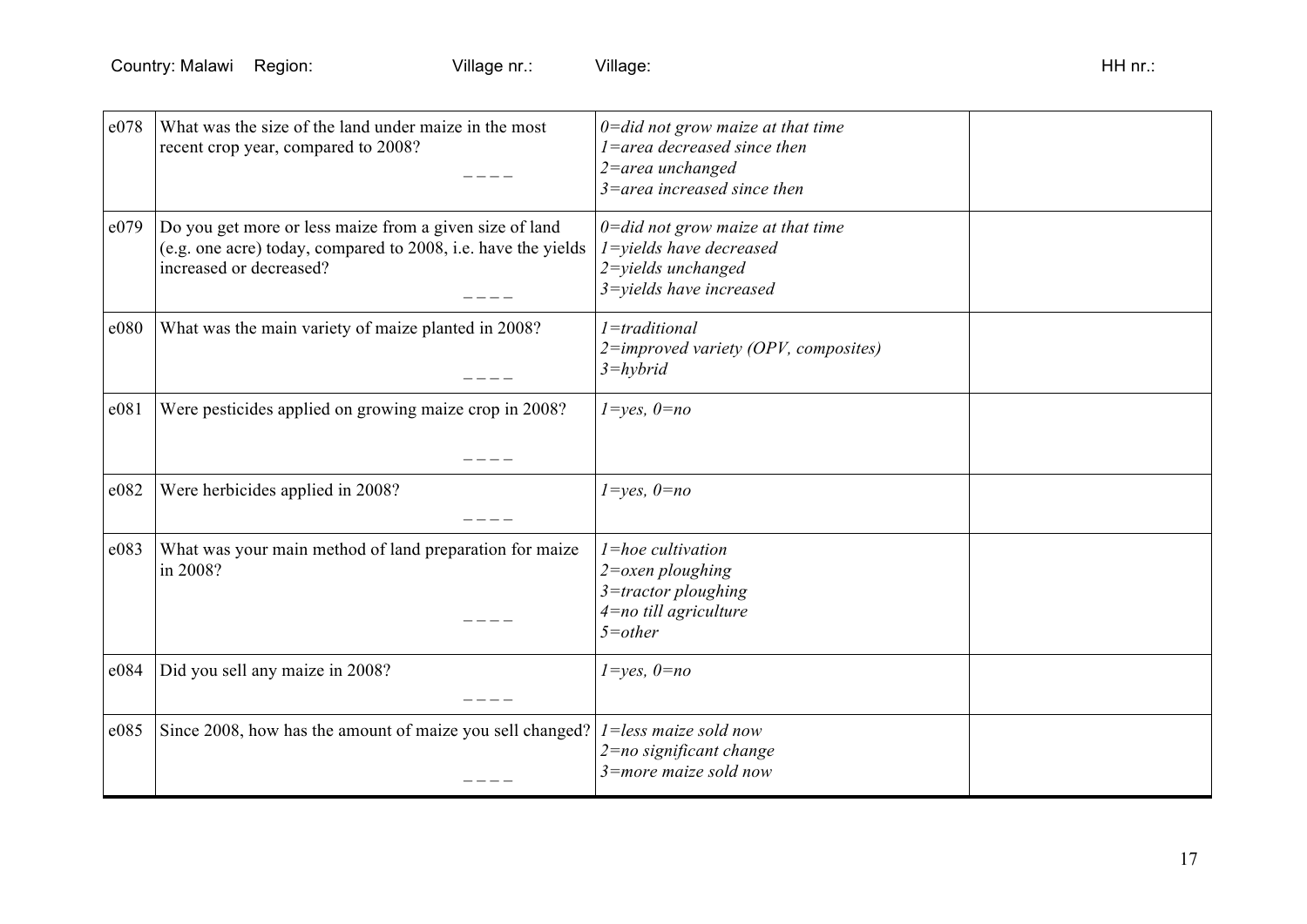Country: Malawi Region: Village nr.: Village: HH nr.:

| | | | |
|---|---|---|---|
| e078 | What was the size of the land under maize in the most recent crop year, compared to 2008? _ _ _ _ | *0=did not grow maize at that time*<br>*1=area decreased since then*<br>*2=area unchanged*<br>*3=area increased since then* | |
| e079 | Do you get more or less maize from a given size of land (e.g. one acre) today, compared to 2008, i.e. have the yields increased or decreased? _ _ _ _ | *0=did not grow maize at that time*<br>*1=yields have decreased*<br>*2=yields unchanged*<br>*3=yields have increased* | |
| e080 | What was the main variety of maize planted in 2008? _ _ _ _ | *1=traditional*<br>*2=improved variety (OPV, composites)*<br>*3=hybrid* | |
| e081 | Were pesticides applied on growing maize crop in 2008? _ _ _ _ | *1=yes, 0=no* | |
| e082 | Were herbicides applied in 2008? _ _ _ _ | *1=yes, 0=no* | |
| e083 | What was your main method of land preparation for maize in 2008? _ _ _ _ | *1=hoe cultivation*<br>*2=oxen ploughing*<br>*3=tractor ploughing*<br>*4=no till agriculture*<br>*5=other* | |
| e084 | Did you sell any maize in 2008? _ _ _ _ | *1=yes, 0=no* | |
| e085 | Since 2008, how has the amount of maize you sell changed? _ _ _ _ | *1=less maize sold now*<br>*2=no significant change*<br>*3=more maize sold now* | |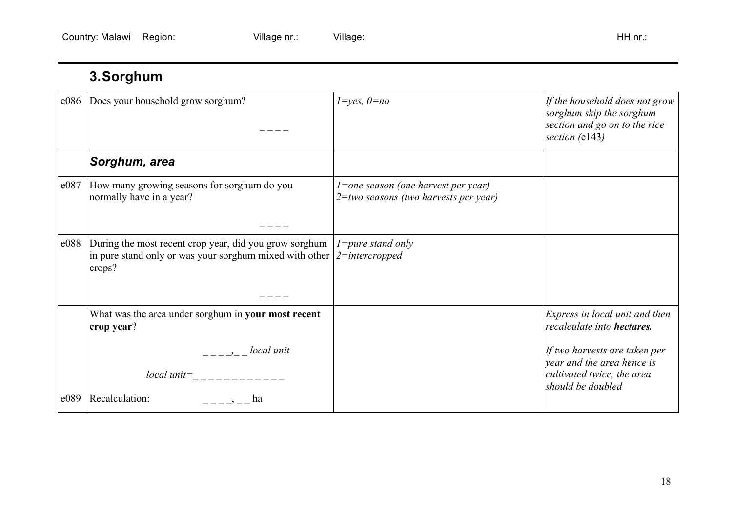Country: Malawi Region: Village nr.: Village: HH nr.:

## 3. Sorghum

| | | | |
|---|---|---|---|
| e086 | Does your household grow sorghum? _ _ _ _ | *1=yes, 0=no* | *If the household does not grow sorghum skip the sorghum section and go on to the rice section (e143)* |
| | ***Sorghum, area*** | | |
| e087 | How many growing seasons for sorghum do you normally have in a year? _ _ _ _ | *1=one season (one harvest per year)*<br>*2=two seasons (two harvests per year)* | |
| e088 | During the most recent crop year, did you grow sorghum in pure stand only or was your sorghum mixed with other crops? _ _ _ _ | *1=pure stand only*<br>*2=intercropped* | |
| | What was the area under sorghum in **your most recent crop year**?<br>_ _ _ _, _ _ *local unit*<br>*local unit=*_ _ _ _ _ _ _ _ _ _ _ _ | | *Express in local unit and then recalculate into **hectares.***<br>*If two harvests are taken per year and the area hence is cultivated twice, the area should be doubled* |
| e089 | Recalculation: _ _ _ _, _ _ ha | | |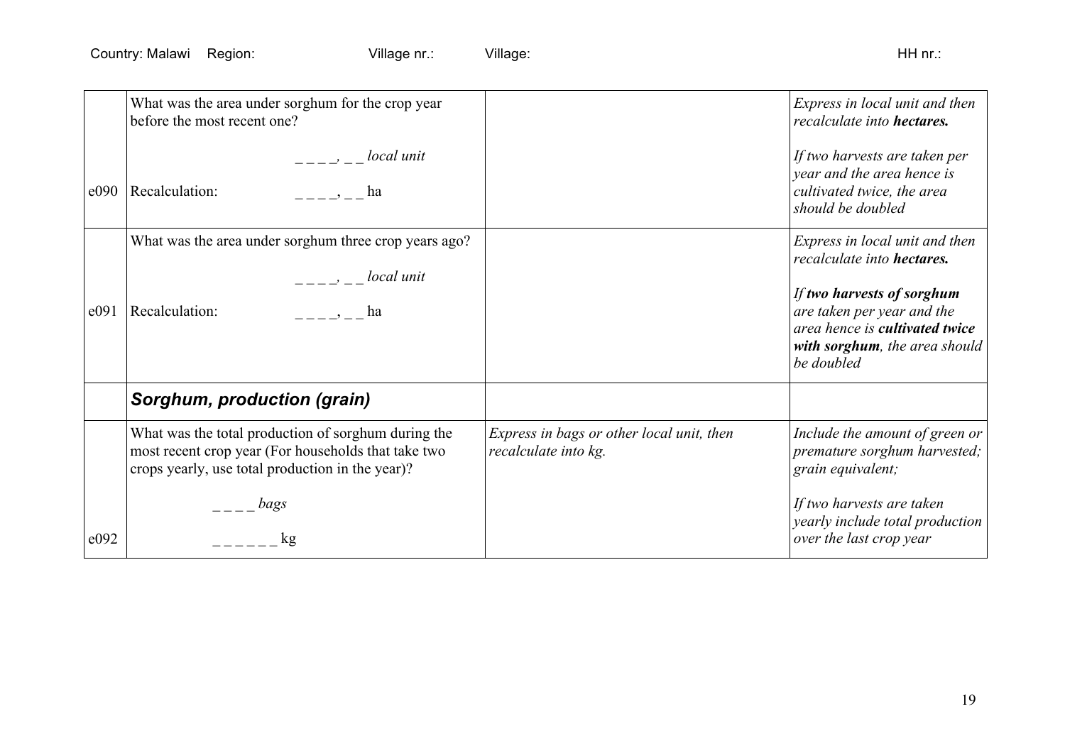Country: Malawi Region: Village nr.: Village: HH nr.:

| | | | |
|---|---|---|---|
| e090 | What was the area under sorghum for the crop year before the most recent one?<br><br>_ _ _ _, _ _ *local unit*<br><br>Recalculation: _ _ _ _, _ _ ha | | *Express in local unit and then recalculate into **hectares.***<br><br>*If two harvests are taken per year and the area hence is cultivated twice, the area should be doubled* |
| e091 | What was the area under sorghum three crop years ago?<br><br>_ _ _ _, _ _ *local unit*<br><br>Recalculation: _ _ _ _, _ _ ha | | *Express in local unit and then recalculate into **hectares.***<br><br>*If **two harvests of sorghum** are taken per year and the area hence is **cultivated twice with sorghum**, the area should be doubled* |
| | ***Sorghum, production (grain)*** | | |
| e092 | What was the total production of sorghum during the most recent crop year (For households that take two crops yearly, use total production in the year)?<br><br>_ _ _ _ *bags*<br><br>_ _ _ _ _ _ kg | *Express in bags or other local unit, then recalculate into kg.* | *Include the amount of green or premature sorghum harvested; grain equivalent;*<br><br>*If two harvests are taken yearly include total production over the last crop year* |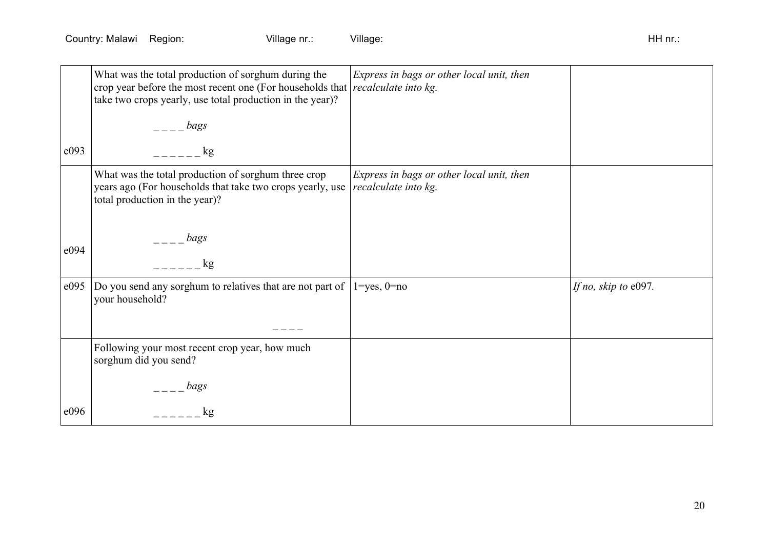Country: Malawi Region: Village nr.: Village: HH nr.:

| | | | |
|---|---|---|---|
| e093 | What was the total production of sorghum during the crop year before the most recent one (For households that take two crops yearly, use total production in the year)?<br><br>_ _ _ _ *bags*<br><br>_ _ _ _ _ _ kg | *Express in bags or other local unit, then recalculate into kg.* | |
| e094 | What was the total production of sorghum three crop years ago (For households that take two crops yearly, use total production in the year)?<br><br>_ _ _ _ *bags*<br><br>_ _ _ _ _ _ kg | *Express in bags or other local unit, then recalculate into kg.* | |
| e095 | Do you send any sorghum to relatives that are not part of your household?<br><br>_ _ _ _ | 1=yes, 0=no | *If no, skip to* e097*.* |
| e096 | Following your most recent crop year, how much sorghum did you send?<br><br>_ _ _ _ *bags*<br><br>_ _ _ _ _ _ kg | | |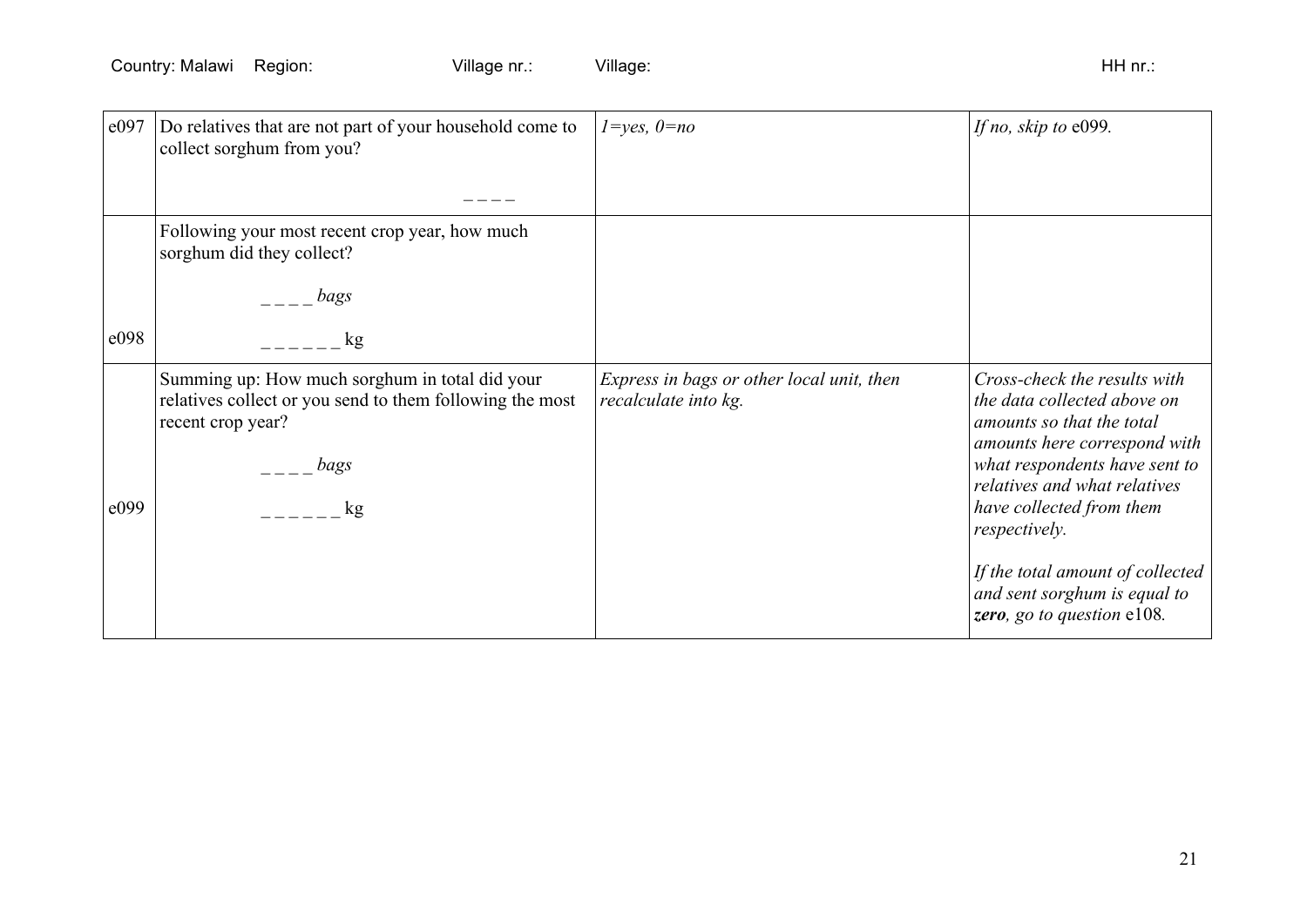Country: Malawi Region: Village nr.: Village: HH nr.:

| | | | |
|---|---|---|---|
| e097 | Do relatives that are not part of your household come to collect sorghum from you? <br><br> _ _ _ _ | *1=yes, 0=no* | *If no, skip to* e099*.* |
| e098 | Following your most recent crop year, how much sorghum did they collect? <br><br> _ _ _ _ *bags* <br><br> _ _ _ _ _ _ kg | | |
| e099 | Summing up: How much sorghum in total did your relatives collect or you send to them following the most recent crop year? <br><br> _ _ _ _ *bags* <br><br> _ _ _ _ _ _ kg | *Express in bags or other local unit, then recalculate into kg.* | *Cross-check the results with the data collected above on amounts so that the total amounts here correspond with what respondents have sent to relatives and what relatives have collected from them respectively.* <br><br> *If the total amount of collected and sent sorghum is equal to* ***zero****, go to question* e108*.* |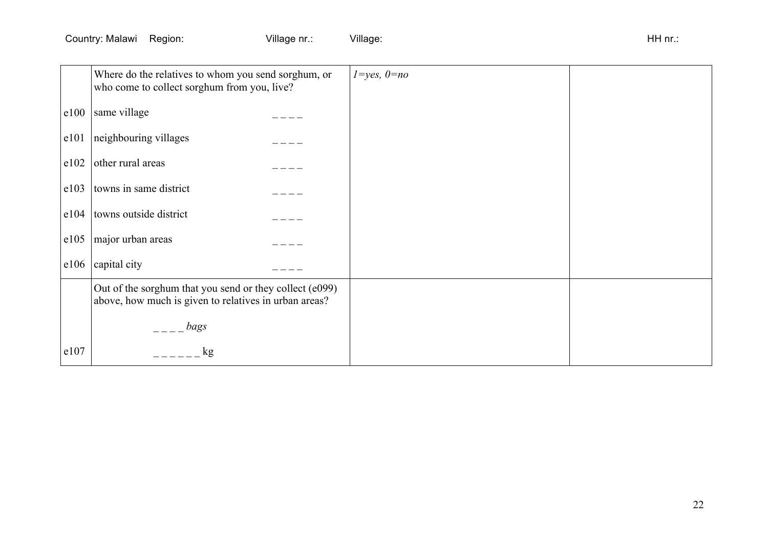Country: Malawi Region: Village nr.: Village: HH nr.:

| | | | |
|---|---|---|---|
| | Where do the relatives to whom you send sorghum, or who come to collect sorghum from you, live? | *1=yes, 0=no* | |
| e100 | same village _ _ _ _ | | |
| e101 | neighbouring villages _ _ _ _ | | |
| e102 | other rural areas _ _ _ _ | | |
| e103 | towns in same district _ _ _ _ | | |
| e104 | towns outside district _ _ _ _ | | |
| e105 | major urban areas _ _ _ _ | | |
| e106 | capital city _ _ _ _ | | |
| | Out of the sorghum that you send or they collect (e099) above, how much is given to relatives in urban areas? | | |
| | _ _ _ _ *bags* | | |
| e107 | _ _ _ _ _ _ kg | | |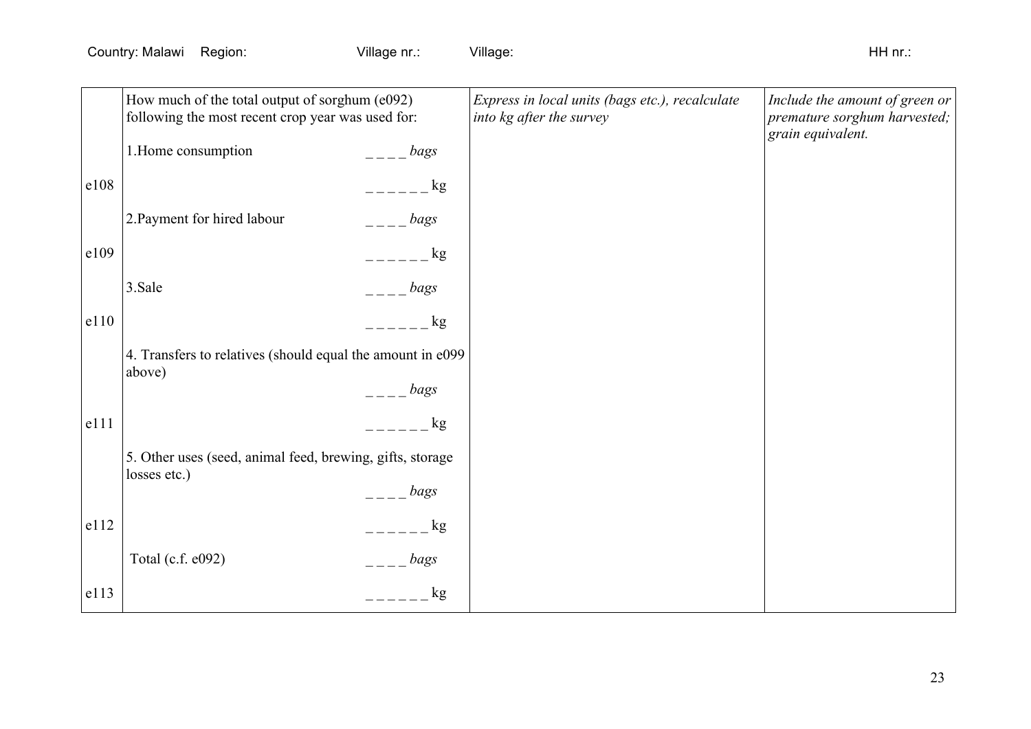Country: Malawi Region: Village nr.: Village: HH nr.:

| | | | |
|---|---|---|---|
| | How much of the total output of sorghum (e092) following the most recent crop year was used for: | *Express in local units (bags etc.), recalculate into kg after the survey* | *Include the amount of green or premature sorghum harvested; grain equivalent.* |
| | 1.Home consumption _ _ _ _ *bags* | | |
| e108 | _ _ _ _ _ _ kg | | |
| | 2.Payment for hired labour _ _ _ _ *bags* | | |
| e109 | _ _ _ _ _ _ kg | | |
| | 3.Sale _ _ _ _ *bags* | | |
| e110 | _ _ _ _ _ _ kg | | |
| | 4. Transfers to relatives (should equal the amount in e099 above) _ _ _ _ *bags* | | |
| e111 | _ _ _ _ _ _ kg | | |
| | 5. Other uses (seed, animal feed, brewing, gifts, storage losses etc.) _ _ _ _ *bags* | | |
| e112 | _ _ _ _ _ _ kg | | |
| | Total (c.f. e092) _ _ _ _ *bags* | | |
| e113 | _ _ _ _ _ _ kg | | |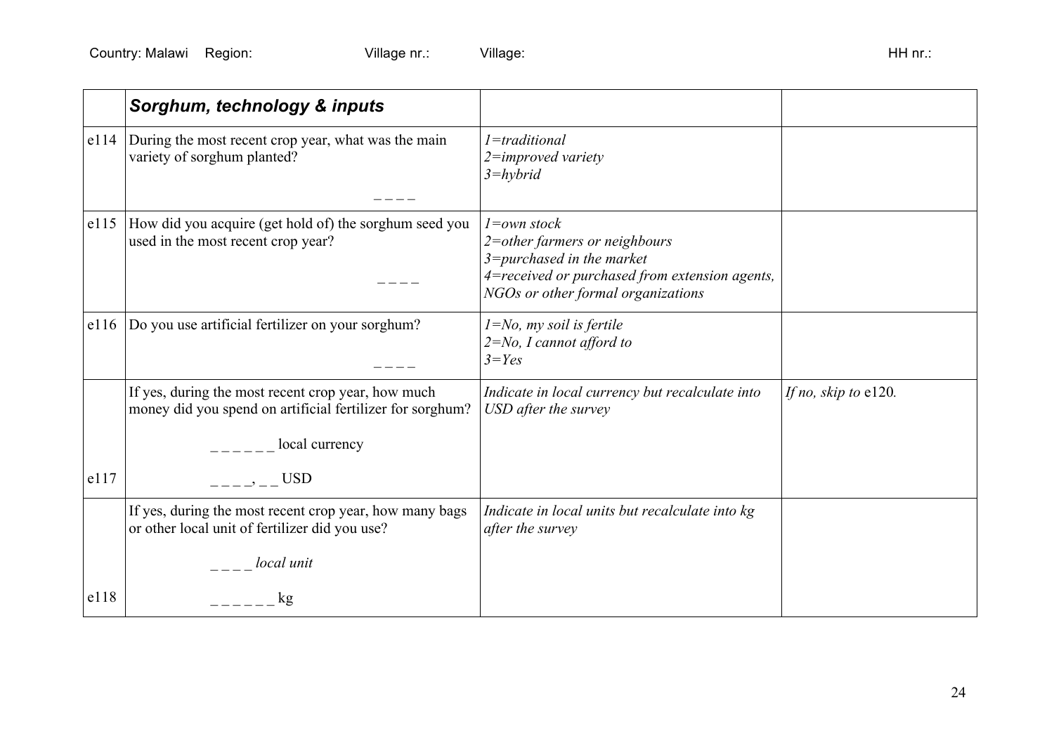Country: Malawi Region: Village nr.: Village: HH nr.:

| | ***Sorghum, technology & inputs*** | | |
|---|---|---|---|
| e114 | During the most recent crop year, what was the main variety of sorghum planted?<br><br>_ _ _ _ | *1=traditional*<br>*2=improved variety*<br>*3=hybrid* | |
| e115 | How did you acquire (get hold of) the sorghum seed you used in the most recent crop year?<br><br>_ _ _ _ | *1=own stock*<br>*2=other farmers or neighbours*<br>*3=purchased in the market*<br>*4=received or purchased from extension agents, NGOs or other formal organizations* | |
| e116 | Do you use artificial fertilizer on your sorghum?<br><br>_ _ _ _ | *1=No, my soil is fertile*<br>*2=No, I cannot afford to*<br>*3=Yes* | |
| e117 | If yes, during the most recent crop year, how much money did you spend on artificial fertilizer for sorghum?<br><br>_ _ _ _ _ _ local currency<br><br>_ _ _ _, _ _ USD | *Indicate in local currency but recalculate into USD after the survey* | *If no, skip to* e120*.* |
| e118 | If yes, during the most recent crop year, how many bags or other local unit of fertilizer did you use?<br><br>_ _ _ _ *local unit*<br><br>_ _ _ _ _ _ kg | *Indicate in local units but recalculate into kg after the survey* | |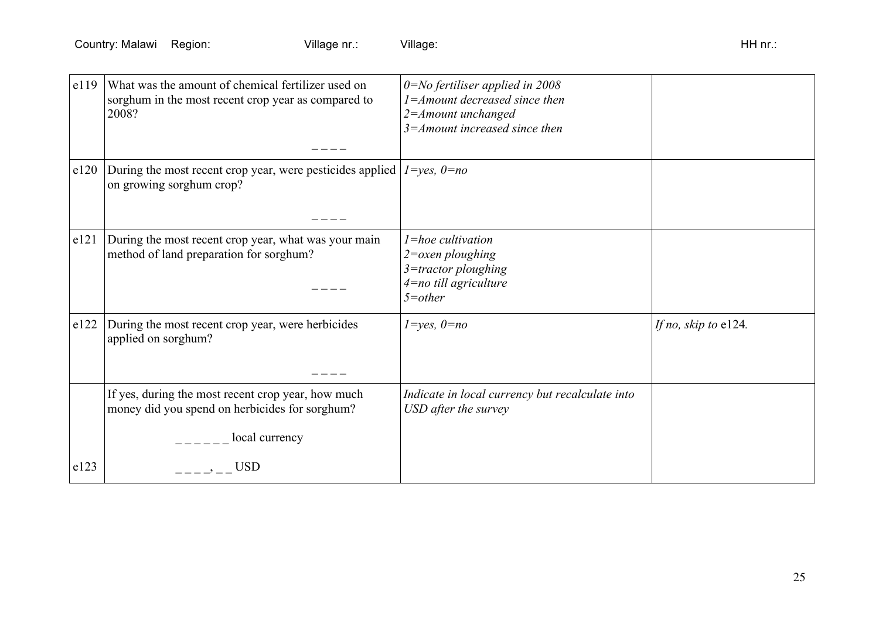Country: Malawi Region: Village nr.: Village: HH nr.:

| | | | |
|---|---|---|---|
| e119 | What was the amount of chemical fertilizer used on sorghum in the most recent crop year as compared to 2008? _ _ _ _ | *0=No fertiliser applied in 2008*<br>*1=Amount decreased since then*<br>*2=Amount unchanged*<br>*3=Amount increased since then* | |
| e120 | During the most recent crop year, were pesticides applied on growing sorghum crop? _ _ _ _ | *1=yes, 0=no* | |
| e121 | During the most recent crop year, what was your main method of land preparation for sorghum? _ _ _ _ | *1=hoe cultivation*<br>*2=oxen ploughing*<br>*3=tractor ploughing*<br>*4=no till agriculture*<br>*5=other* | |
| e122 | During the most recent crop year, were herbicides applied on sorghum? _ _ _ _ | *1=yes, 0=no* | *If no, skip to* e124. |
| e123 | If yes, during the most recent crop year, how much money did you spend on herbicides for sorghum?<br>_ _ _ _ _ _ local currency<br>_ _ _ _, _ _ USD | *Indicate in local currency but recalculate into USD after the survey* | |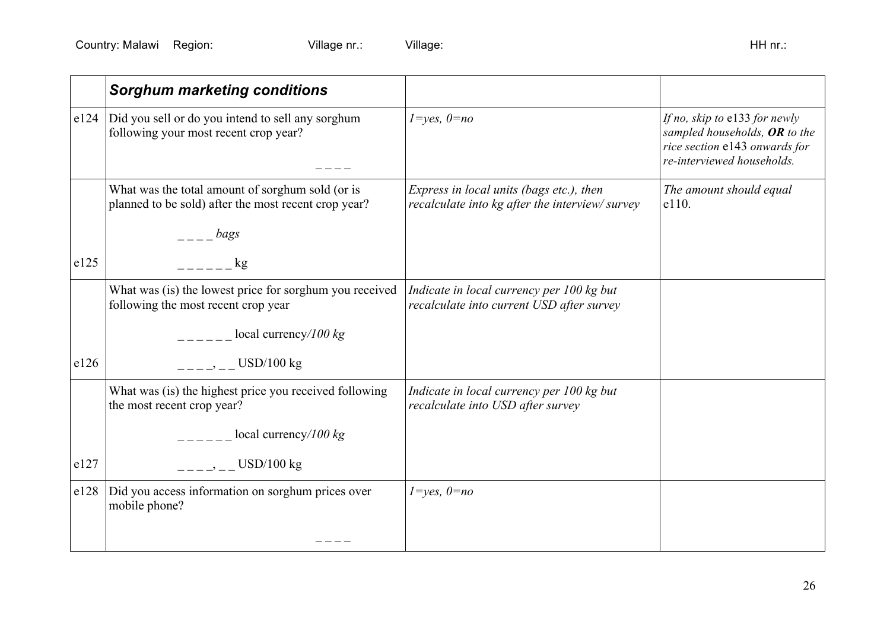Country: Malawi Region: Village nr.: Village: HH nr.:

| | ***Sorghum marketing conditions*** | | |
|---|---|---|---|
| e124 | Did you sell or do you intend to sell any sorghum following your most recent crop year? _ _ _ _ | *1=yes, 0=no* | *If no, skip to* e133 *for newly sampled households,* ***OR*** *to the rice section* e143 *onwards for re-interviewed households.* |
| e125 | What was the total amount of sorghum sold (or is planned to be sold) after the most recent crop year? _ _ _ _ *bags* _ _ _ _ _ _ kg | *Express in local units (bags etc.), then recalculate into kg after the interview/ survey* | *The amount should equal* e110. |
| e126 | What was (is) the lowest price for sorghum you received following the most recent crop year _ _ _ _ _ _ local currency*/100 kg* _ _ _ _, _ _ USD/100 kg | *Indicate in local currency per 100 kg but recalculate into current USD after survey* | |
| e127 | What was (is) the highest price you received following the most recent crop year? _ _ _ _ _ _ local currency*/100 kg* _ _ _ _, _ _ USD/100 kg | *Indicate in local currency per 100 kg but recalculate into USD after survey* | |
| e128 | Did you access information on sorghum prices over mobile phone? _ _ _ _ | *1=yes, 0=no* | |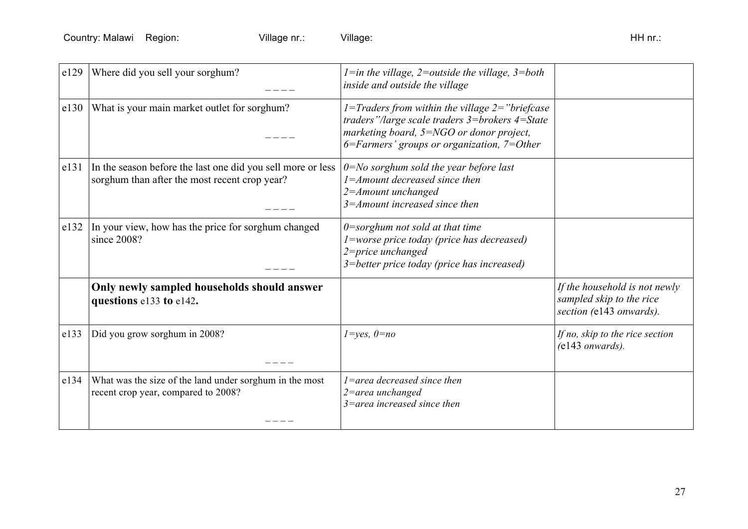Country: Malawi Region: Village nr.: Village: HH nr.:

| | | | |
|---|---|---|---|
| e129 | Where did you sell your sorghum? _ _ _ _ | *1=in the village, 2=outside the village, 3=both inside and outside the village* | |
| e130 | What is your main market outlet for sorghum? _ _ _ _ | *1=Traders from within the village 2="briefcase traders"/large scale traders 3=brokers 4=State marketing board, 5=NGO or donor project, 6=Farmers' groups or organization, 7=Other* | |
| e131 | In the season before the last one did you sell more or less sorghum than after the most recent crop year? _ _ _ _ | *0=No sorghum sold the year before last*<br>*1=Amount decreased since then*<br>*2=Amount unchanged*<br>*3=Amount increased since then* | |
| e132 | In your view, how has the price for sorghum changed since 2008? _ _ _ _ | *0=sorghum not sold at that time*<br>*1=worse price today (price has decreased)*<br>*2=price unchanged*<br>*3=better price today (price has increased)* | |
| | **Only newly sampled households should answer questions** e133 **to** e142**.** | | *If the household is not newly sampled skip to the rice section (*e143 *onwards).* |
| e133 | Did you grow sorghum in 2008? _ _ _ _ | *1=yes, 0=no* | *If no, skip to the rice section (*e143 *onwards).* |
| e134 | What was the size of the land under sorghum in the most recent crop year, compared to 2008? _ _ _ _ | *1=area decreased since then*<br>*2=area unchanged*<br>*3=area increased since then* | |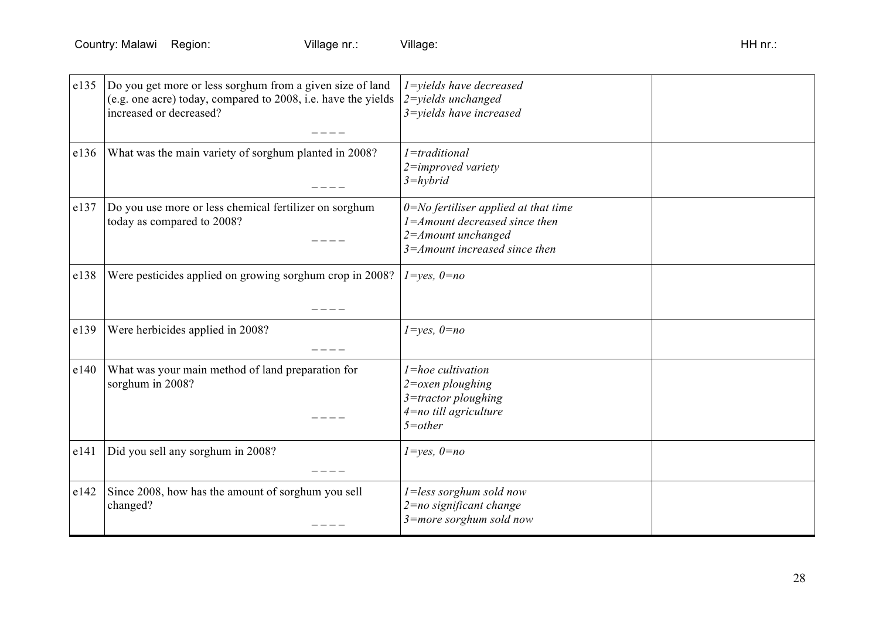| | | | |
|---|---|---|---|
| e135 | Do you get more or less sorghum from a given size of land (e.g. one acre) today, compared to 2008, i.e. have the yields increased or decreased? \_ \_ \_ \_ | *1=yields have decreased*<br>*2=yields unchanged*<br>*3=yields have increased* | |
| e136 | What was the main variety of sorghum planted in 2008? \_ \_ \_ \_ | *1=traditional*<br>*2=improved variety*<br>*3=hybrid* | |
| e137 | Do you use more or less chemical fertilizer on sorghum today as compared to 2008? \_ \_ \_ \_ | *0=No fertiliser applied at that time*<br>*1=Amount decreased since then*<br>*2=Amount unchanged*<br>*3=Amount increased since then* | |
| e138 | Were pesticides applied on growing sorghum crop in 2008? \_ \_ \_ \_ | *1=yes, 0=no* | |
| e139 | Were herbicides applied in 2008? \_ \_ \_ \_ | *1=yes, 0=no* | |
| e140 | What was your main method of land preparation for sorghum in 2008? \_ \_ \_ \_ | *1=hoe cultivation*<br>*2=oxen ploughing*<br>*3=tractor ploughing*<br>*4=no till agriculture*<br>*5=other* | |
| e141 | Did you sell any sorghum in 2008? \_ \_ \_ \_ | *1=yes, 0=no* | |
| e142 | Since 2008, how has the amount of sorghum you sell changed? \_ \_ \_ \_ | *1=less sorghum sold now*<br>*2=no significant change*<br>*3=more sorghum sold now* | |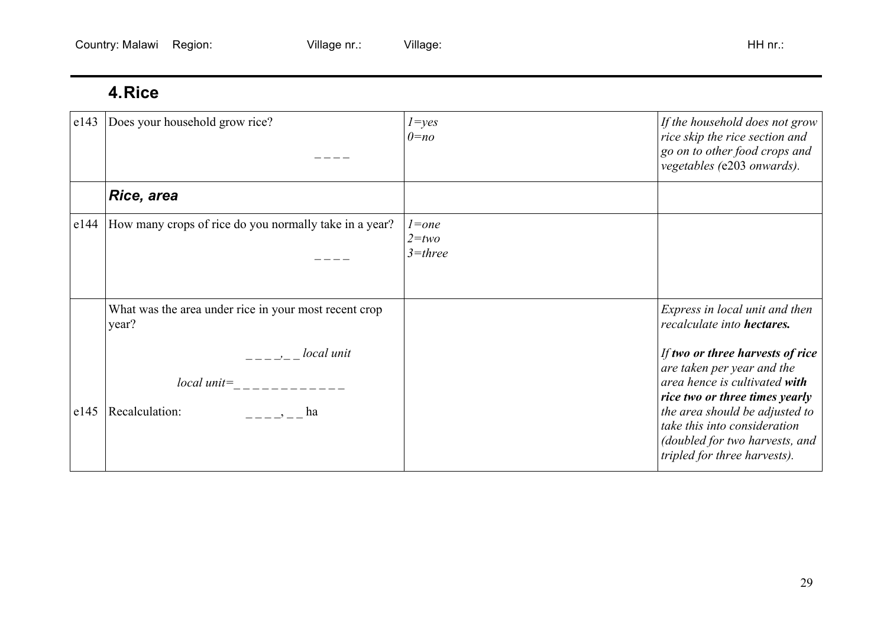Country: Malawi Region: Village nr.: Village: HH nr.:

## 4. Rice

| | | | |
|---|---|---|---|
| e143 | Does your household grow rice?<br><br>_ _ _ _ | *1=yes*<br>*0=no* | *If the household does not grow rice skip the rice section and go on to other food crops and vegetables (*e203 *onwards).* |
| | ***Rice, area*** | | |
| e144 | How many crops of rice do you normally take in a year?<br><br>_ _ _ _ | *1=one*<br>*2=two*<br>*3=three* | |
| e145 | What was the area under rice in your most recent crop year?<br><br>_ _ _ _,_ _ *local unit*<br><br>*local unit=*_ _ _ _ _ _ _ _ _ _ _ _<br><br>Recalculation: _ _ _ _, _ _ ha | | *Express in local unit and then recalculate into **hectares.***<br><br>*If **two or three harvests of rice** are taken per year and the area hence is cultivated **with rice two or three times yearly** the area should be adjusted to take this into consideration (doubled for two harvests, and tripled for three harvests).* |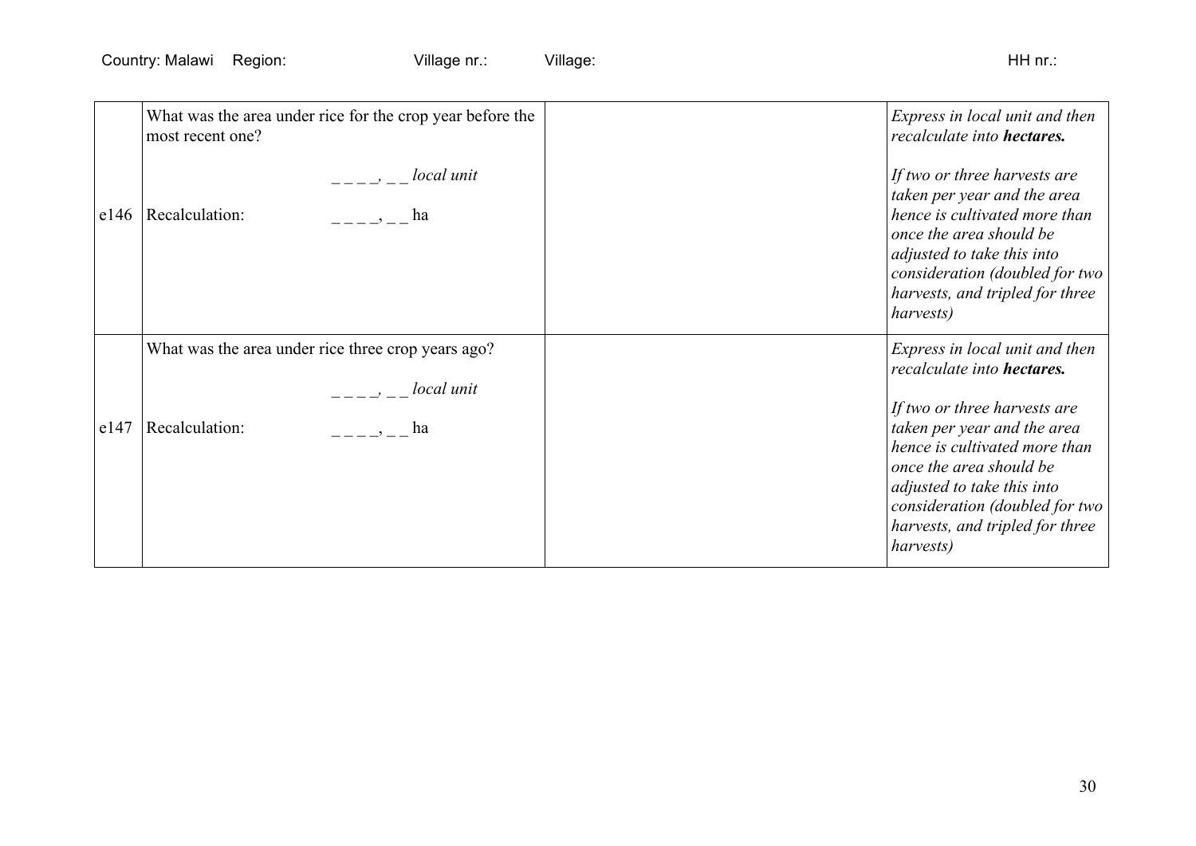Country: Malawi Region: Village nr.: Village: HH nr.:

| | | | |
|---|---|---|---|
| e146 | What was the area under rice for the crop year before the most recent one?<br><br>_ _ _ _, _ _ *local unit*<br><br>Recalculation: _ _ _ _, _ _ ha | | *Express in local unit and then recalculate into **hectares.***<br><br>*If two or three harvests are taken per year and the area hence is cultivated more than once the area should be adjusted to take this into consideration (doubled for two harvests, and tripled for three harvests)* |
| e147 | What was the area under rice three crop years ago?<br><br>_ _ _ _, _ _ *local unit*<br><br>Recalculation: _ _ _ _, _ _ ha | | *Express in local unit and then recalculate into **hectares.***<br><br>*If two or three harvests are taken per year and the area hence is cultivated more than once the area should be adjusted to take this into consideration (doubled for two harvests, and tripled for three harvests)* |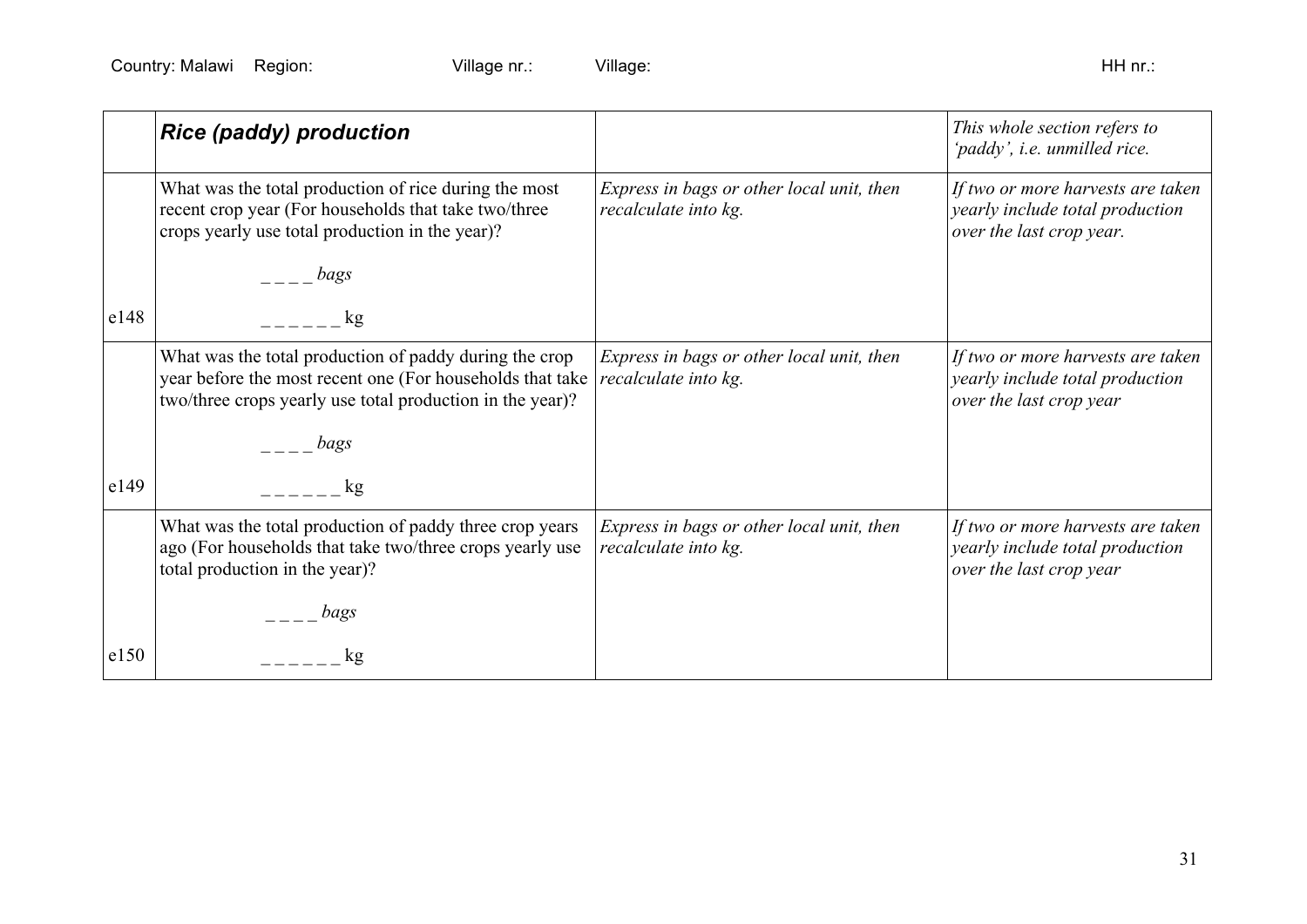Country: Malawi Region: Village nr.: Village: HH nr.:

| | ***Rice (paddy) production*** | | *This whole section refers to 'paddy', i.e. unmilled rice.* |
|---|---|---|---|
| e148 | What was the total production of rice during the most recent crop year (For households that take two/three crops yearly use total production in the year)?<br><br>_ _ _ _ *bags*<br><br>_ _ _ _ _ _ kg | *Express in bags or other local unit, then recalculate into kg.* | *If two or more harvests are taken yearly include total production over the last crop year.* |
| e149 | What was the total production of paddy during the crop year before the most recent one (For households that take two/three crops yearly use total production in the year)?<br><br>_ _ _ _ *bags*<br><br>_ _ _ _ _ _ kg | *Express in bags or other local unit, then recalculate into kg.* | *If two or more harvests are taken yearly include total production over the last crop year* |
| e150 | What was the total production of paddy three crop years ago (For households that take two/three crops yearly use total production in the year)?<br><br>_ _ _ _ *bags*<br><br>_ _ _ _ _ _ kg | *Express in bags or other local unit, then recalculate into kg.* | *If two or more harvests are taken yearly include total production over the last crop year* |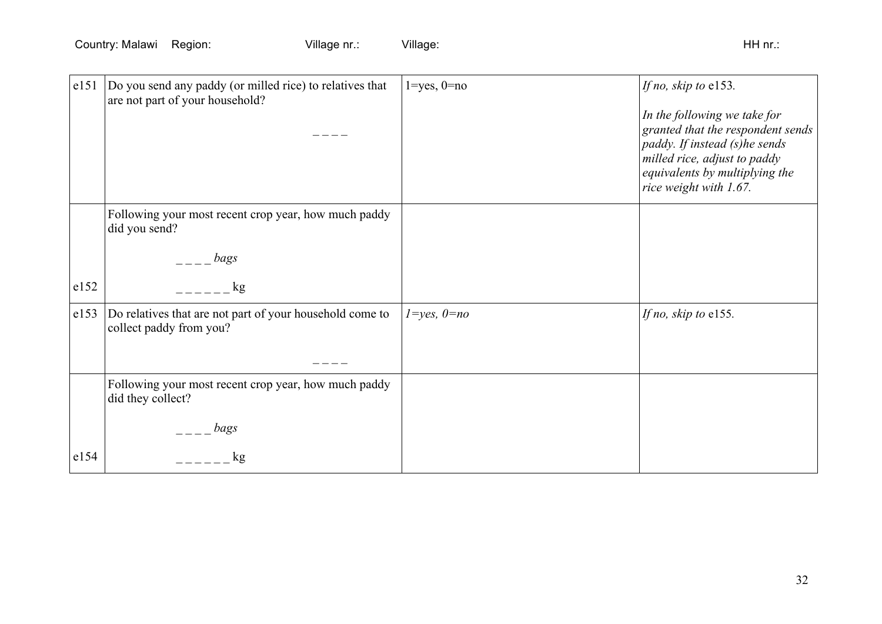Country: Malawi Region: Village nr.: Village: HH nr.:

| | | | |
|---|---|---|---|
| e151 | Do you send any paddy (or milled rice) to relatives that are not part of your household? _ _ _ _ | 1=yes, 0=no | *If no, skip to* e153. *In the following we take for granted that the respondent sends paddy. If instead (s)he sends milled rice, adjust to paddy equivalents by multiplying the rice weight with 1.67.* |
| e152 | Following your most recent crop year, how much paddy did you send? _ _ _ _ *bags* _ _ _ _ _ _ kg | | |
| e153 | Do relatives that are not part of your household come to collect paddy from you? _ _ _ _ | *1=yes, 0=no* | *If no, skip to* e155. |
| e154 | Following your most recent crop year, how much paddy did they collect? _ _ _ _ *bags* _ _ _ _ _ _ kg | | |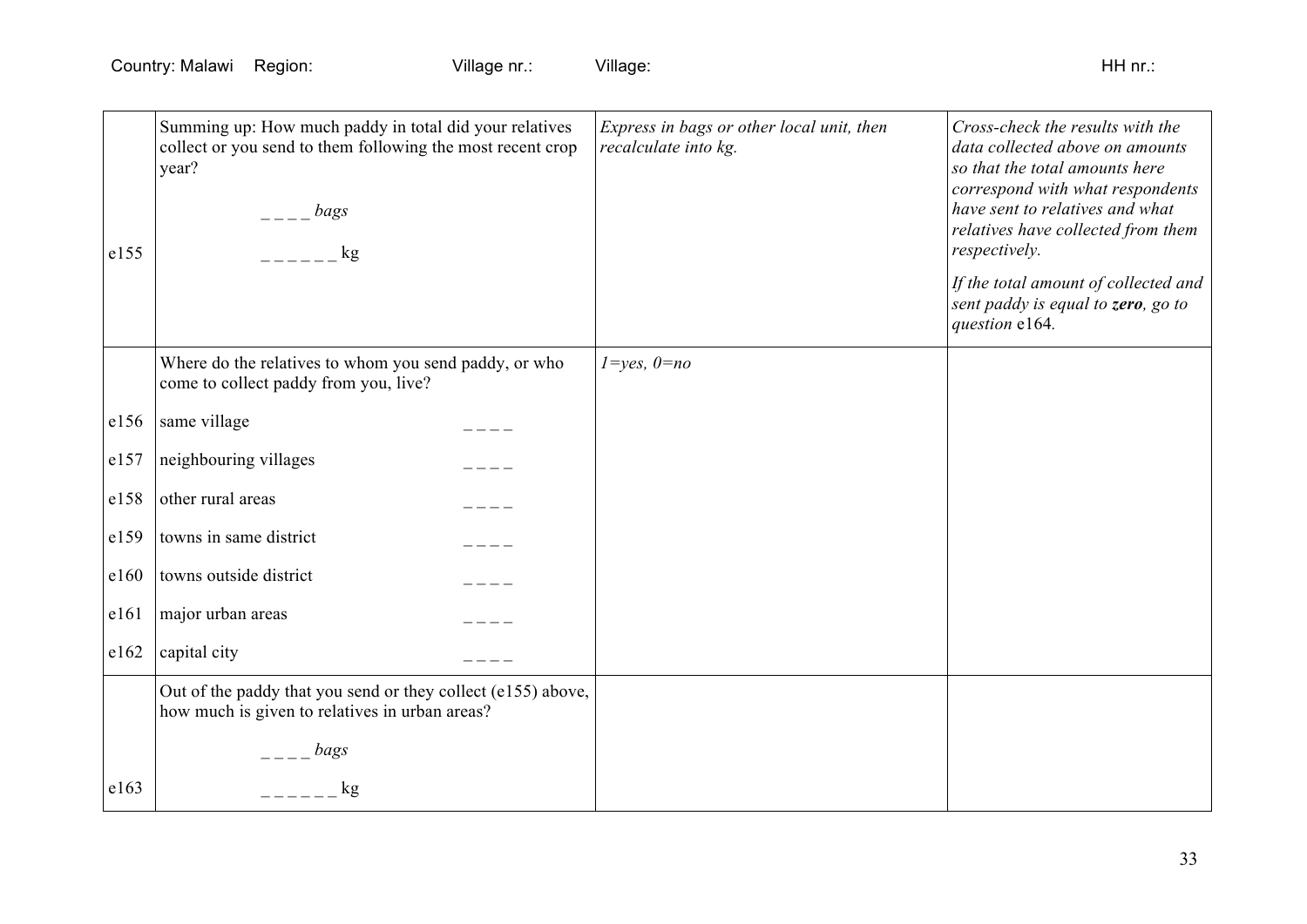| | | | |
|---|---|---|---|
| e155 | Summing up: How much paddy in total did your relatives collect or you send to them following the most recent crop year?<br><br>_ _ _ _ *bags*<br><br>_ _ _ _ _ _ kg | *Express in bags or other local unit, then recalculate into kg.* | *Cross-check the results with the data collected above on amounts so that the total amounts here correspond with what respondents have sent to relatives and what relatives have collected from them respectively.*<br><br>*If the total amount of collected and sent paddy is equal to **zero**, go to question* e164. |
| | Where do the relatives to whom you send paddy, or who come to collect paddy from you, live? | *1=yes, 0=no* | |
| e156 | same village _ _ _ _ | | |
| e157 | neighbouring villages _ _ _ _ | | |
| e158 | other rural areas _ _ _ _ | | |
| e159 | towns in same district _ _ _ _ | | |
| e160 | towns outside district _ _ _ _ | | |
| e161 | major urban areas _ _ _ _ | | |
| e162 | capital city _ _ _ _ | | |
| e163 | Out of the paddy that you send or they collect (e155) above, how much is given to relatives in urban areas?<br><br>_ _ _ _ *bags*<br><br>_ _ _ _ _ _ kg | | |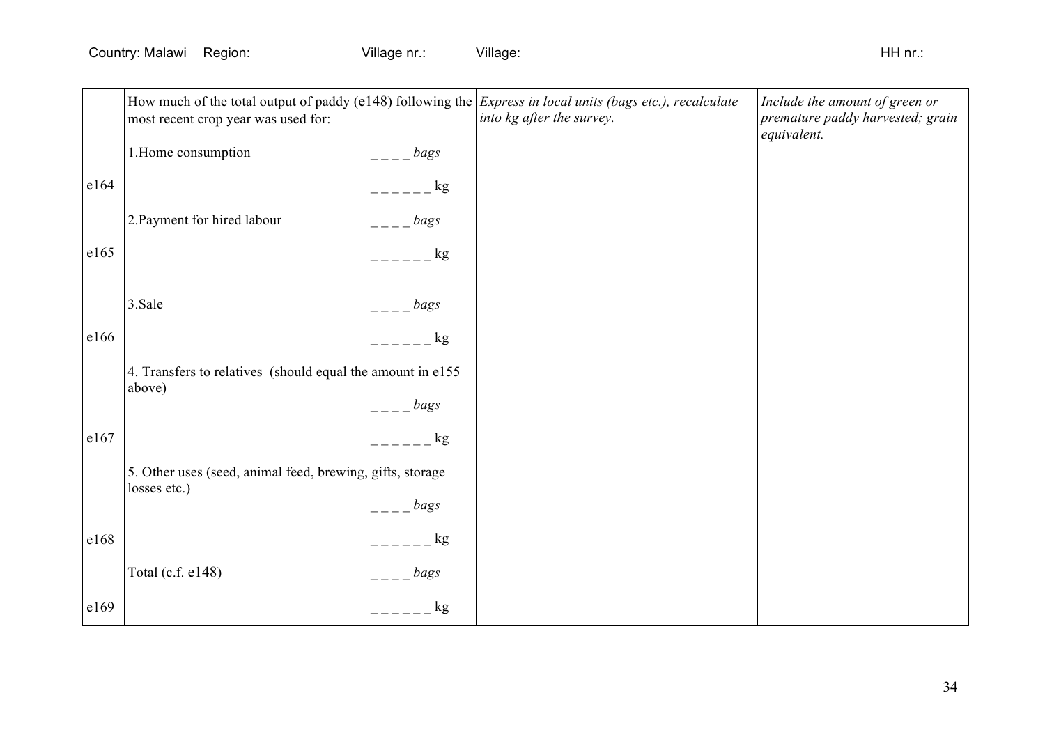Country: Malawi Region: Village nr.: Village: HH nr.:

| | | | |
|---|---|---|---|
| | How much of the total output of paddy (e148) following the most recent crop year was used for: | *Express in local units (bags etc.), recalculate into kg after the survey.* | *Include the amount of green or premature paddy harvested; grain equivalent.* |
| | 1.Home consumption ____ *bags* | | |
| e164 | ______ kg | | |
| | 2.Payment for hired labour ____ *bags* | | |
| e165 | ______ kg | | |
| | 3.Sale ____ *bags* | | |
| e166 | ______ kg | | |
| | 4. Transfers to relatives (should equal the amount in e155 above) ____ *bags* | | |
| e167 | ______ kg | | |
| | 5. Other uses (seed, animal feed, brewing, gifts, storage losses etc.) ____ *bags* | | |
| e168 | ______ kg | | |
| | Total (c.f. e148) ____ *bags* | | |
| e169 | ______ kg | | |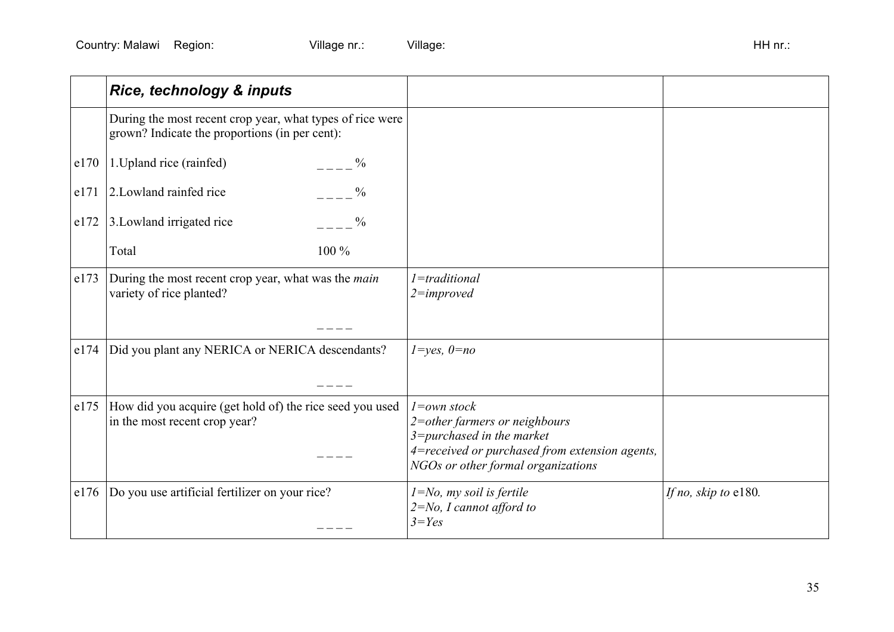Country: Malawi Region: Village nr.: Village: HH nr.:

| | ***Rice, technology & inputs*** | | |
|---|---|---|---|
| | During the most recent crop year, what types of rice were grown? Indicate the proportions (in per cent): | | |
| e170 | 1.Upland rice (rainfed) _ _ _ _ % | | |
| e171 | 2.Lowland rainfed rice _ _ _ _ % | | |
| e172 | 3.Lowland irrigated rice _ _ _ _ % | | |
| | Total 100 % | | |
| e173 | During the most recent crop year, what was the *main* variety of rice planted? _ _ _ _ | *1=traditional*<br>*2=improved* | |
| e174 | Did you plant any NERICA or NERICA descendants? _ _ _ _ | *1=yes, 0=no* | |
| e175 | How did you acquire (get hold of) the rice seed you used in the most recent crop year? _ _ _ _ | *1=own stock*<br>*2=other farmers or neighbours*<br>*3=purchased in the market*<br>*4=received or purchased from extension agents, NGOs or other formal organizations* | |
| e176 | Do you use artificial fertilizer on your rice? _ _ _ _ | *1=No, my soil is fertile*<br>*2=No, I cannot afford to*<br>*3=Yes* | *If no, skip to* e180*.* |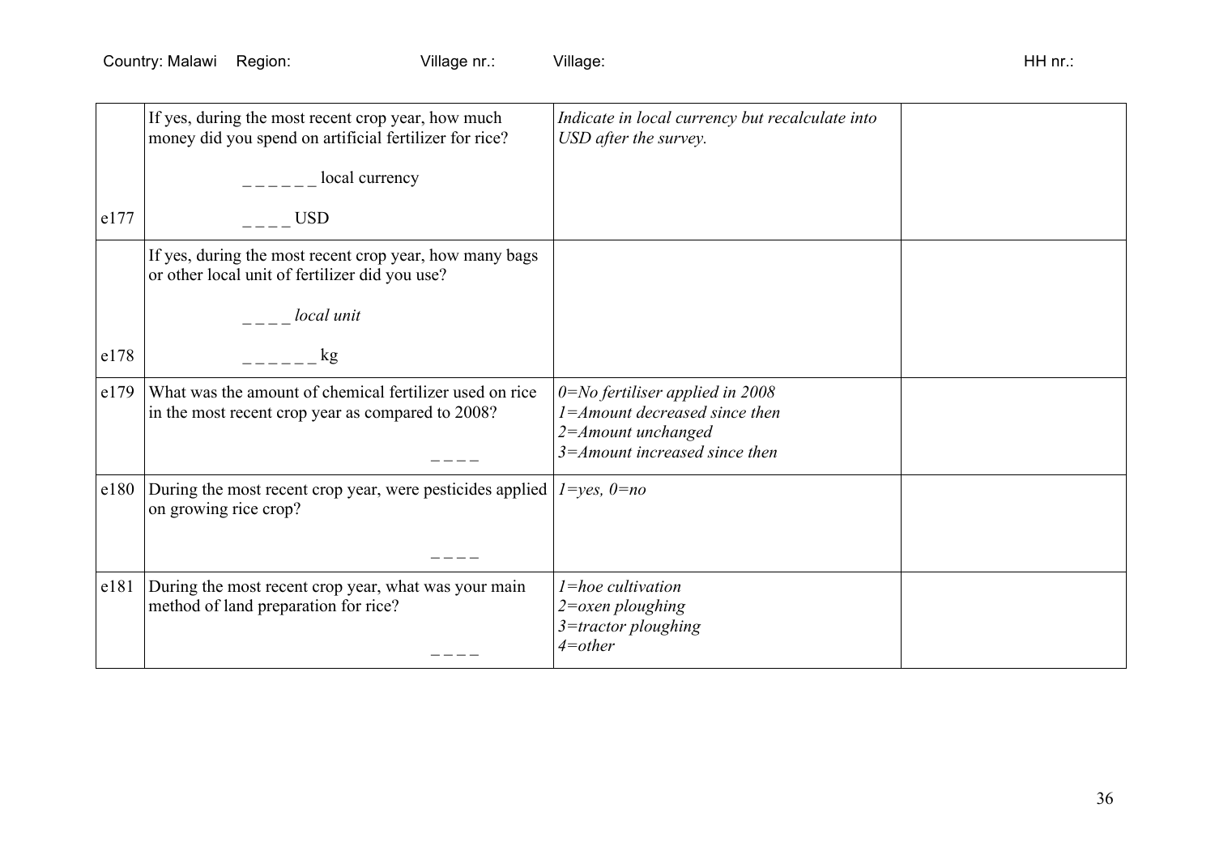Country: Malawi Region: Village nr.: Village: HH nr.:

| | | | |
|---|---|---|---|
| e177 | If yes, during the most recent crop year, how much money did you spend on artificial fertilizer for rice?<br><br>_ _ _ _ _ _ local currency<br><br>_ _ _ _ USD | *Indicate in local currency but recalculate into USD after the survey.* | |
| e178 | If yes, during the most recent crop year, how many bags or other local unit of fertilizer did you use?<br><br>_ _ _ _ *local unit*<br><br>_ _ _ _ _ _ kg | | |
| e179 | What was the amount of chemical fertilizer used on rice in the most recent crop year as compared to 2008?<br><br>_ _ _ _ | *0=No fertiliser applied in 2008*<br>*1=Amount decreased since then*<br>*2=Amount unchanged*<br>*3=Amount increased since then* | |
| e180 | During the most recent crop year, were pesticides applied on growing rice crop?<br><br>_ _ _ _ | *1=yes, 0=no* | |
| e181 | During the most recent crop year, what was your main method of land preparation for rice?<br><br>_ _ _ _ | *1=hoe cultivation*<br>*2=oxen ploughing*<br>*3=tractor ploughing*<br>*4=other* | |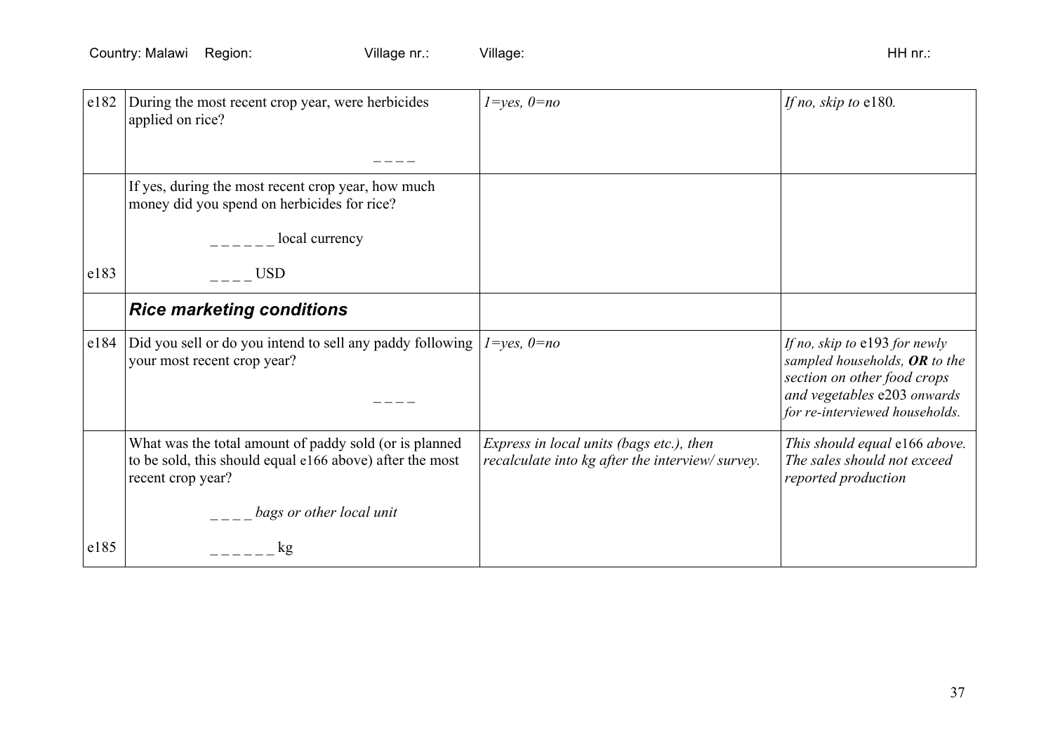Country: Malawi Region: Village nr.: Village: HH nr.:

| | | | |
|---|---|---|---|
| e182 | During the most recent crop year, were herbicides applied on rice?<br><br>_ _ _ _ | *1=yes, 0=no* | *If no, skip to* e180*.* |
| e183 | If yes, during the most recent crop year, how much money did you spend on herbicides for rice?<br><br>_ _ _ _ _ _ local currency<br><br>_ _ _ _ USD | | |
| | ***Rice marketing conditions*** | | |
| e184 | Did you sell or do you intend to sell any paddy following your most recent crop year?<br><br>_ _ _ _ | *1=yes, 0=no* | *If no, skip to* e193 *for newly sampled households,* ***OR*** *to the section on other food crops and vegetables* e203 *onwards for re-interviewed households.* |
| e185 | What was the total amount of paddy sold (or is planned to be sold, this should equal e166 above) after the most recent crop year?<br><br>_ _ _ _ *bags or other local unit*<br><br>_ _ _ _ _ _ kg | *Express in local units (bags etc.), then recalculate into kg after the interview/ survey.* | *This should equal* e166 *above. The sales should not exceed reported production* |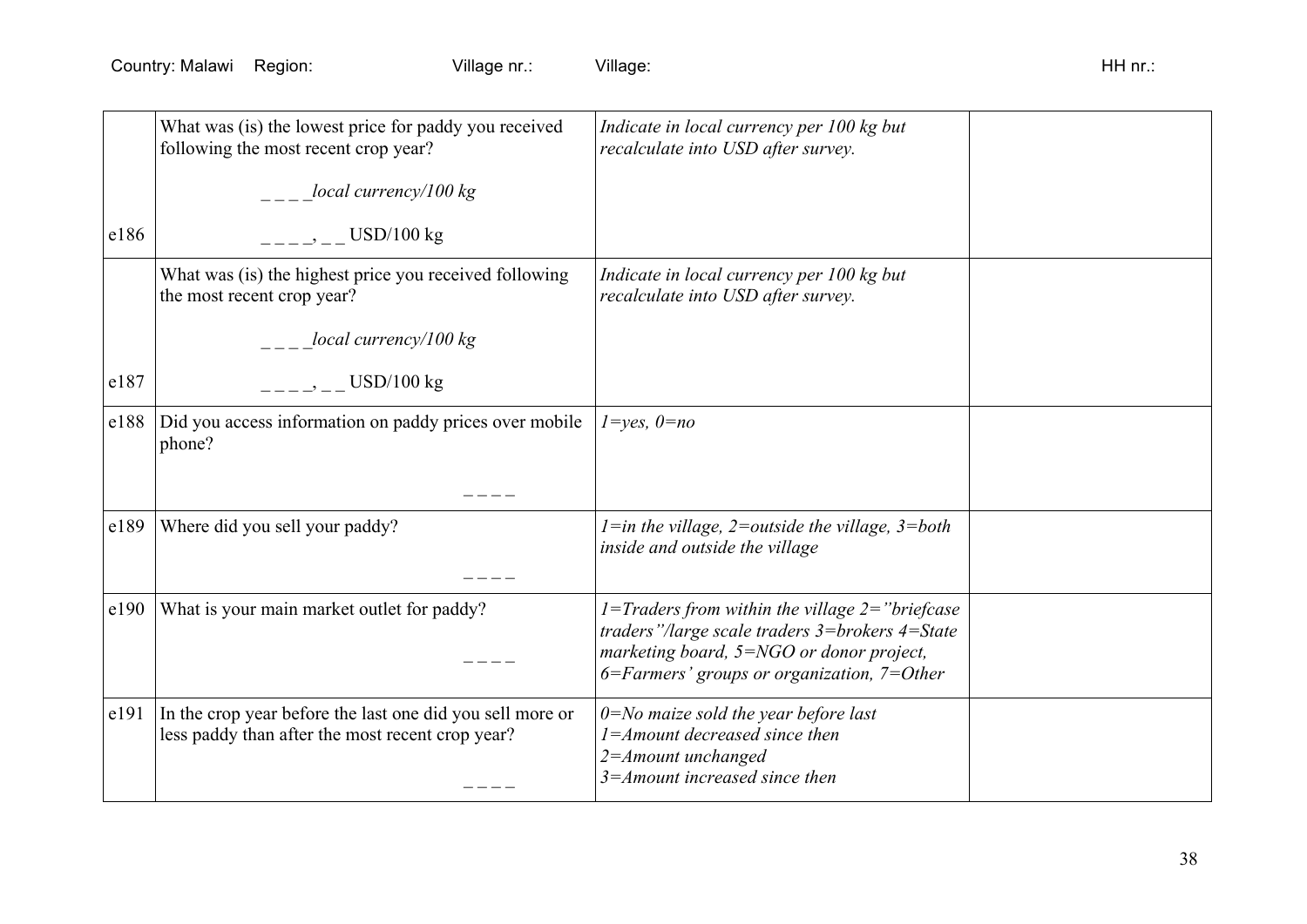| | | | |
|---|---|---|---|
| e186 | What was (is) the lowest price for paddy you received following the most recent crop year?<br><br>_ _ _ _*local currency/100 kg*<br><br>_ _ _ _, _ _ USD/100 kg | *Indicate in local currency per 100 kg but recalculate into USD after survey.* | |
| e187 | What was (is) the highest price you received following the most recent crop year?<br><br>_ _ _ _*local currency/100 kg*<br><br>_ _ _ _, _ _ USD/100 kg | *Indicate in local currency per 100 kg but recalculate into USD after survey.* | |
| e188 | Did you access information on paddy prices over mobile phone?<br><br>_ _ _ _ | *1=yes, 0=no* | |
| e189 | Where did you sell your paddy?<br><br>_ _ _ _ | *1=in the village, 2=outside the village, 3=both inside and outside the village* | |
| e190 | What is your main market outlet for paddy?<br><br>_ _ _ _ | *1=Traders from within the village 2="briefcase traders"/large scale traders 3=brokers 4=State marketing board, 5=NGO or donor project, 6=Farmers' groups or organization, 7=Other* | |
| e191 | In the crop year before the last one did you sell more or less paddy than after the most recent crop year?<br><br>_ _ _ _ | *0=No maize sold the year before last*<br>*1=Amount decreased since then*<br>*2=Amount unchanged*<br>*3=Amount increased since then* | |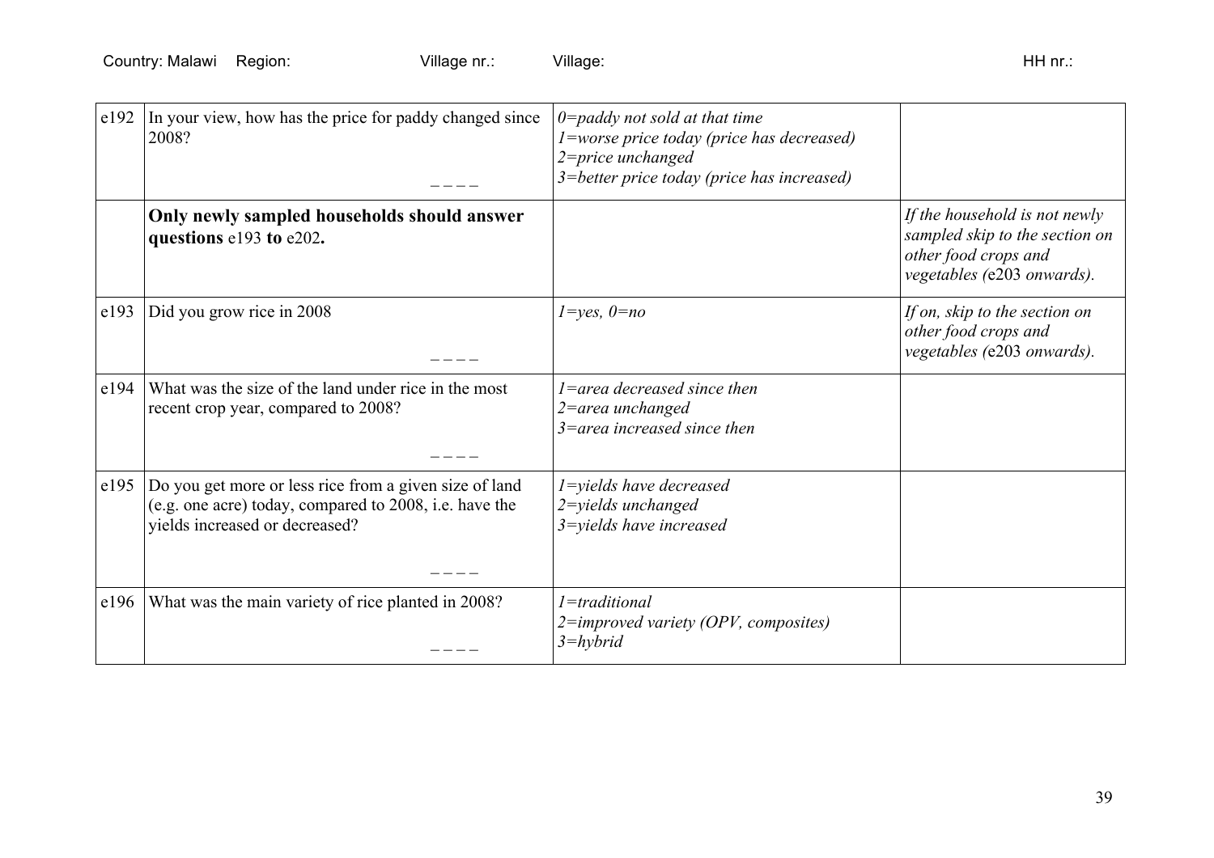Country: Malawi Region: Village nr.: Village: HH nr.:

| | | | |
|---|---|---|---|
| e192 | In your view, how has the price for paddy changed since 2008? _ _ _ _ | *0=paddy not sold at that time*<br>*1=worse price today (price has decreased)*<br>*2=price unchanged*<br>*3=better price today (price has increased)* | |
| | **Only newly sampled households should answer questions** e193 **to** e202**.** | | *If the household is not newly sampled skip to the section on other food crops and vegetables (*e203 *onwards).* |
| e193 | Did you grow rice in 2008 _ _ _ _ | *1=yes, 0=no* | *If on, skip to the section on other food crops and vegetables (*e203 *onwards).* |
| e194 | What was the size of the land under rice in the most recent crop year, compared to 2008? _ _ _ _ | *1=area decreased since then*<br>*2=area unchanged*<br>*3=area increased since then* | |
| e195 | Do you get more or less rice from a given size of land (e.g. one acre) today, compared to 2008, i.e. have the yields increased or decreased? _ _ _ _ | *1=yields have decreased*<br>*2=yields unchanged*<br>*3=yields have increased* | |
| e196 | What was the main variety of rice planted in 2008? _ _ _ _ | *1=traditional*<br>*2=improved variety (OPV, composites)*<br>*3=hybrid* | |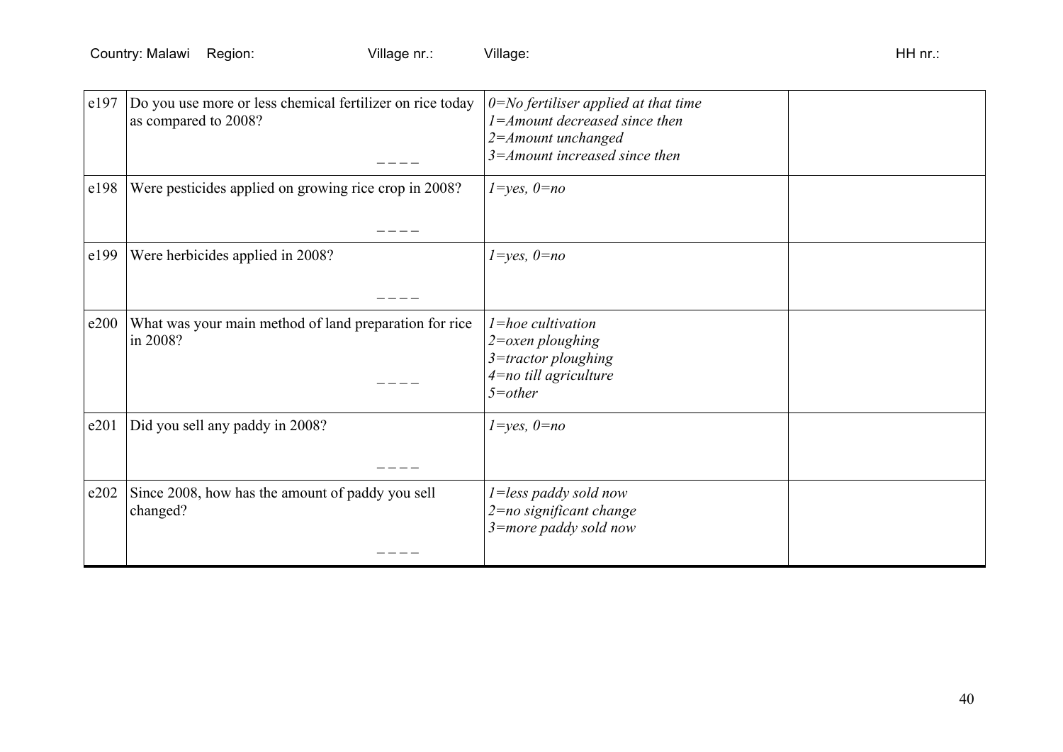Country: Malawi Region: Village nr.: Village: HH nr.:

| | | | |
|---|---|---|---|
| e197 | Do you use more or less chemical fertilizer on rice today as compared to 2008? _ _ _ _ | *0=No fertiliser applied at that time*<br>*1=Amount decreased since then*<br>*2=Amount unchanged*<br>*3=Amount increased since then* | |
| e198 | Were pesticides applied on growing rice crop in 2008? _ _ _ _ | *1=yes, 0=no* | |
| e199 | Were herbicides applied in 2008? _ _ _ _ | *1=yes, 0=no* | |
| e200 | What was your main method of land preparation for rice in 2008? _ _ _ _ | *1=hoe cultivation*<br>*2=oxen ploughing*<br>*3=tractor ploughing*<br>*4=no till agriculture*<br>*5=other* | |
| e201 | Did you sell any paddy in 2008? _ _ _ _ | *1=yes, 0=no* | |
| e202 | Since 2008, how has the amount of paddy you sell changed? _ _ _ _ | *1=less paddy sold now*<br>*2=no significant change*<br>*3=more paddy sold now* | |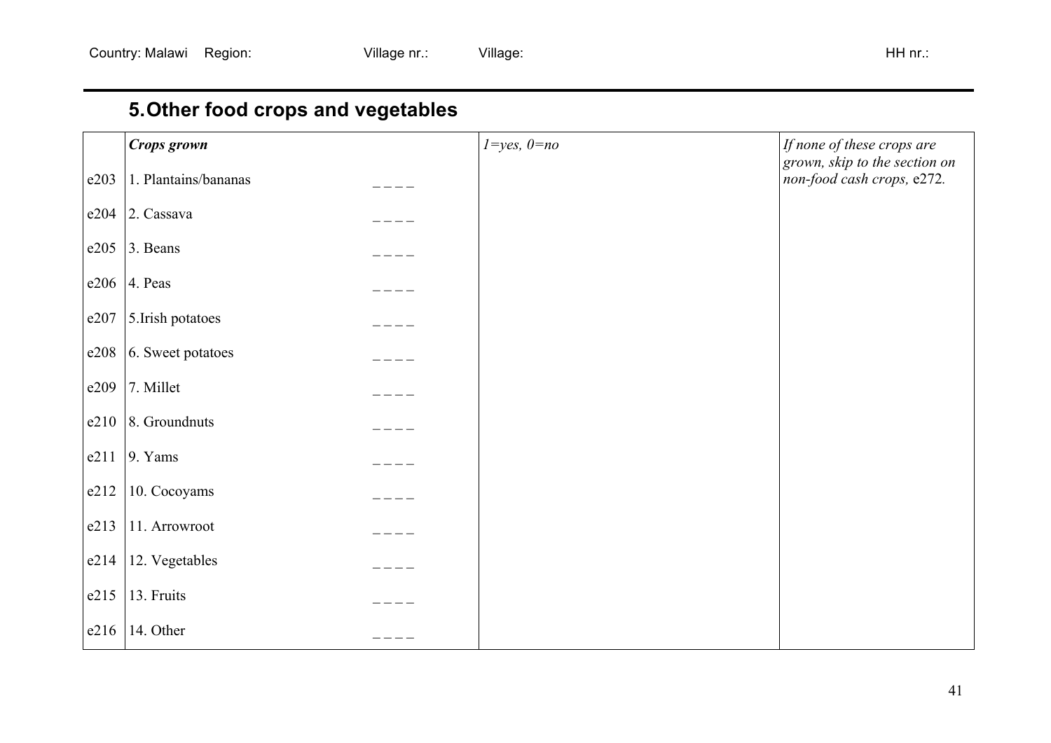Country: Malawi Region: Village nr.: Village: HH nr.:

## 5. Other food crops and vegetables

| | ***Crops grown*** | | *1=yes, 0=no* | *If none of these crops are grown, skip to the section on non-food cash crops,* e272. |
|---|---|---|---|---|
| e203 | 1. Plantains/bananas | _ _ _ _ | | |
| e204 | 2. Cassava | _ _ _ _ | | |
| e205 | 3. Beans | _ _ _ _ | | |
| e206 | 4. Peas | _ _ _ _ | | |
| e207 | 5.Irish potatoes | _ _ _ _ | | |
| e208 | 6. Sweet potatoes | _ _ _ _ | | |
| e209 | 7. Millet | _ _ _ _ | | |
| e210 | 8. Groundnuts | _ _ _ _ | | |
| e211 | 9. Yams | _ _ _ _ | | |
| e212 | 10. Cocoyams | _ _ _ _ | | |
| e213 | 11. Arrowroot | _ _ _ _ | | |
| e214 | 12. Vegetables | _ _ _ _ | | |
| e215 | 13. Fruits | _ _ _ _ | | |
| e216 | 14. Other | _ _ _ _ | | |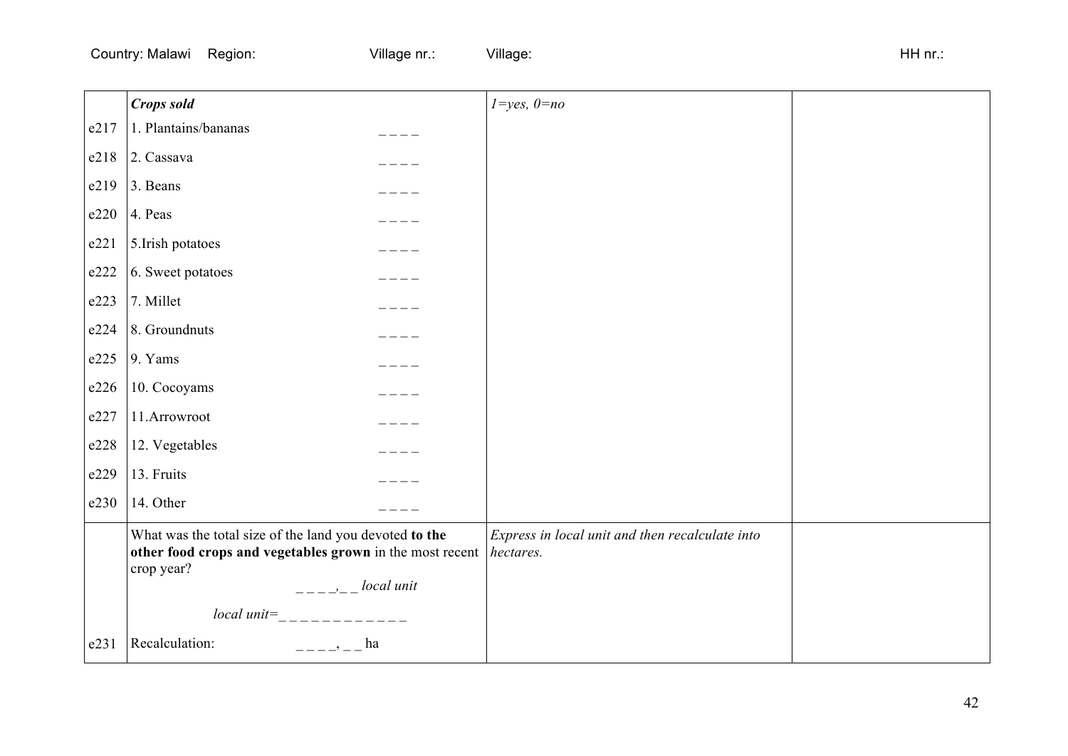Country: Malawi Region: Village nr.: Village: HH nr.:

| | ***Crops sold*** | *1=yes, 0=no* | |
|---|---|---|---|
| e217 | 1. Plantains/bananas _ _ _ _ | | |
| e218 | 2. Cassava _ _ _ _ | | |
| e219 | 3. Beans _ _ _ _ | | |
| e220 | 4. Peas _ _ _ _ | | |
| e221 | 5.Irish potatoes _ _ _ _ | | |
| e222 | 6. Sweet potatoes _ _ _ _ | | |
| e223 | 7. Millet _ _ _ _ | | |
| e224 | 8. Groundnuts _ _ _ _ | | |
| e225 | 9. Yams _ _ _ _ | | |
| e226 | 10. Cocoyams _ _ _ _ | | |
| e227 | 11.Arrowroot _ _ _ _ | | |
| e228 | 12. Vegetables _ _ _ _ | | |
| e229 | 13. Fruits _ _ _ _ | | |
| e230 | 14. Other _ _ _ _ | | |
| | What was the total size of the land you devoted **to the other food crops and vegetables grown** in the most recent crop year? _ _ _ _,_ _ *local unit* <br> *local unit*=_ _ _ _ _ _ _ _ _ _ _ _ _ | *Express in local unit and then recalculate into hectares.* | |
| e231 | Recalculation: _ _ _ _, _ _ ha | | |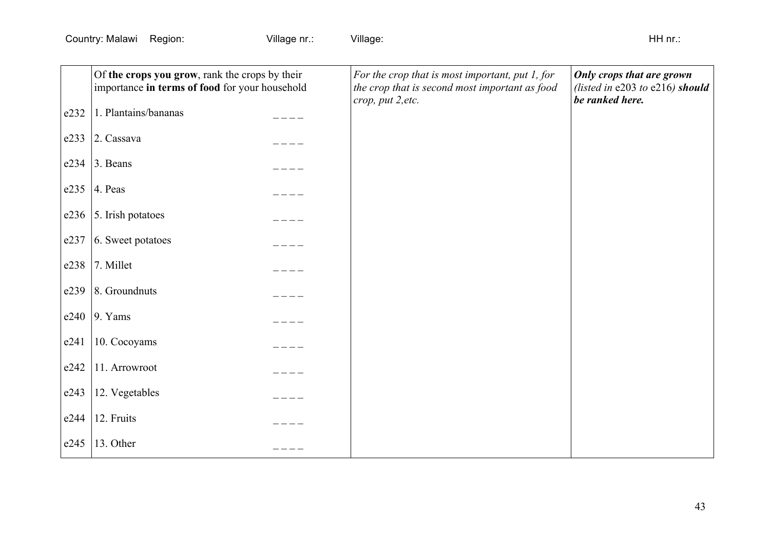Country: Malawi Region: Village nr.: Village: HH nr.:

| | Of **the crops you grow**, rank the crops by their importance **in terms of food** for your household | | *For the crop that is most important, put 1, for the crop that is second most important as food crop, put 2,etc.* | ***Only crops that are grown*** *(listed in* e203 *to* e216*)* ***should be ranked here.*** |
|---|---|---|---|---|
| e232 | 1. Plantains/bananas | _ _ _ _ | | |
| e233 | 2. Cassava | _ _ _ _ | | |
| e234 | 3. Beans | _ _ _ _ | | |
| e235 | 4. Peas | _ _ _ _ | | |
| e236 | 5. Irish potatoes | _ _ _ _ | | |
| e237 | 6. Sweet potatoes | _ _ _ _ | | |
| e238 | 7. Millet | _ _ _ _ | | |
| e239 | 8. Groundnuts | _ _ _ _ | | |
| e240 | 9. Yams | _ _ _ _ | | |
| e241 | 10. Cocoyams | _ _ _ _ | | |
| e242 | 11. Arrowroot | _ _ _ _ | | |
| e243 | 12. Vegetables | _ _ _ _ | | |
| e244 | 12. Fruits | _ _ _ _ | | |
| e245 | 13. Other | _ _ _ _ | | |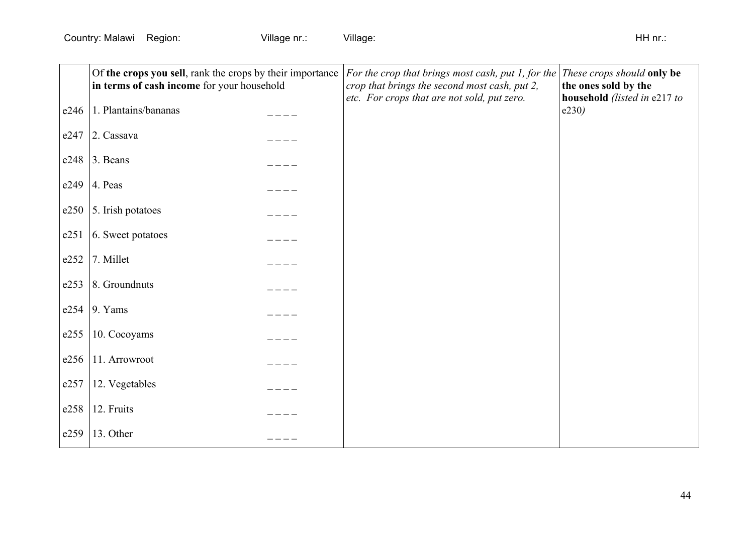Country: Malawi Region: Village nr.: Village: HH nr.:

| | Of **the crops you sell**, rank the crops by their importance **in terms of cash income** for your household | | *For the crop that brings most cash, put 1, for the crop that brings the second most cash, put 2, etc. For crops that are not sold, put zero.* | *These crops should* **only be the ones sold by the household** *(listed in* e217 *to* e230*)* |
|---|---|---|---|---|
| e246 | 1. Plantains/bananas | _ _ _ _ | | |
| e247 | 2. Cassava | _ _ _ _ | | |
| e248 | 3. Beans | _ _ _ _ | | |
| e249 | 4. Peas | _ _ _ _ | | |
| e250 | 5. Irish potatoes | _ _ _ _ | | |
| e251 | 6. Sweet potatoes | _ _ _ _ | | |
| e252 | 7. Millet | _ _ _ _ | | |
| e253 | 8. Groundnuts | _ _ _ _ | | |
| e254 | 9. Yams | _ _ _ _ | | |
| e255 | 10. Cocoyams | _ _ _ _ | | |
| e256 | 11. Arrowroot | _ _ _ _ | | |
| e257 | 12. Vegetables | _ _ _ _ | | |
| e258 | 12. Fruits | _ _ _ _ | | |
| e259 | 13. Other | _ _ _ _ | | |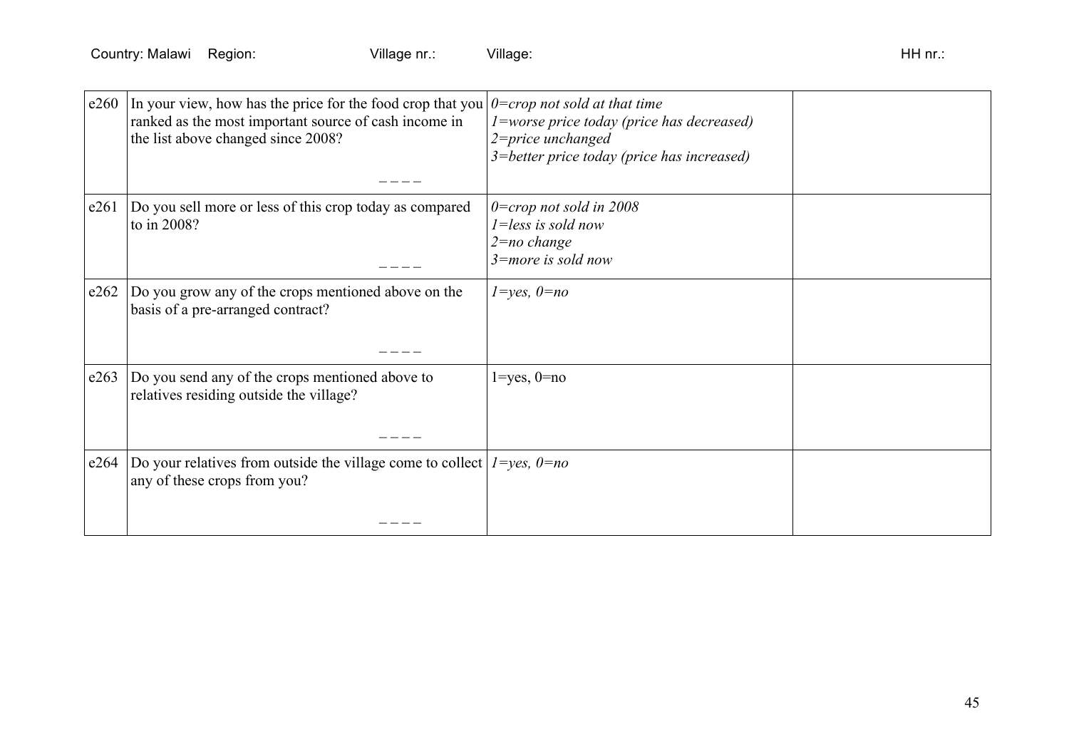Country: Malawi Region: Village nr.: Village: HH nr.:

| | | | |
|---|---|---|---|
| e260 | In your view, how has the price for the food crop that you ranked as the most important source of cash income in the list above changed since 2008? _ _ _ _ | *0=crop not sold at that time*<br>*1=worse price today (price has decreased)*<br>*2=price unchanged*<br>*3=better price today (price has increased)* | |
| e261 | Do you sell more or less of this crop today as compared to in 2008? _ _ _ _ | *0=crop not sold in 2008*<br>*1=less is sold now*<br>*2=no change*<br>*3=more is sold now* | |
| e262 | Do you grow any of the crops mentioned above on the basis of a pre-arranged contract? _ _ _ _ | *1=yes, 0=no* | |
| e263 | Do you send any of the crops mentioned above to relatives residing outside the village? _ _ _ _ | 1=yes, 0=no | |
| e264 | Do your relatives from outside the village come to collect any of these crops from you? _ _ _ _ | *1=yes, 0=no* | |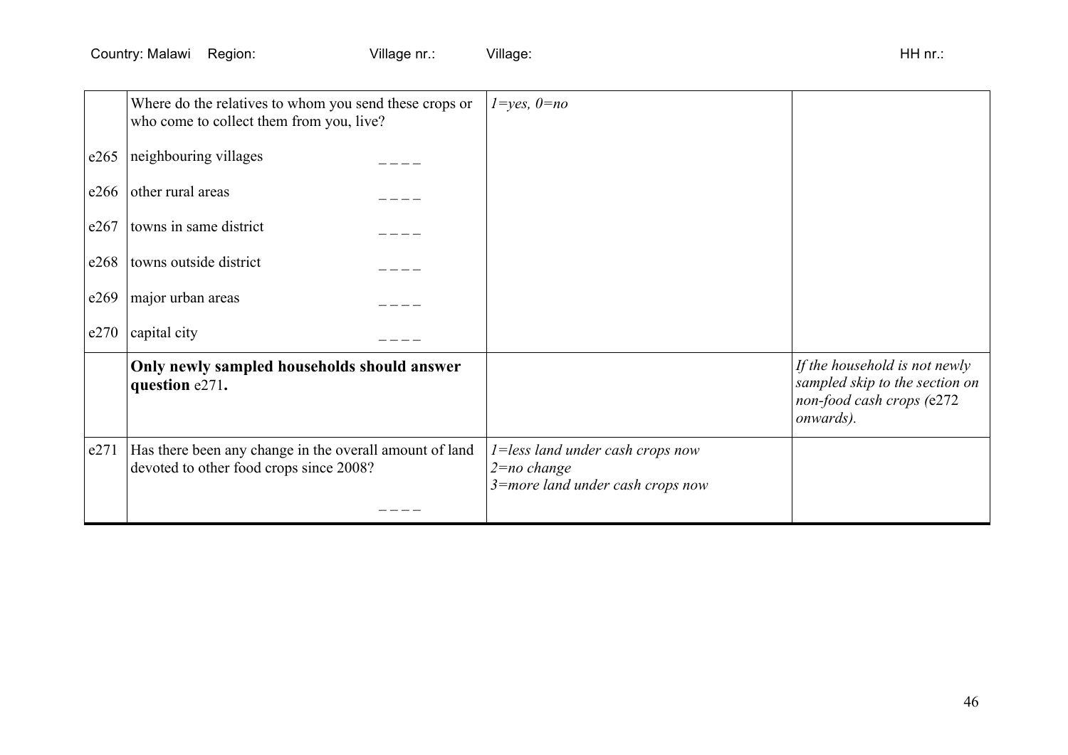| | | | |
|---|---|---|---|
| | Where do the relatives to whom you send these crops or who come to collect them from you, live? | *1=yes, 0=no* | |
| e265 | neighbouring villages ____ | | |
| e266 | other rural areas ____ | | |
| e267 | towns in same district ____ | | |
| e268 | towns outside district ____ | | |
| e269 | major urban areas ____ | | |
| e270 | capital city ____ | | |
| | **Only newly sampled households should answer question** e271**.** | | *If the household is not newly sampled skip to the section on non-food cash crops (*e272 *onwards).* |
| e271 | Has there been any change in the overall amount of land devoted to other food crops since 2008? ____ | *1=less land under cash crops now*<br>*2=no change*<br>*3=more land under cash crops now* | |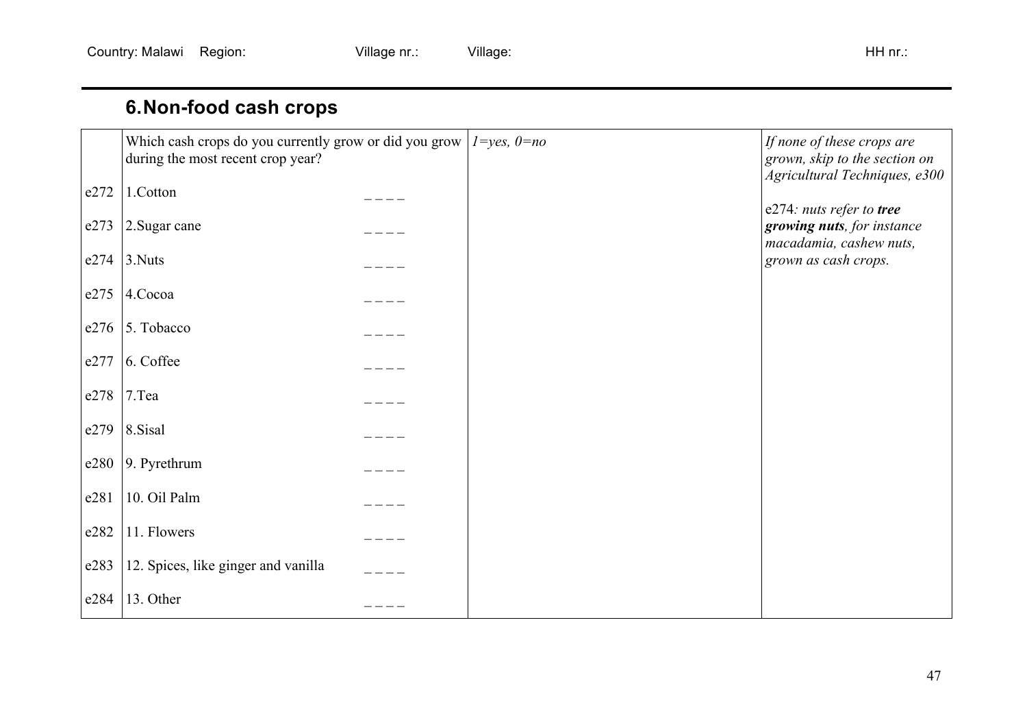Country: Malawi Region: Village nr.: Village: HH nr.:

## 6. Non-food cash crops

| | Which cash crops do you currently grow or did you grow during the most recent crop year? | | *1=yes, 0=no* | *If none of these crops are grown, skip to the section on Agricultural Techniques, e300* |
|---|---|---|---|---|
| e272 | 1.Cotton | _ _ _ _ | | e274*: nuts refer to* ***tree growing nuts****, for instance macadamia, cashew nuts, grown as cash crops.* |
| e273 | 2.Sugar cane | _ _ _ _ | | |
| e274 | 3.Nuts | _ _ _ _ | | |
| e275 | 4.Cocoa | _ _ _ _ | | |
| e276 | 5. Tobacco | _ _ _ _ | | |
| e277 | 6. Coffee | _ _ _ _ | | |
| e278 | 7.Tea | _ _ _ _ | | |
| e279 | 8.Sisal | _ _ _ _ | | |
| e280 | 9. Pyrethrum | _ _ _ _ | | |
| e281 | 10. Oil Palm | _ _ _ _ | | |
| e282 | 11. Flowers | _ _ _ _ | | |
| e283 | 12. Spices, like ginger and vanilla | _ _ _ _ | | |
| e284 | 13. Other | _ _ _ _ | | |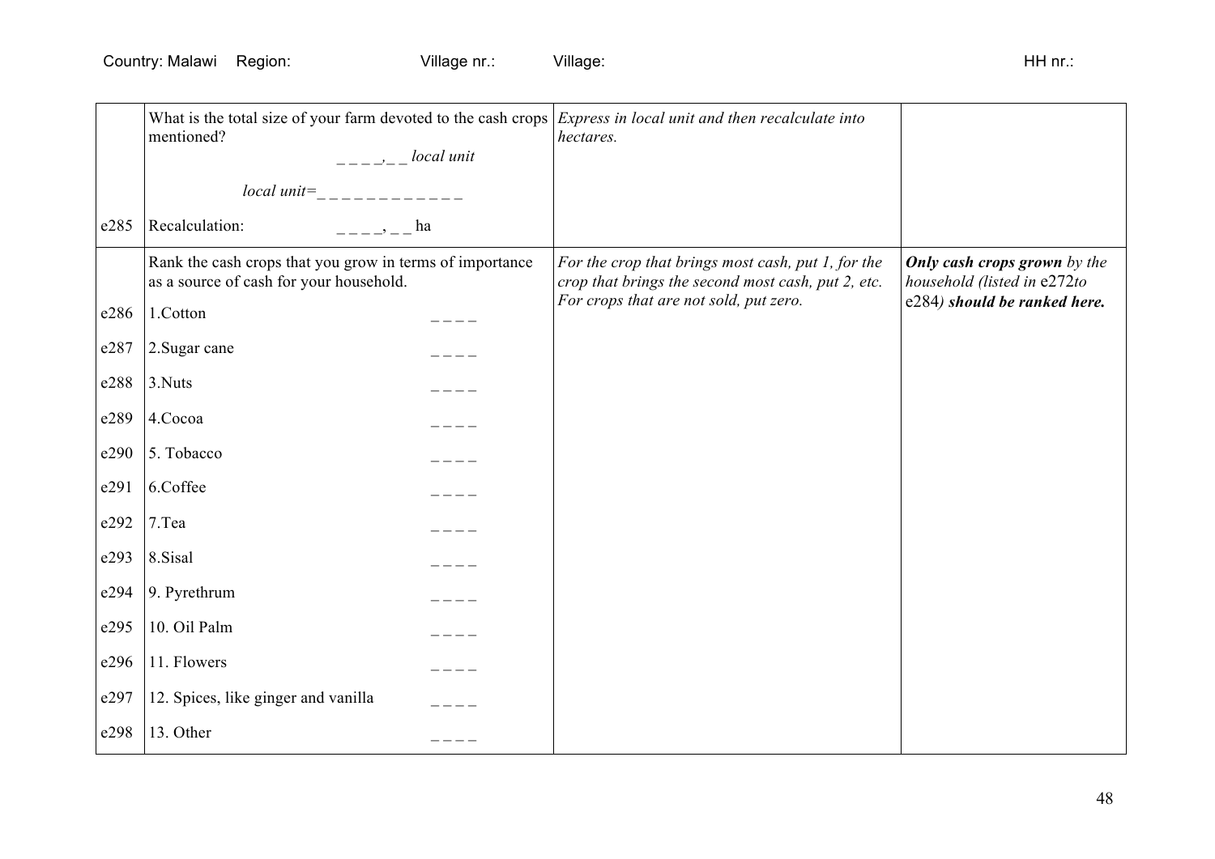Country: Malawi Region: Village nr.: Village: HH nr.:

| | | | |
|---|---|---|---|
| | What is the total size of your farm devoted to the cash crops mentioned? _ _ _ _,_ _ *local unit* *local unit=*_ _ _ _ _ _ _ _ _ _ _ _ | *Express in local unit and then recalculate into hectares.* | |
| e285 | Recalculation: _ _ _ _, _ _ ha | | |
| | Rank the cash crops that you grow in terms of importance as a source of cash for your household. | *For the crop that brings most cash, put 1, for the crop that brings the second most cash, put 2, etc. For crops that are not sold, put zero.* | ***Only cash crops grown** by the household (listed in* e272*to* e284*) **should be ranked here.*** |
| e286 | 1.Cotton _ _ _ _ | | |
| e287 | 2.Sugar cane _ _ _ _ | | |
| e288 | 3.Nuts _ _ _ _ | | |
| e289 | 4.Cocoa _ _ _ _ | | |
| e290 | 5. Tobacco _ _ _ _ | | |
| e291 | 6.Coffee _ _ _ _ | | |
| e292 | 7.Tea _ _ _ _ | | |
| e293 | 8.Sisal _ _ _ _ | | |
| e294 | 9. Pyrethrum _ _ _ _ | | |
| e295 | 10. Oil Palm _ _ _ _ | | |
| e296 | 11. Flowers _ _ _ _ | | |
| e297 | 12. Spices, like ginger and vanilla _ _ _ _ | | |
| e298 | 13. Other _ _ _ _ | | |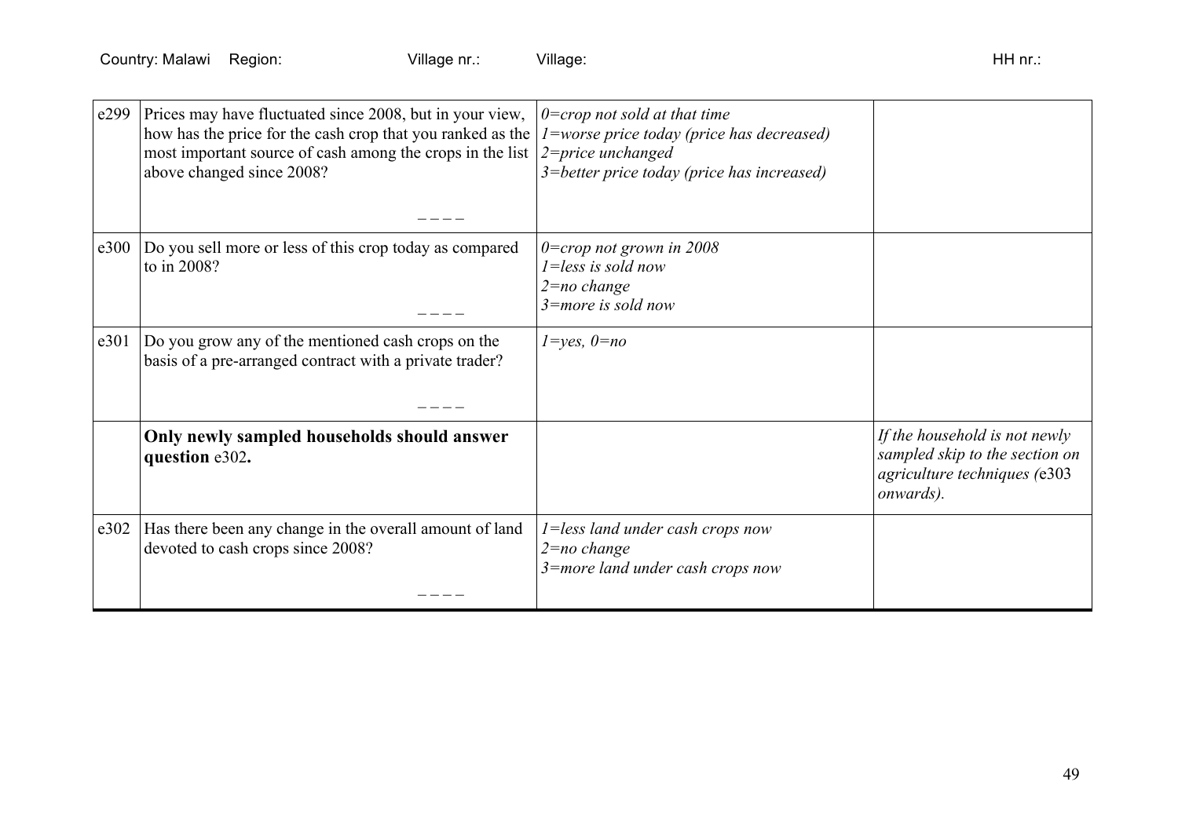Country: Malawi Region: Village nr.: Village: HH nr.:

| | | | |
|---|---|---|---|
| e299 | Prices may have fluctuated since 2008, but in your view, how has the price for the cash crop that you ranked as the most important source of cash among the crops in the list above changed since 2008? _ _ _ _ | *0=crop not sold at that time*<br>*1=worse price today (price has decreased)*<br>*2=price unchanged*<br>*3=better price today (price has increased)* | |
| e300 | Do you sell more or less of this crop today as compared to in 2008? _ _ _ _ | *0=crop not grown in 2008*<br>*1=less is sold now*<br>*2=no change*<br>*3=more is sold now* | |
| e301 | Do you grow any of the mentioned cash crops on the basis of a pre-arranged contract with a private trader? _ _ _ _ | *1=yes, 0=no* | |
| | **Only newly sampled households should answer question** e302**.** | | *If the household is not newly sampled skip to the section on agriculture techniques (*e303 *onwards).* |
| e302 | Has there been any change in the overall amount of land devoted to cash crops since 2008? _ _ _ _ | *1=less land under cash crops now*<br>*2=no change*<br>*3=more land under cash crops now* | |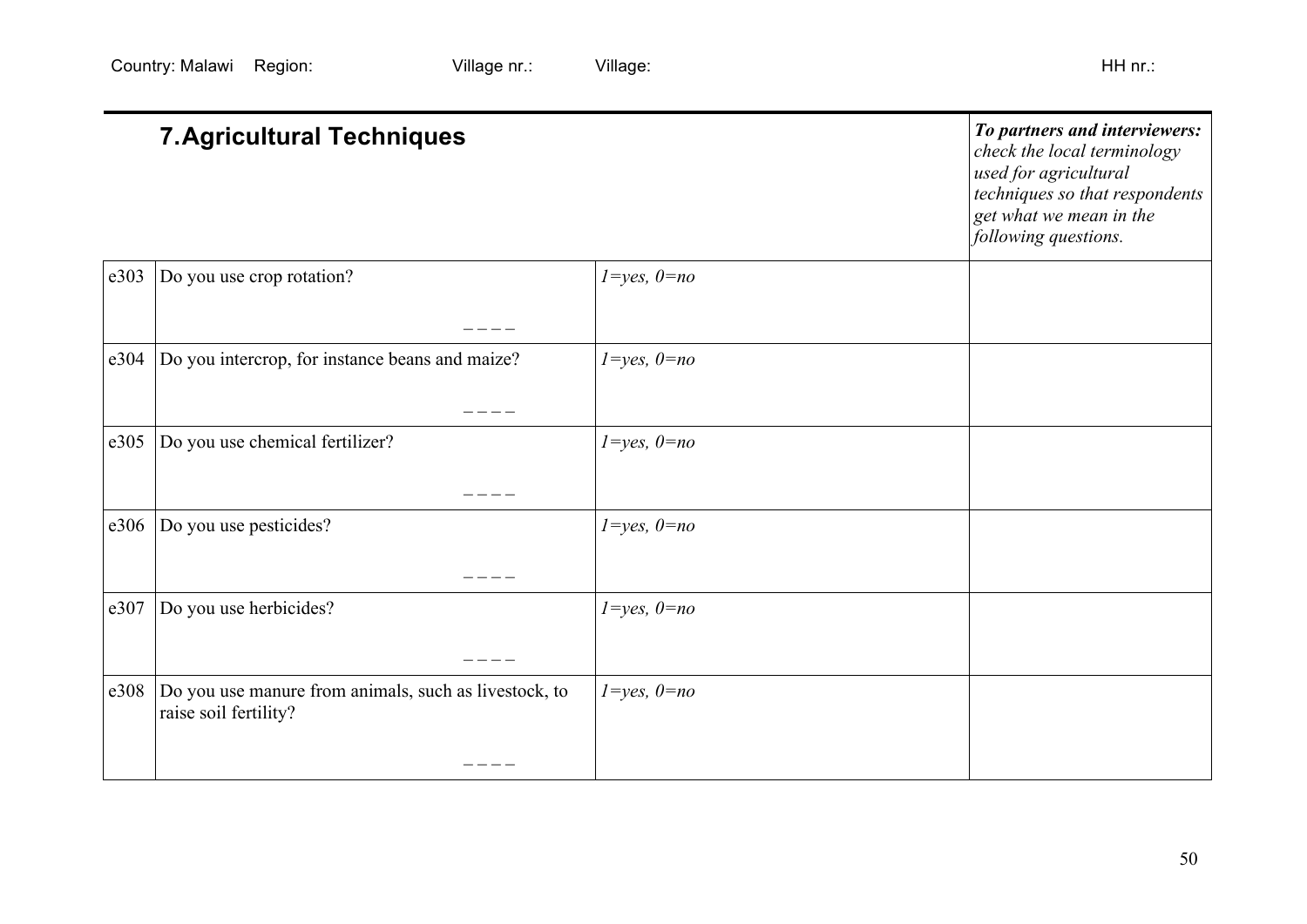Country: Malawi Region: Village nr.: Village: HH nr.:

| | 7. Agricultural Techniques | | *To partners and interviewers: check the local terminology used for agricultural techniques so that respondents get what we mean in the following questions.* |
|---|---|---|---|
| e303 | Do you use crop rotation? _ _ _ _ | *1=yes, 0=no* | |
| e304 | Do you intercrop, for instance beans and maize? _ _ _ _ | *1=yes, 0=no* | |
| e305 | Do you use chemical fertilizer? _ _ _ _ | *1=yes, 0=no* | |
| e306 | Do you use pesticides? _ _ _ _ | *1=yes, 0=no* | |
| e307 | Do you use herbicides? _ _ _ _ | *1=yes, 0=no* | |
| e308 | Do you use manure from animals, such as livestock, to raise soil fertility? _ _ _ _ | *1=yes, 0=no* | |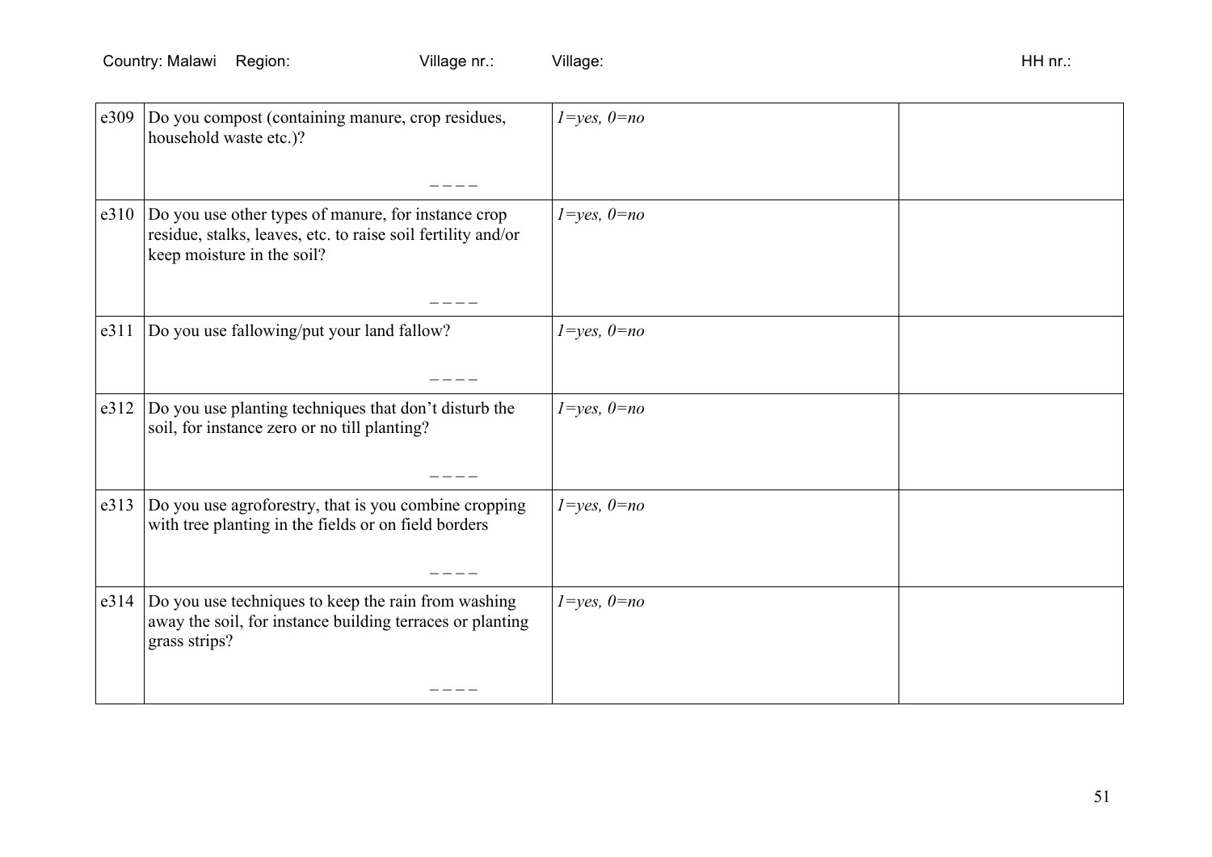Country: Malawi Region: Village nr.: Village: HH nr.:

| | | | |
|---|---|---|---|
| e309 | Do you compost (containing manure, crop residues, household waste etc.)? _ _ _ _ | *1=yes, 0=no* | |
| e310 | Do you use other types of manure, for instance crop residue, stalks, leaves, etc. to raise soil fertility and/or keep moisture in the soil? _ _ _ _ | *1=yes, 0=no* | |
| e311 | Do you use fallowing/put your land fallow? _ _ _ _ | *1=yes, 0=no* | |
| e312 | Do you use planting techniques that don't disturb the soil, for instance zero or no till planting? _ _ _ _ | *1=yes, 0=no* | |
| e313 | Do you use agroforestry, that is you combine cropping with tree planting in the fields or on field borders _ _ _ _ | *1=yes, 0=no* | |
| e314 | Do you use techniques to keep the rain from washing away the soil, for instance building terraces or planting grass strips? _ _ _ _ | *1=yes, 0=no* | |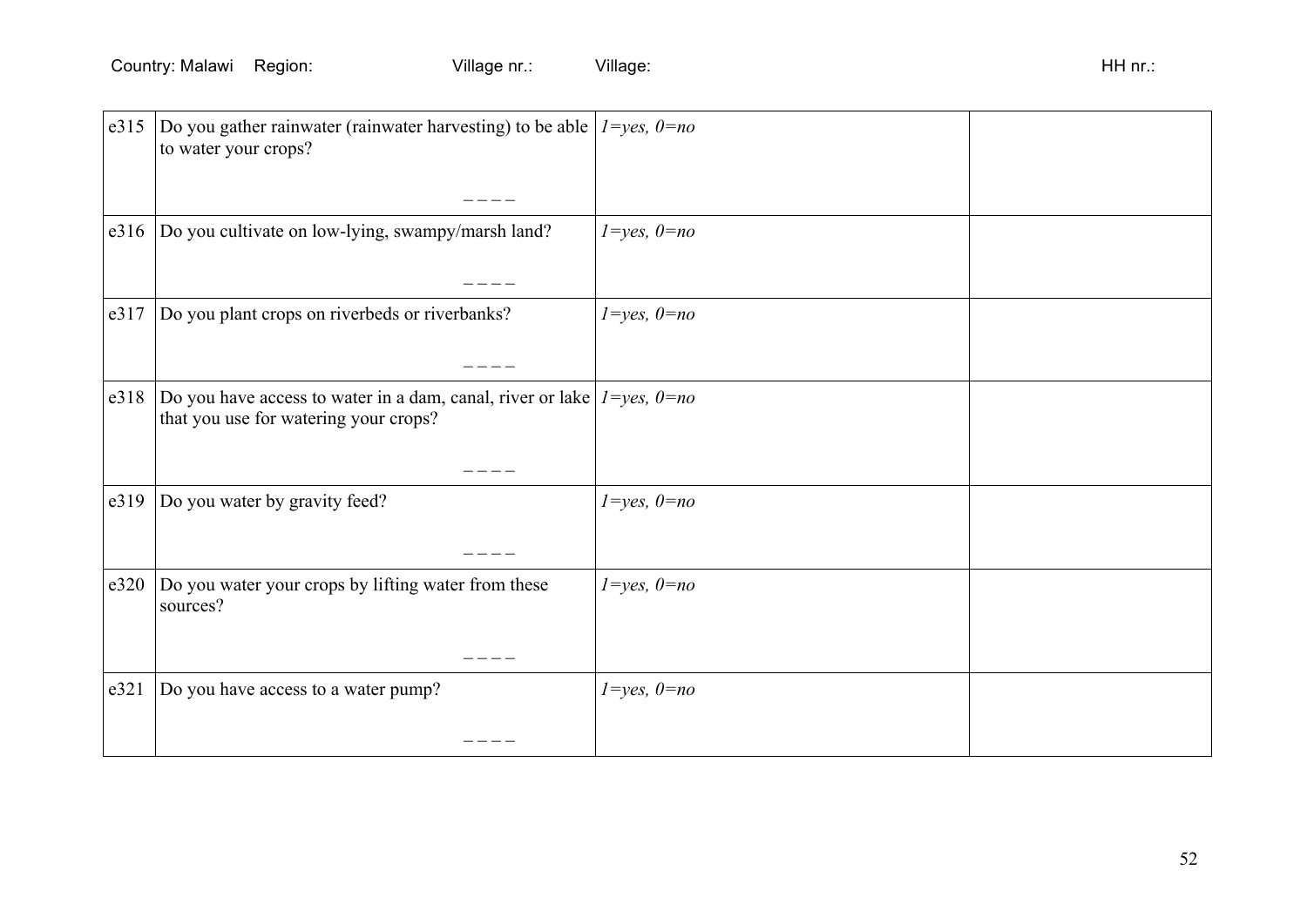Country: Malawi Region: Village nr.: Village: HH nr.:

| | | | |
|---|---|---|---|
| e315 | Do you gather rainwater (rainwater harvesting) to be able to water your crops? _ _ _ _ | *1=yes, 0=no* | |
| e316 | Do you cultivate on low-lying, swampy/marsh land? _ _ _ _ | *1=yes, 0=no* | |
| e317 | Do you plant crops on riverbeds or riverbanks? _ _ _ _ | *1=yes, 0=no* | |
| e318 | Do you have access to water in a dam, canal, river or lake that you use for watering your crops? _ _ _ _ | *1=yes, 0=no* | |
| e319 | Do you water by gravity feed? _ _ _ _ | *1=yes, 0=no* | |
| e320 | Do you water your crops by lifting water from these sources? _ _ _ _ | *1=yes, 0=no* | |
| e321 | Do you have access to a water pump? _ _ _ _ | *1=yes, 0=no* | |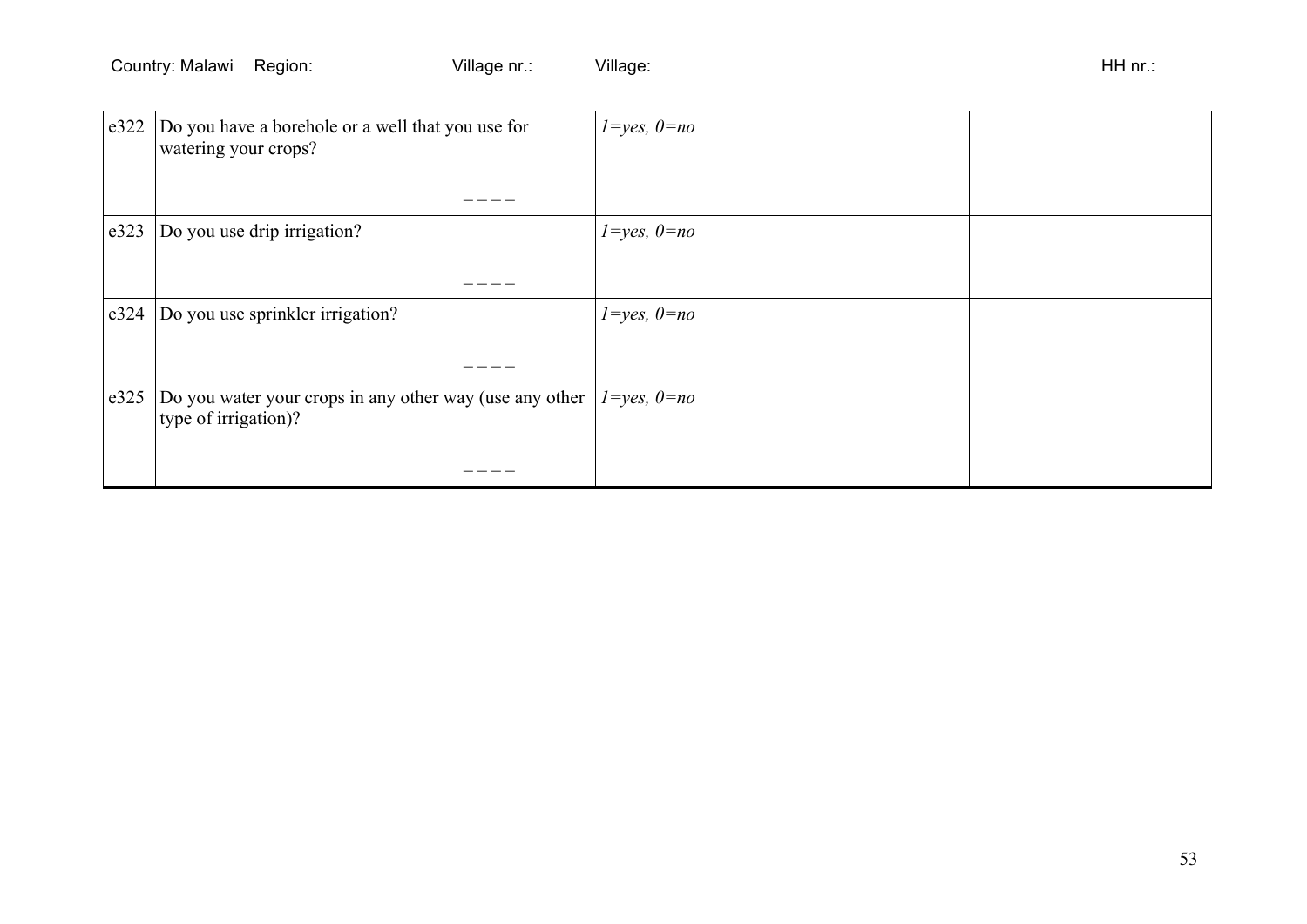| e322 | Do you have a borehole or a well that you use for watering your crops? _ _ _ _ | *1=yes, 0=no* | |
|---|---|---|---|
| e323 | Do you use drip irrigation? _ _ _ _ | *1=yes, 0=no* | |
| e324 | Do you use sprinkler irrigation? _ _ _ _ | *1=yes, 0=no* | |
| e325 | Do you water your crops in any other way (use any other type of irrigation)? _ _ _ _ | *1=yes, 0=no* | |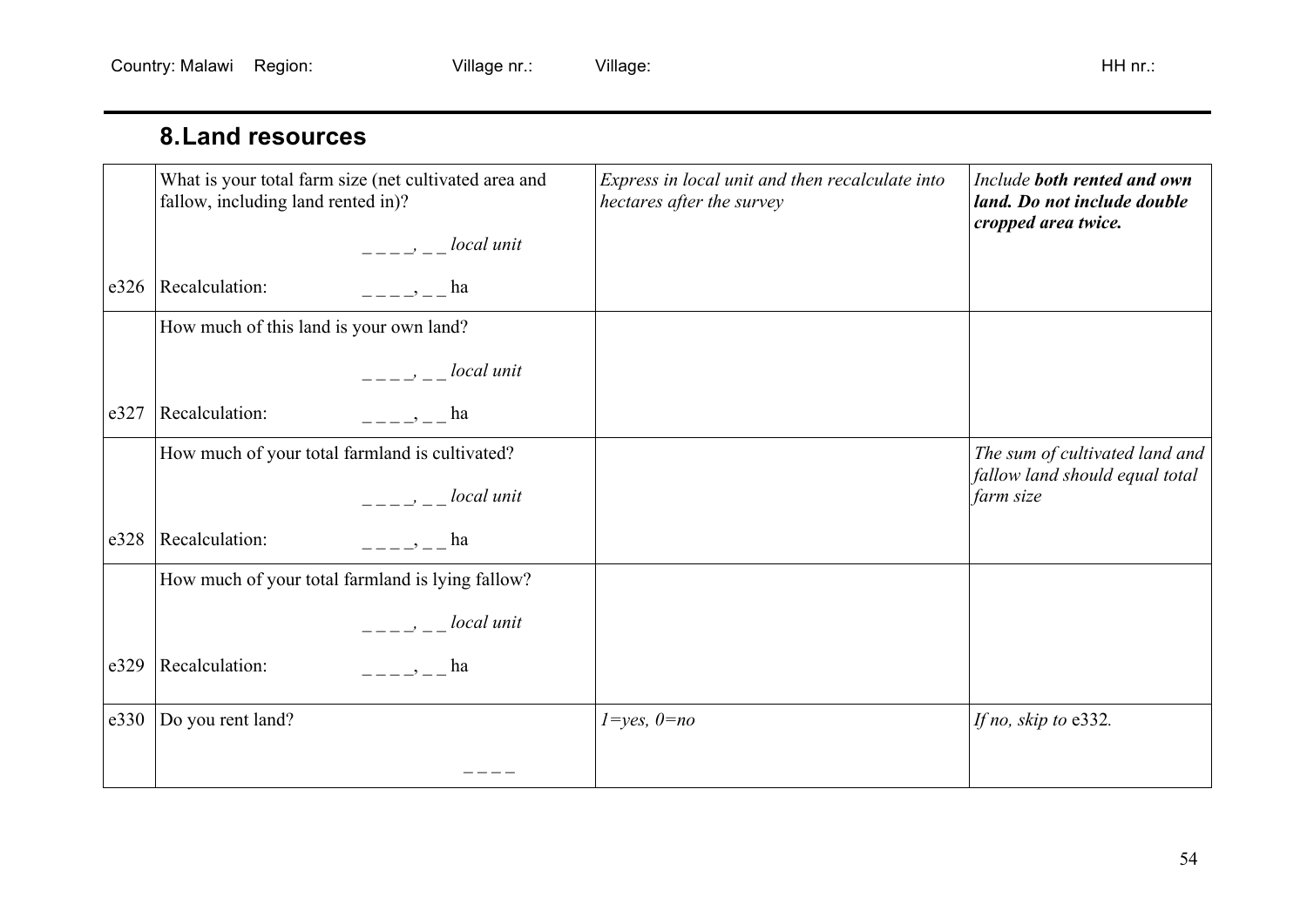Country: Malawi Region: Village nr.: Village: HH nr.:

## 8. Land resources

| | | | |
|---|---|---|---|
| e326 | What is your total farm size (net cultivated area and fallow, including land rented in)?<br>_ _ _ _, _ _ *local unit*<br>Recalculation: _ _ _ _, _ _ ha | *Express in local unit and then recalculate into hectares after the survey* | *Include **both rented and own land. Do not include double cropped area twice.*** |
| e327 | How much of this land is your own land?<br>_ _ _ _, _ _ *local unit*<br>Recalculation: _ _ _ _, _ _ ha | | |
| e328 | How much of your total farmland is cultivated?<br>_ _ _ _, _ _ *local unit*<br>Recalculation: _ _ _ _, _ _ ha | | *The sum of cultivated land and fallow land should equal total farm size* |
| e329 | How much of your total farmland is lying fallow?<br>_ _ _ _, _ _ *local unit*<br>Recalculation: _ _ _ _, _ _ ha | | |
| e330 | Do you rent land?<br>_ _ _ _ | *1=yes, 0=no* | *If no, skip to* e332*.* |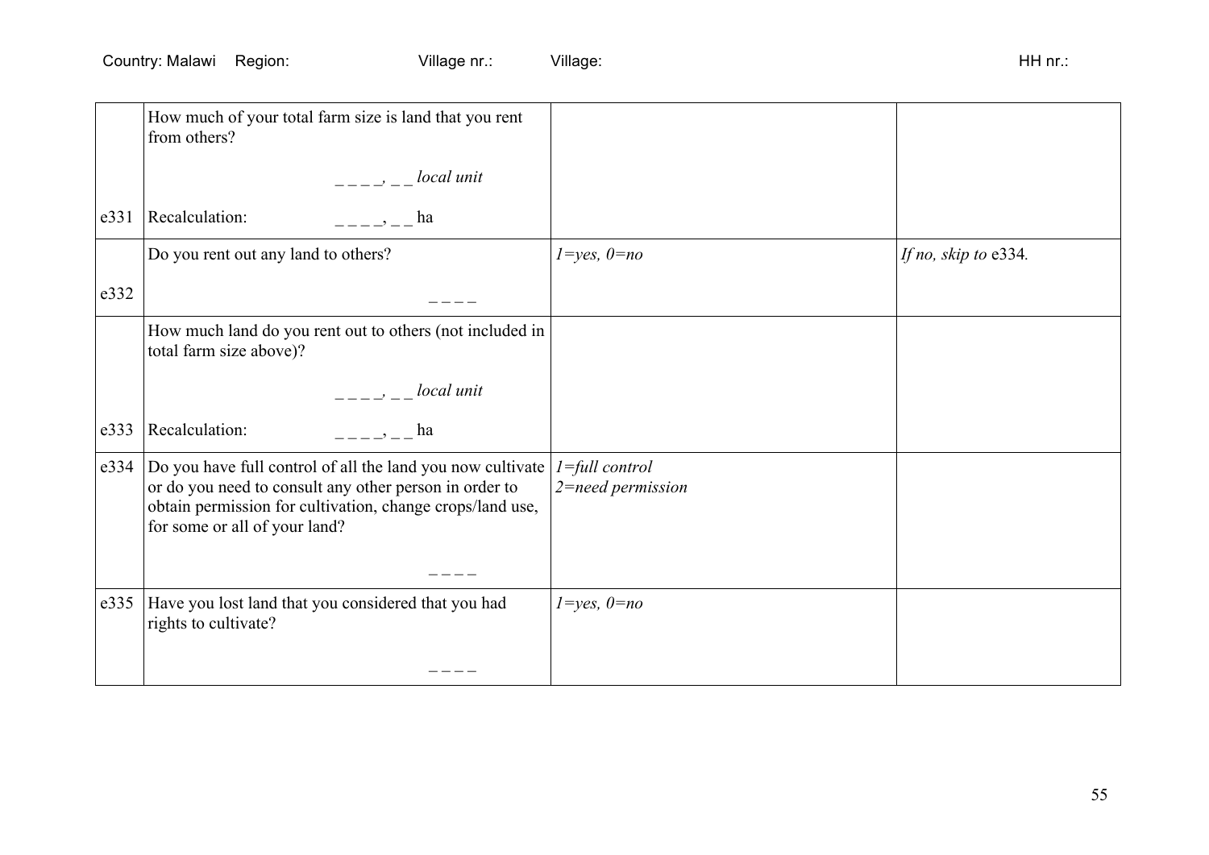Country: Malawi    Region:    Village nr.:    Village:    HH nr.:

| | | | |
|---|---|---|---|
| e331 | How much of your total farm size is land that you rent from others?<br><br>_ _ _ _, _ _ *local unit*<br><br>Recalculation: _ _ _ _, _ _ ha | | |
| e332 | Do you rent out any land to others?<br><br>_ _ _ _ | *1=yes, 0=no* | *If no, skip to* e334. |
| e333 | How much land do you rent out to others (not included in total farm size above)?<br><br>_ _ _ _, _ _ *local unit*<br><br>Recalculation: _ _ _ _, _ _ ha | | |
| e334 | Do you have full control of all the land you now cultivate or do you need to consult any other person in order to obtain permission for cultivation, change crops/land use, for some or all of your land?<br><br>_ _ _ _ | *1=full control*<br>*2=need permission* | |
| e335 | Have you lost land that you considered that you had rights to cultivate?<br><br>_ _ _ _ | *1=yes, 0=no* | |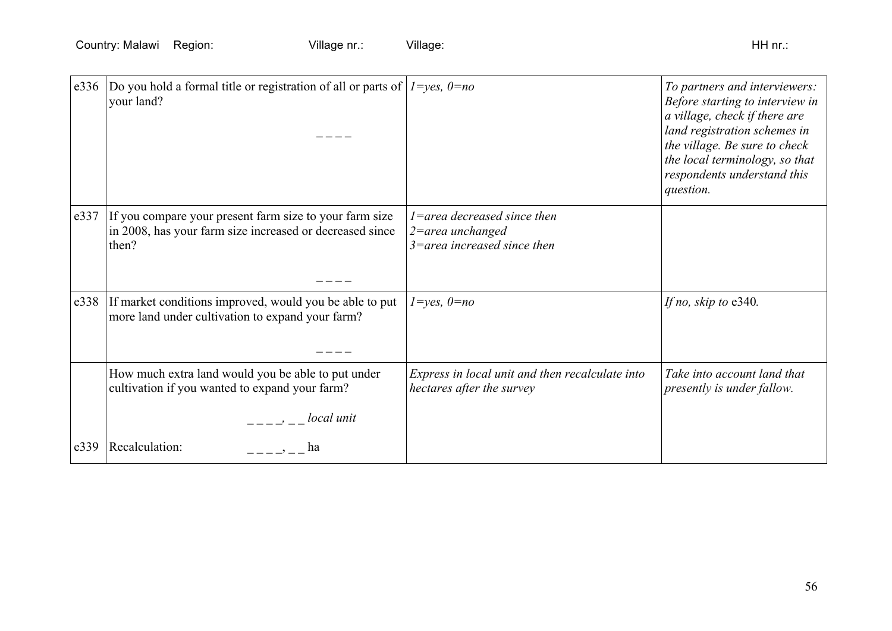Country: Malawi Region: Village nr.: Village: HH nr.:

| | | | |
|---|---|---|---|
| e336 | Do you hold a formal title or registration of all or parts of your land?<br><br>_ _ _ _ | *1=yes, 0=no* | *To partners and interviewers: Before starting to interview in a village, check if there are land registration schemes in the village. Be sure to check the local terminology, so that respondents understand this question.* |
| e337 | If you compare your present farm size to your farm size in 2008, has your farm size increased or decreased since then?<br><br>_ _ _ _ | *1=area decreased since then*<br>*2=area unchanged*<br>*3=area increased since then* | |
| e338 | If market conditions improved, would you be able to put more land under cultivation to expand your farm?<br><br>_ _ _ _ | *1=yes, 0=no* | *If no, skip to* e340*.* |
| | How much extra land would you be able to put under cultivation if you wanted to expand your farm?<br><br>_ _ _ _, _ _ *local unit* | *Express in local unit and then recalculate into hectares after the survey* | *Take into account land that presently is under fallow.* |
| e339 | Recalculation: _ _ _ _, _ _ ha | | |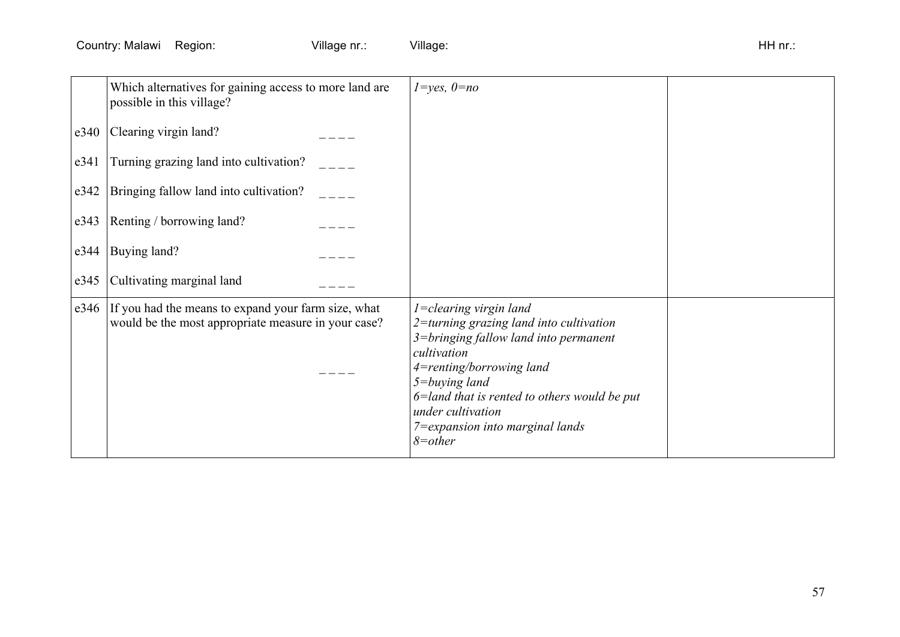Country: Malawi Region: Village nr.: Village: HH nr.:

| | | | |
|---|---|---|---|
| | Which alternatives for gaining access to more land are possible in this village? | *1=yes, 0=no* | |
| e340 | Clearing virgin land? _ _ _ _ | | |
| e341 | Turning grazing land into cultivation? _ _ _ _ | | |
| e342 | Bringing fallow land into cultivation? _ _ _ _ | | |
| e343 | Renting / borrowing land? _ _ _ _ | | |
| e344 | Buying land? _ _ _ _ | | |
| e345 | Cultivating marginal land _ _ _ _ | | |
| e346 | If you had the means to expand your farm size, what would be the most appropriate measure in your case? _ _ _ _ | *1=clearing virgin land*<br>*2=turning grazing land into cultivation*<br>*3=bringing fallow land into permanent cultivation*<br>*4=renting/borrowing land*<br>*5=buying land*<br>*6=land that is rented to others would be put under cultivation*<br>*7=expansion into marginal lands*<br>*8=other* | |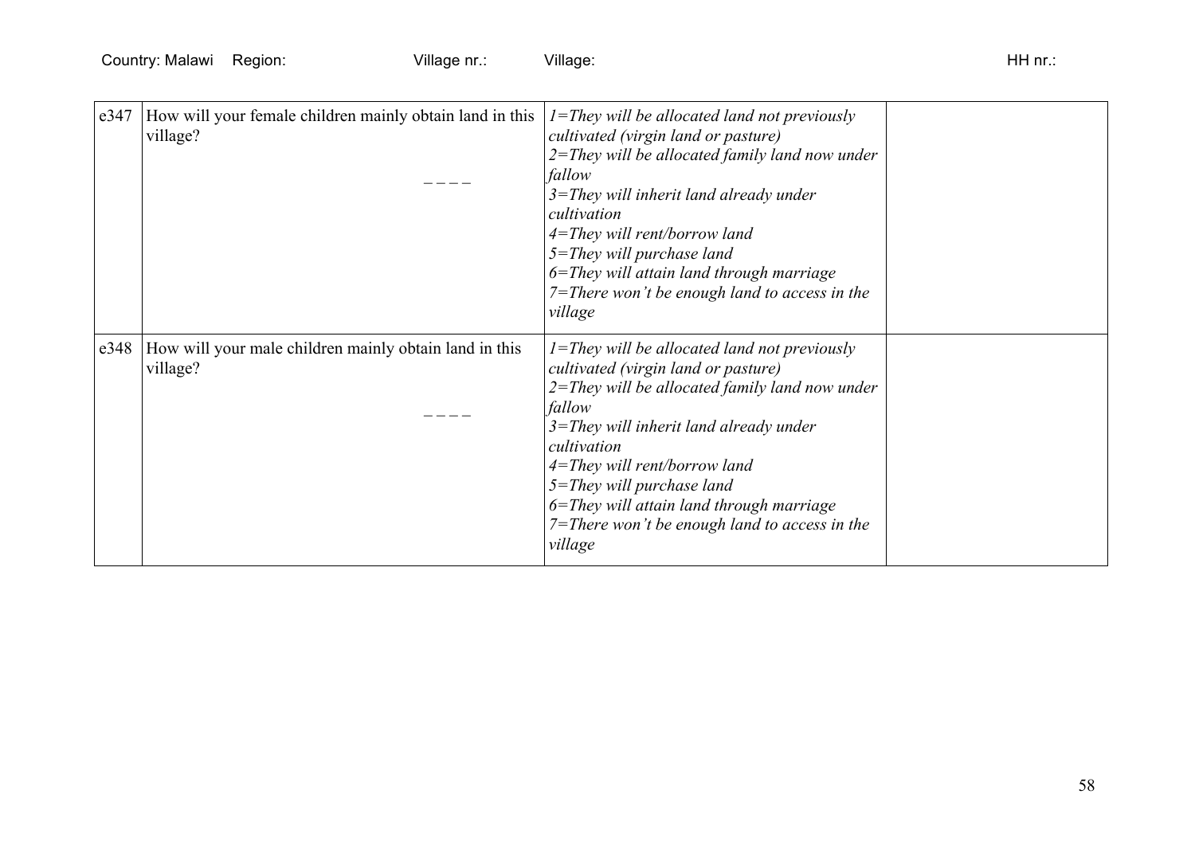Country: Malawi Region: Village nr.: Village: HH nr.:

| | | | |
|---|---|---|---|
| e347 | How will your female children mainly obtain land in this village?<br><br>_ _ _ _ | *1=They will be allocated land not previously cultivated (virgin land or pasture)*<br>*2=They will be allocated family land now under fallow*<br>*3=They will inherit land already under cultivation*<br>*4=They will rent/borrow land*<br>*5=They will purchase land*<br>*6=They will attain land through marriage*<br>*7=There won't be enough land to access in the village* | |
| e348 | How will your male children mainly obtain land in this village?<br><br>_ _ _ _ | *1=They will be allocated land not previously cultivated (virgin land or pasture)*<br>*2=They will be allocated family land now under fallow*<br>*3=They will inherit land already under cultivation*<br>*4=They will rent/borrow land*<br>*5=They will purchase land*<br>*6=They will attain land through marriage*<br>*7=There won't be enough land to access in the village* | |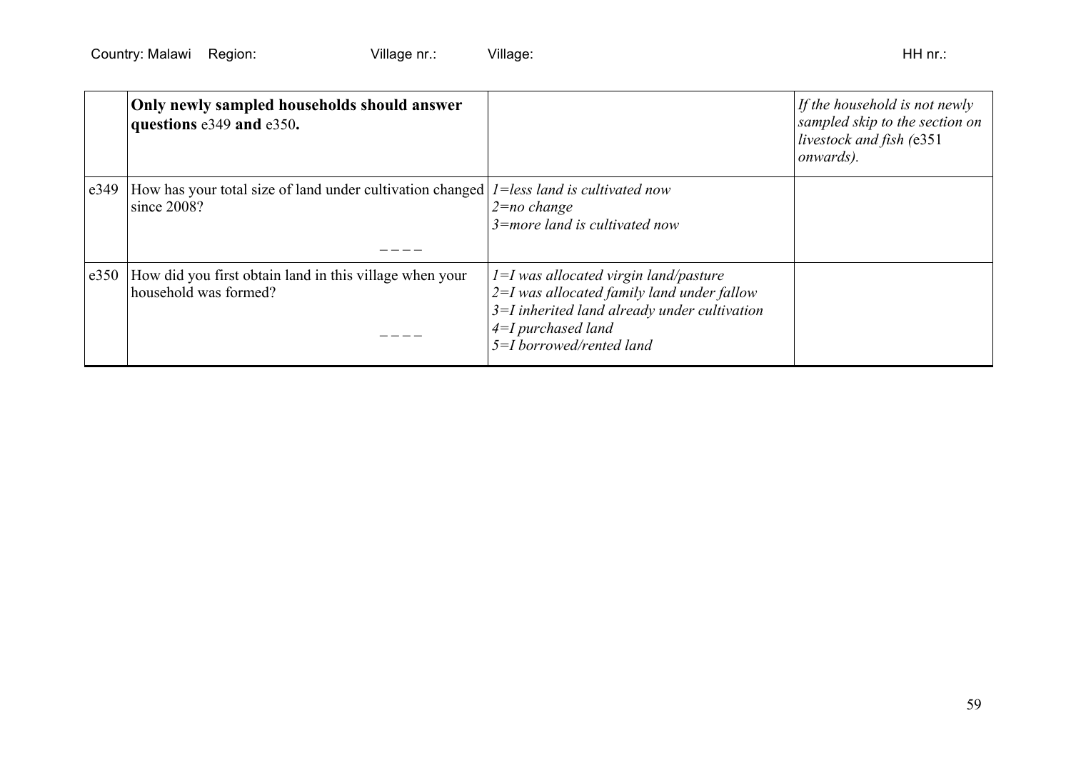Country: Malawi Region: Village nr.: Village: HH nr.:

| | **Only newly sampled households should answer questions** e349 **and** e350**.** | | *If the household is not newly sampled skip to the section on livestock and fish (*e351 *onwards).* |
|---|---|---|---|
| e349 | How has your total size of land under cultivation changed since 2008? _ _ _ _ | *1=less land is cultivated now*<br>*2=no change*<br>*3=more land is cultivated now* | |
| e350 | How did you first obtain land in this village when your household was formed? _ _ _ _ | *1=I was allocated virgin land/pasture*<br>*2=I was allocated family land under fallow*<br>*3=I inherited land already under cultivation*<br>*4=I purchased land*<br>*5=I borrowed/rented land* | |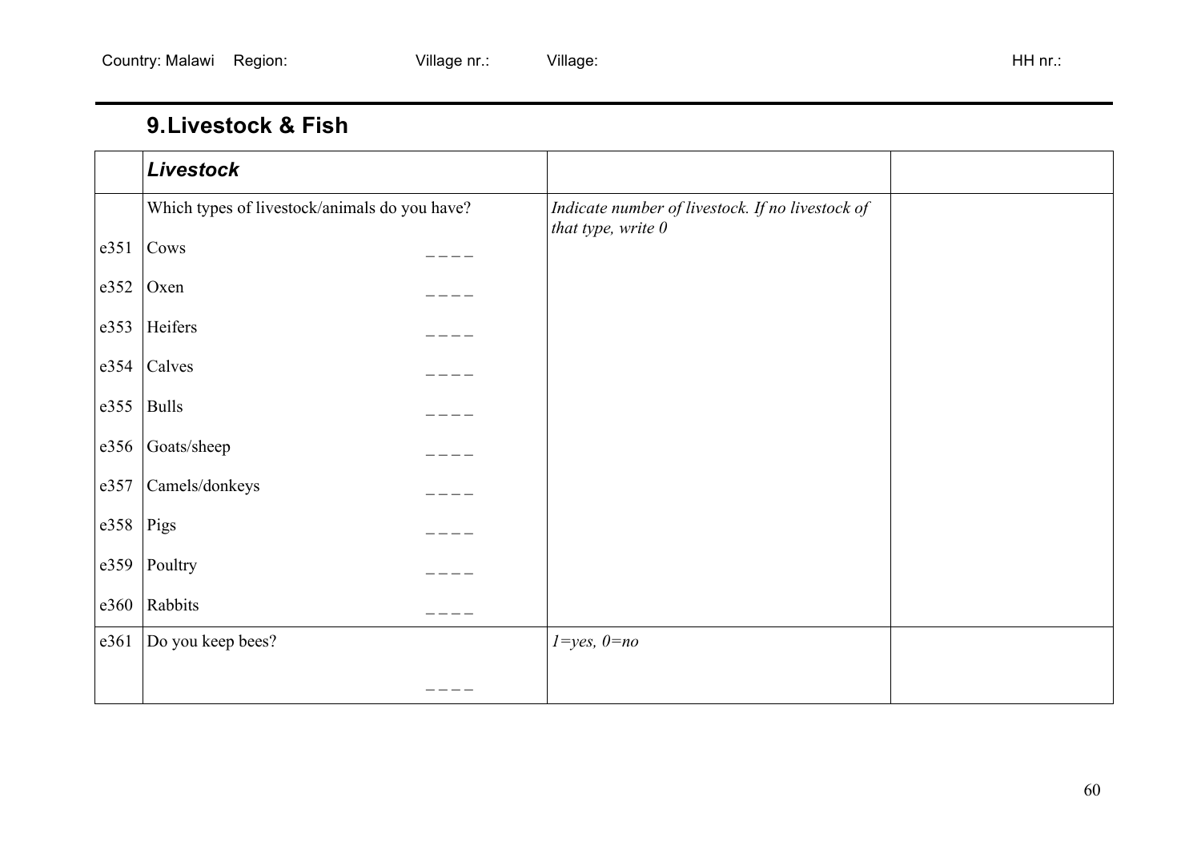Country: Malawi Region: Village nr.: Village: HH nr.:

## 9. Livestock & Fish

| | ***Livestock*** | | |
|---|---|---|---|
| | Which types of livestock/animals do you have? | *Indicate number of livestock. If no livestock of that type, write 0* | |
| e351 | Cows _ _ _ _ | | |
| e352 | Oxen _ _ _ _ | | |
| e353 | Heifers _ _ _ _ | | |
| e354 | Calves _ _ _ _ | | |
| e355 | Bulls _ _ _ _ | | |
| e356 | Goats/sheep _ _ _ _ | | |
| e357 | Camels/donkeys _ _ _ _ | | |
| e358 | Pigs _ _ _ _ | | |
| e359 | Poultry _ _ _ _ | | |
| e360 | Rabbits _ _ _ _ | | |
| e361 | Do you keep bees? _ _ _ _ | *1=yes, 0=no* | |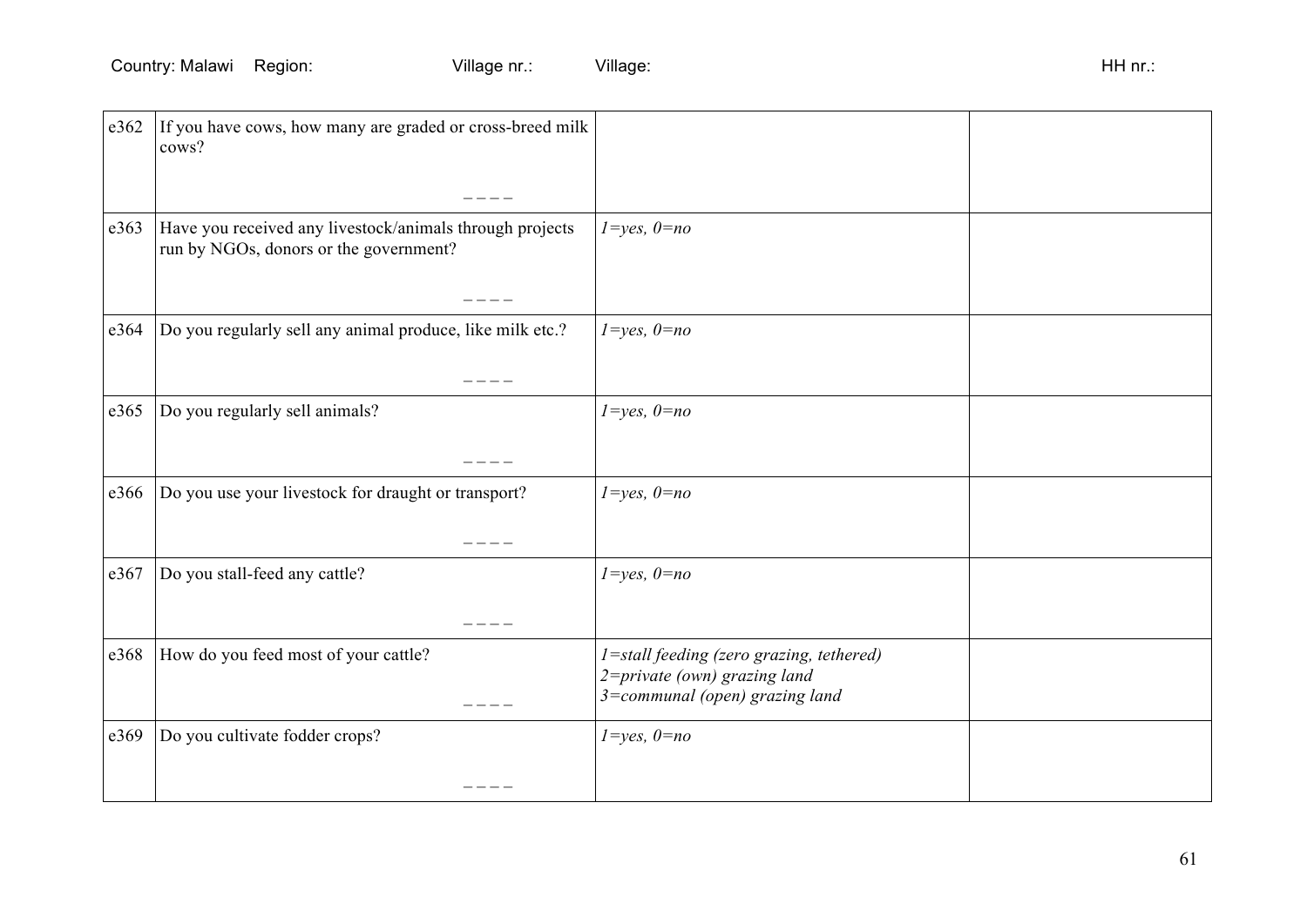Country: Malawi Region: Village nr.: Village: HH nr.:

| | | | |
|---|---|---|---|
| e362 | If you have cows, how many are graded or cross-breed milk cows? _ _ _ _ | | |
| e363 | Have you received any livestock/animals through projects run by NGOs, donors or the government? _ _ _ _ | *1=yes, 0=no* | |
| e364 | Do you regularly sell any animal produce, like milk etc.? _ _ _ _ | *1=yes, 0=no* | |
| e365 | Do you regularly sell animals? _ _ _ _ | *1=yes, 0=no* | |
| e366 | Do you use your livestock for draught or transport? _ _ _ _ | *1=yes, 0=no* | |
| e367 | Do you stall-feed any cattle? _ _ _ _ | *1=yes, 0=no* | |
| e368 | How do you feed most of your cattle? _ _ _ _ | *1=stall feeding (zero grazing, tethered)*<br>*2=private (own) grazing land*<br>*3=communal (open) grazing land* | |
| e369 | Do you cultivate fodder crops? _ _ _ _ | *1=yes, 0=no* | |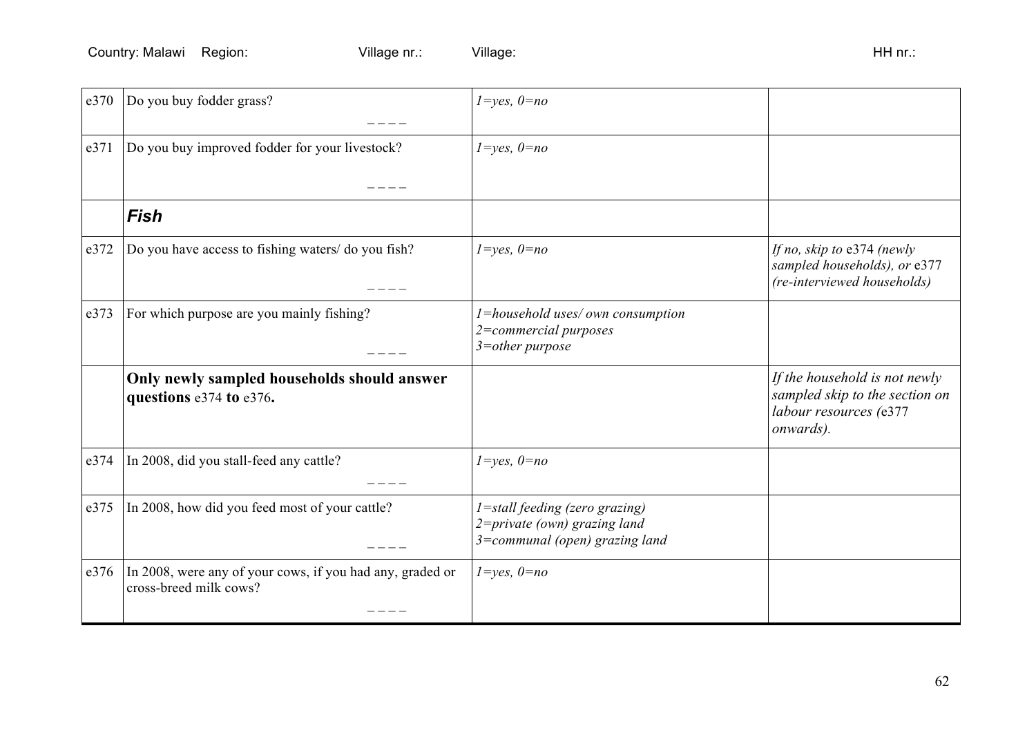Country: Malawi Region: Village nr.: Village: HH nr.:

| | | | |
|---|---|---|---|
| e370 | Do you buy fodder grass? _ _ _ _ | *1=yes, 0=no* | |
| e371 | Do you buy improved fodder for your livestock? _ _ _ _ | *1=yes, 0=no* | |
| | ***Fish*** | | |
| e372 | Do you have access to fishing waters/ do you fish? _ _ _ _ | *1=yes, 0=no* | *If no, skip to* e374 *(newly sampled households), or* e377 *(re-interviewed households)* |
| e373 | For which purpose are you mainly fishing? _ _ _ _ | *1=household uses/ own consumption*<br>*2=commercial purposes*<br>*3=other purpose* | |
| | **Only newly sampled households should answer questions** e374 **to** e376**.** | | *If the household is not newly sampled skip to the section on labour resources (*e377 *onwards).* |
| e374 | In 2008, did you stall-feed any cattle? _ _ _ _ | *1=yes, 0=no* | |
| e375 | In 2008, how did you feed most of your cattle? _ _ _ _ | *1=stall feeding (zero grazing)*<br>*2=private (own) grazing land*<br>*3=communal (open) grazing land* | |
| e376 | In 2008, were any of your cows, if you had any, graded or cross-breed milk cows? _ _ _ _ | *1=yes, 0=no* | |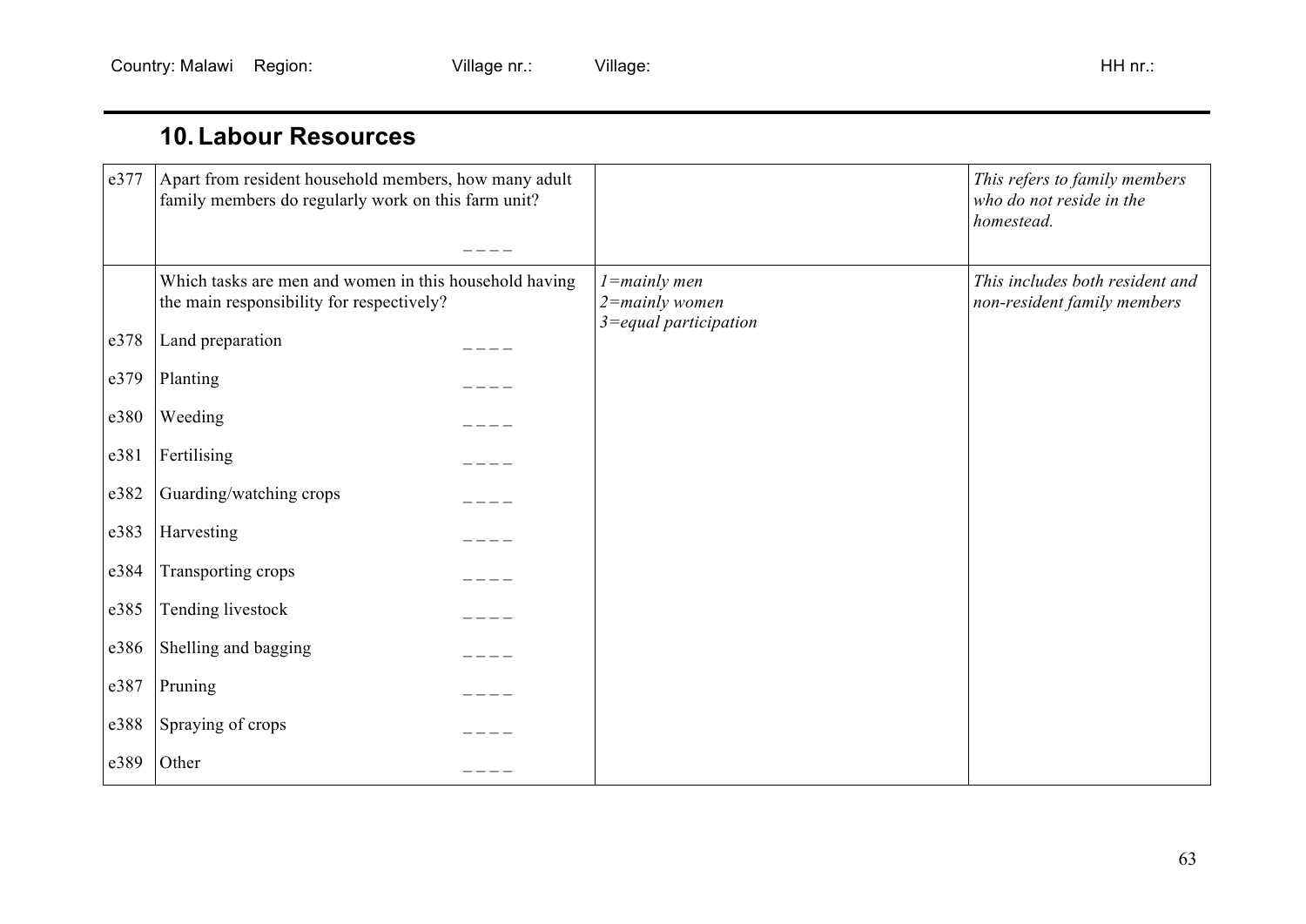Country: Malawi Region: Village nr.: Village: HH nr.:

## 10. Labour Resources

| | | | |
|---|---|---|---|
| e377 | Apart from resident household members, how many adult family members do regularly work on this farm unit? \_ \_ \_ \_ | | *This refers to family members who do not reside in the homestead.* |
| | Which tasks are men and women in this household having the main responsibility for respectively? | *1=mainly men*<br>*2=mainly women*<br>*3=equal participation* | *This includes both resident and non-resident family members* |
| e378 | Land preparation \_ \_ \_ \_ | | |
| e379 | Planting \_ \_ \_ \_ | | |
| e380 | Weeding \_ \_ \_ \_ | | |
| e381 | Fertilising \_ \_ \_ \_ | | |
| e382 | Guarding/watching crops \_ \_ \_ \_ | | |
| e383 | Harvesting \_ \_ \_ \_ | | |
| e384 | Transporting crops \_ \_ \_ \_ | | |
| e385 | Tending livestock \_ \_ \_ \_ | | |
| e386 | Shelling and bagging \_ \_ \_ \_ | | |
| e387 | Pruning \_ \_ \_ \_ | | |
| e388 | Spraying of crops \_ \_ \_ \_ | | |
| e389 | Other \_ \_ \_ \_ | | |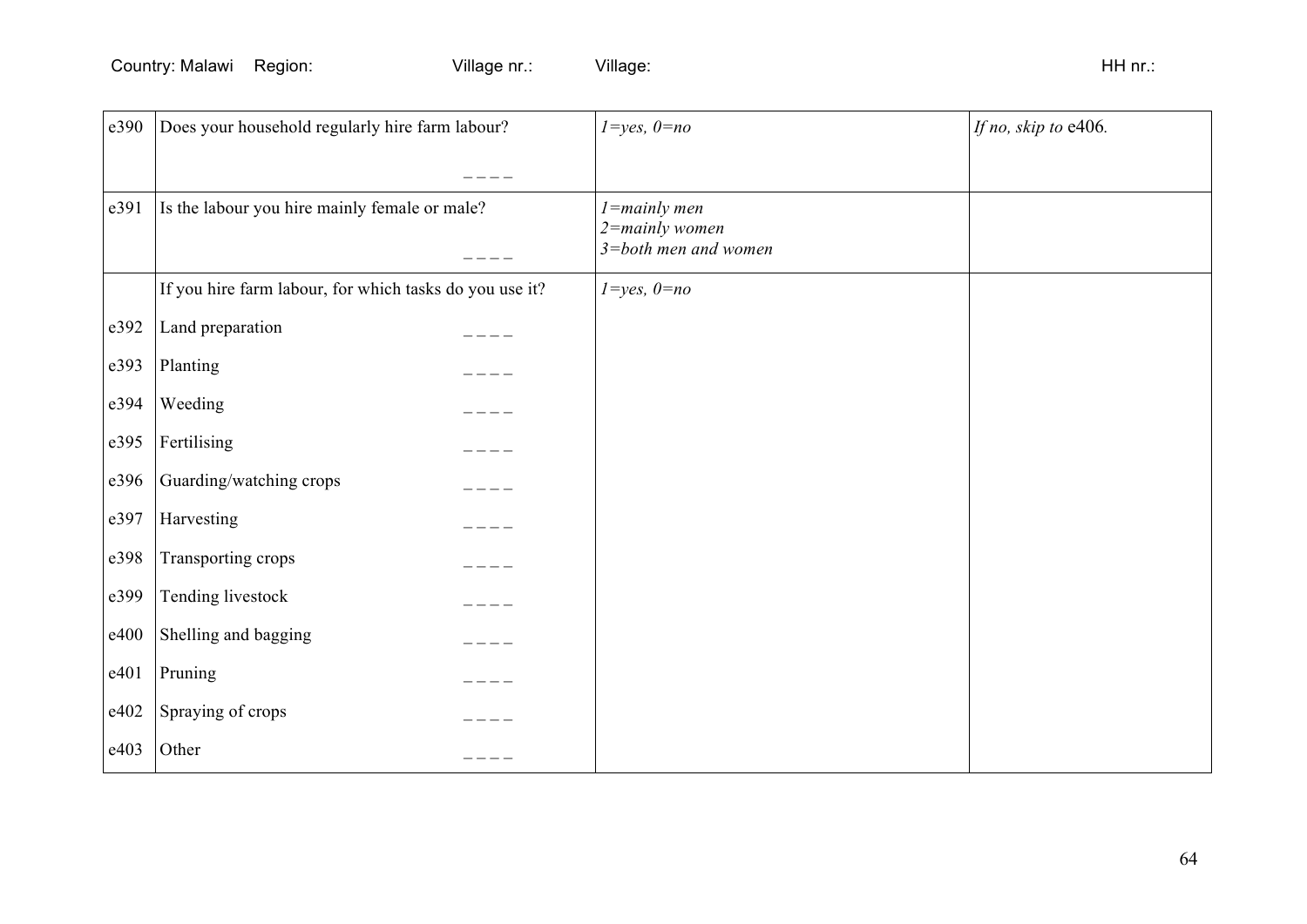Country: Malawi Region: Village nr.: Village: HH nr.:

| | | | |
|---|---|---|---|
| e390 | Does your household regularly hire farm labour? _ _ _ _ | *1=yes, 0=no* | *If no, skip to* e406. |
| e391 | Is the labour you hire mainly female or male? _ _ _ _ | *1=mainly men*<br>*2=mainly women*<br>*3=both men and women* | |
| | If you hire farm labour, for which tasks do you use it? | *1=yes, 0=no* | |
| e392 | Land preparation _ _ _ _ | | |
| e393 | Planting _ _ _ _ | | |
| e394 | Weeding _ _ _ _ | | |
| e395 | Fertilising _ _ _ _ | | |
| e396 | Guarding/watching crops _ _ _ _ | | |
| e397 | Harvesting _ _ _ _ | | |
| e398 | Transporting crops _ _ _ _ | | |
| e399 | Tending livestock _ _ _ _ | | |
| e400 | Shelling and bagging _ _ _ _ | | |
| e401 | Pruning _ _ _ _ | | |
| e402 | Spraying of crops _ _ _ _ | | |
| e403 | Other _ _ _ _ | | |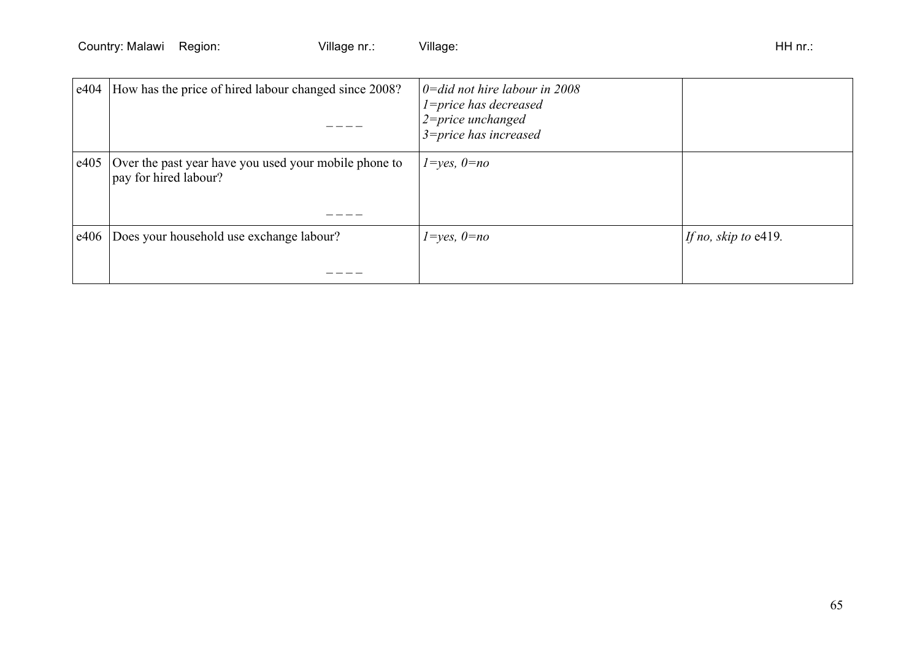| | | | |
|---|---|---|---|
| e404 | How has the price of hired labour changed since 2008? _ _ _ _ | *0=did not hire labour in 2008*<br>*1=price has decreased*<br>*2=price unchanged*<br>*3=price has increased* | |
| e405 | Over the past year have you used your mobile phone to pay for hired labour? _ _ _ _ | *1=yes, 0=no* | |
| e406 | Does your household use exchange labour? _ _ _ _ | *1=yes, 0=no* | *If no, skip to* e419. |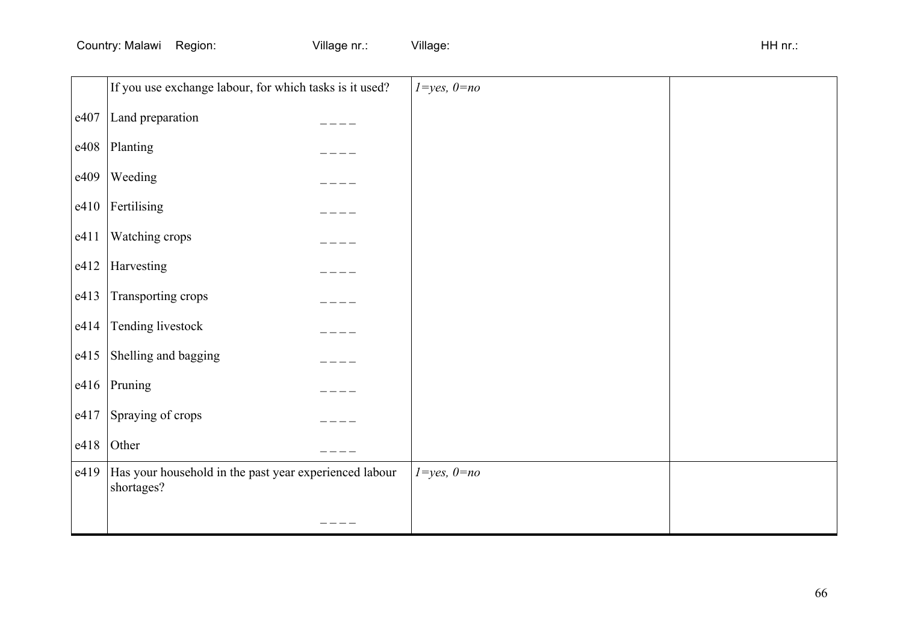Country: Malawi Region: Village nr.: Village: HH nr.:

| | | | |
|---|---|---|---|
| | If you use exchange labour, for which tasks is it used? | *1=yes, 0=no* | |
| e407 | Land preparation _ _ _ _ | | |
| e408 | Planting _ _ _ _ | | |
| e409 | Weeding _ _ _ _ | | |
| e410 | Fertilising _ _ _ _ | | |
| e411 | Watching crops _ _ _ _ | | |
| e412 | Harvesting _ _ _ _ | | |
| e413 | Transporting crops _ _ _ _ | | |
| e414 | Tending livestock _ _ _ _ | | |
| e415 | Shelling and bagging _ _ _ _ | | |
| e416 | Pruning _ _ _ _ | | |
| e417 | Spraying of crops _ _ _ _ | | |
| e418 | Other _ _ _ _ | | |
| e419 | Has your household in the past year experienced labour shortages? _ _ _ _ | *1=yes, 0=no* | |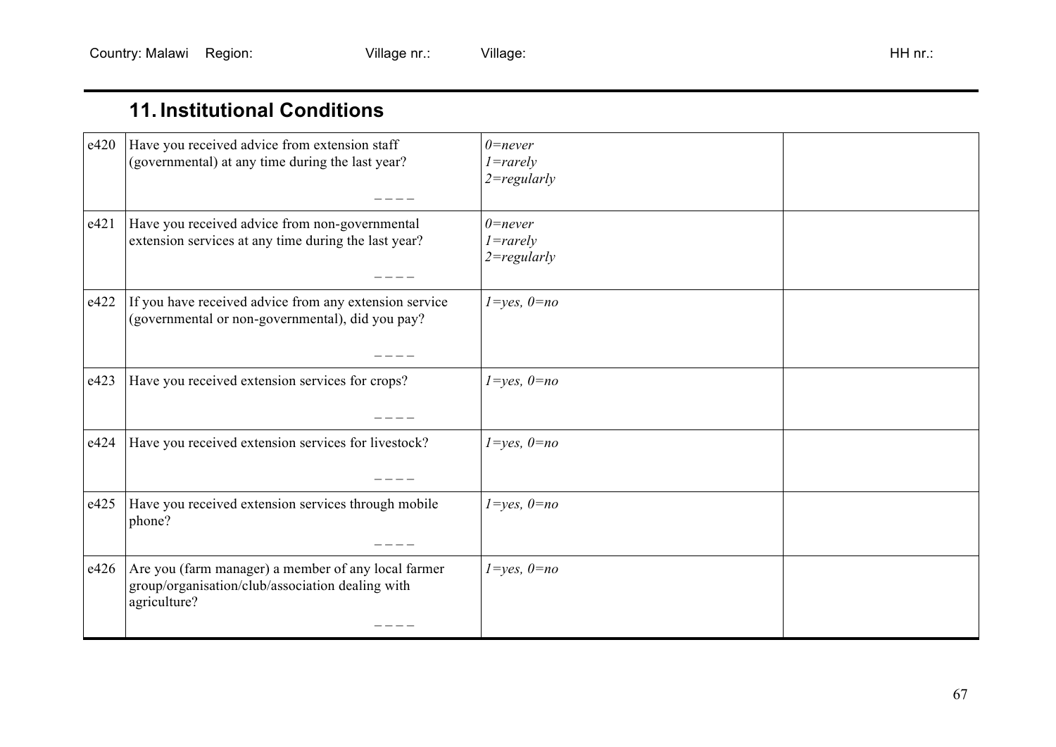Country: Malawi Region: Village nr.: Village: HH nr.:

## 11. Institutional Conditions

| | | | |
|---|---|---|---|
| e420 | Have you received advice from extension staff (governmental) at any time during the last year? _ _ _ _ | *0=never*<br>*1=rarely*<br>*2=regularly* | |
| e421 | Have you received advice from non-governmental extension services at any time during the last year? _ _ _ _ | *0=never*<br>*1=rarely*<br>*2=regularly* | |
| e422 | If you have received advice from any extension service (governmental or non-governmental), did you pay? _ _ _ _ | *1=yes, 0=no* | |
| e423 | Have you received extension services for crops? _ _ _ _ | *1=yes, 0=no* | |
| e424 | Have you received extension services for livestock? _ _ _ _ | *1=yes, 0=no* | |
| e425 | Have you received extension services through mobile phone? _ _ _ _ | *1=yes, 0=no* | |
| e426 | Are you (farm manager) a member of any local farmer group/organisation/club/association dealing with agriculture? _ _ _ _ | *1=yes, 0=no* | |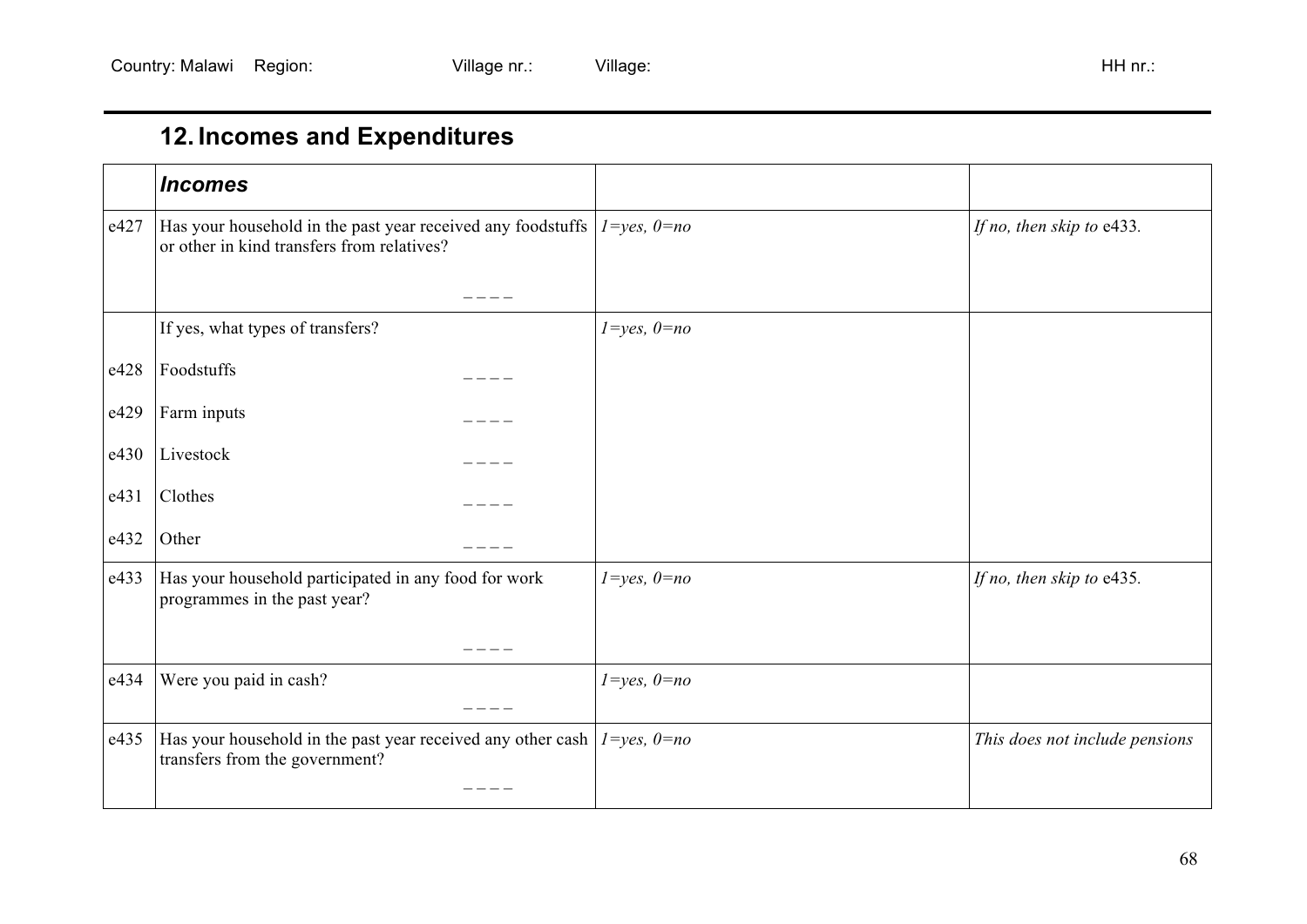Country: Malawi Region: Village nr.: Village: HH nr.:

## 12. Incomes and Expenditures

| | ***Incomes*** | | |
|---|---|---|---|
| e427 | Has your household in the past year received any foodstuffs or other in kind transfers from relatives? _ _ _ _ | *1=yes, 0=no* | *If no, then skip to* e433. |
| | If yes, what types of transfers? | *1=yes, 0=no* | |
| e428 | Foodstuffs _ _ _ _ | | |
| e429 | Farm inputs _ _ _ _ | | |
| e430 | Livestock _ _ _ _ | | |
| e431 | Clothes _ _ _ _ | | |
| e432 | Other _ _ _ _ | | |
| e433 | Has your household participated in any food for work programmes in the past year? _ _ _ _ | *1=yes, 0=no* | *If no, then skip to* e435. |
| e434 | Were you paid in cash? _ _ _ _ | *1=yes, 0=no* | |
| e435 | Has your household in the past year received any other cash transfers from the government? _ _ _ _ | *1=yes, 0=no* | *This does not include pensions* |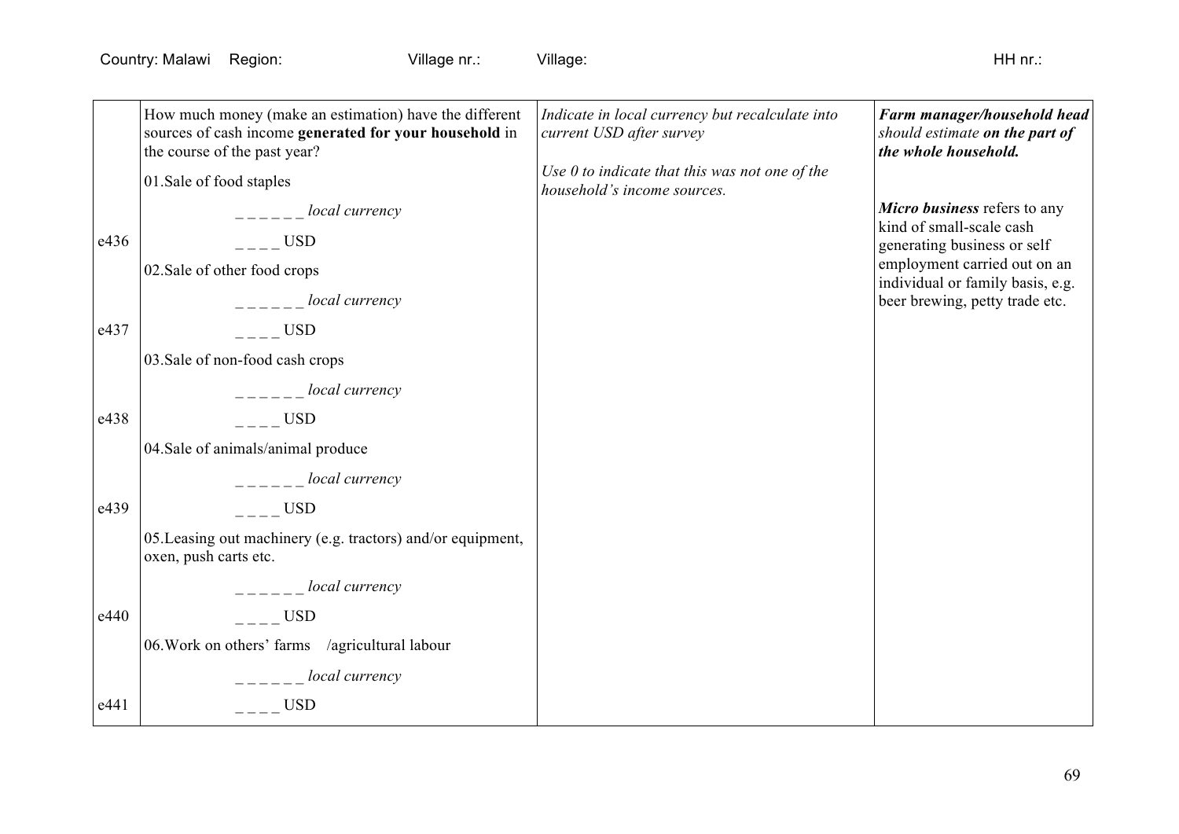Country: Malawi Region: Village nr.: Village: HH nr.:

| | | | |
|---|---|---|---|
| | How much money (make an estimation) have the different sources of cash income **generated for your household** in the course of the past year?<br><br>01.Sale of food staples<br><br>_ _ _ _ _ _ *local currency* | *Indicate in local currency but recalculate into current USD after survey*<br><br>*Use 0 to indicate that this was not one of the household's income sources.* | ***Farm manager/household head*** *should estimate* ***on the part of the whole household.***<br><br>***Micro business*** refers to any kind of small-scale cash generating business or self employment carried out on an individual or family basis, e.g. beer brewing, petty trade etc. |
| e436 | _ _ _ _ USD<br><br>02.Sale of other food crops<br><br>_ _ _ _ _ _ *local currency* | | |
| e437 | _ _ _ _ USD<br><br>03.Sale of non-food cash crops<br><br>_ _ _ _ _ _ *local currency* | | |
| e438 | _ _ _ _ USD<br><br>04.Sale of animals/animal produce<br><br>_ _ _ _ _ _ *local currency* | | |
| e439 | _ _ _ _ USD<br><br>05.Leasing out machinery (e.g. tractors) and/or equipment, oxen, push carts etc.<br><br>_ _ _ _ _ _ *local currency* | | |
| e440 | _ _ _ _ USD<br><br>06.Work on others' farms /agricultural labour<br><br>_ _ _ _ _ _ *local currency* | | |
| e441 | _ _ _ _ USD | | |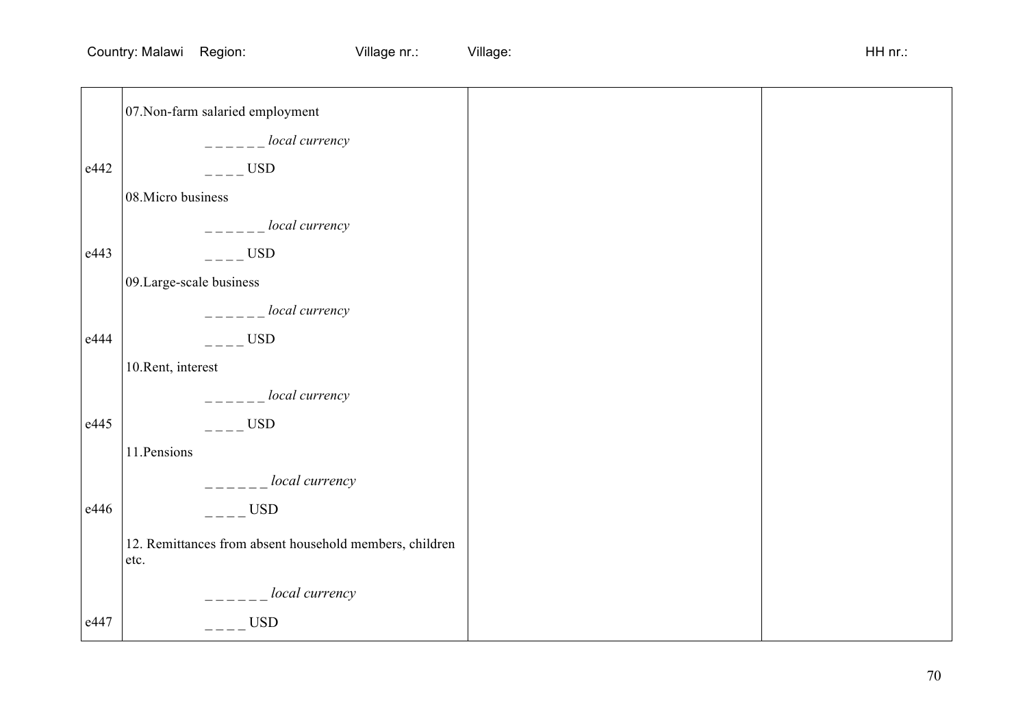Country: Malawi Region: Village nr.: Village: HH nr.:

| | | | |
|---|---|---|---|
| | 07.Non-farm salaried employment | | |
| | _ _ _ _ _ _ *local currency* | | |
| e442 | _ _ _ _ USD | | |
| | 08.Micro business | | |
| | _ _ _ _ _ _ *local currency* | | |
| e443 | _ _ _ _ USD | | |
| | 09.Large-scale business | | |
| | _ _ _ _ _ _ *local currency* | | |
| e444 | _ _ _ _ USD | | |
| | 10.Rent, interest | | |
| | _ _ _ _ _ _ *local currency* | | |
| e445 | _ _ _ _ USD | | |
| | 11.Pensions | | |
| | _ _ _ _ _ _ *local currency* | | |
| e446 | _ _ _ _ USD | | |
| | 12. Remittances from absent household members, children etc. | | |
| | _ _ _ _ _ _ *local currency* | | |
| e447 | _ _ _ _ USD | | |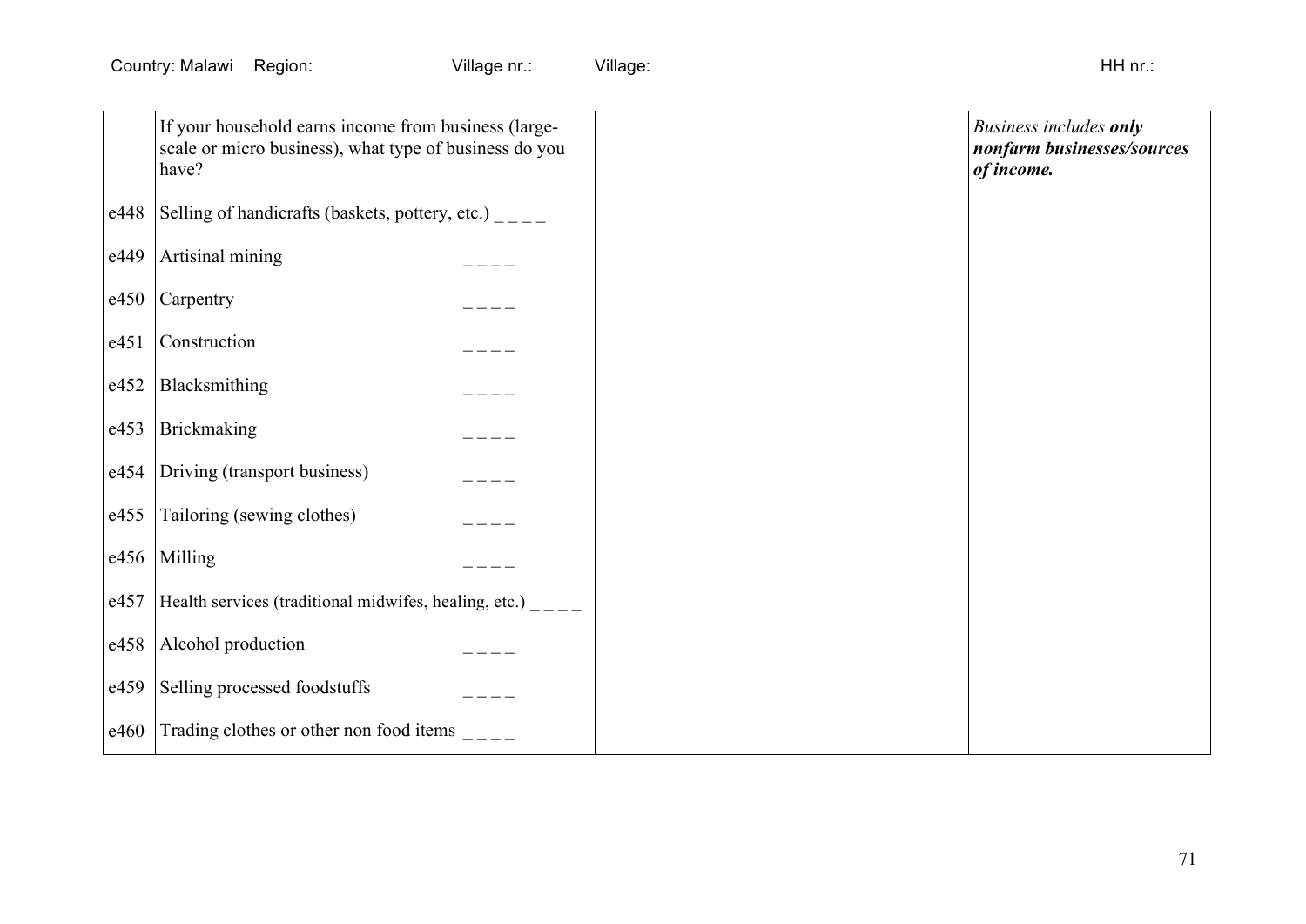Country: Malawi Region: Village nr.: Village: HH nr.:

| | | | |
|---|---|---|---|
| | If your household earns income from business (large-scale or micro business), what type of business do you have? | | *Business includes **only nonfarm businesses/sources of income.*** |
| e448 | Selling of handicrafts (baskets, pottery, etc.) _ _ _ _ | | |
| e449 | Artisinal mining _ _ _ _ | | |
| e450 | Carpentry _ _ _ _ | | |
| e451 | Construction _ _ _ _ | | |
| e452 | Blacksmithing _ _ _ _ | | |
| e453 | Brickmaking _ _ _ _ | | |
| e454 | Driving (transport business) _ _ _ _ | | |
| e455 | Tailoring (sewing clothes) _ _ _ _ | | |
| e456 | Milling _ _ _ _ | | |
| e457 | Health services (traditional midwifes, healing, etc.) _ _ _ _ | | |
| e458 | Alcohol production _ _ _ _ | | |
| e459 | Selling processed foodstuffs _ _ _ _ | | |
| e460 | Trading clothes or other non food items _ _ _ _ | | |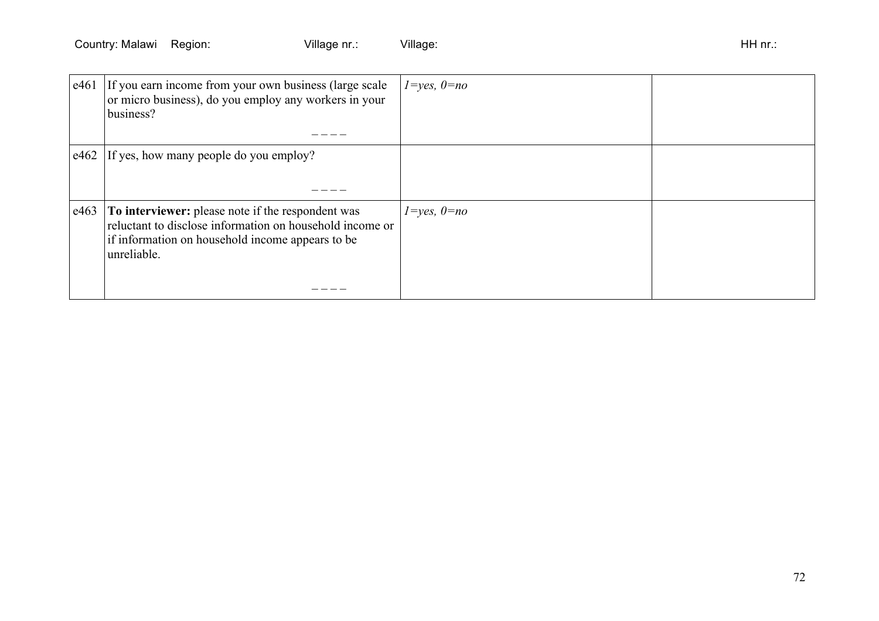Country: Malawi Region: Village nr.: Village: HH nr.:

| | | | |
|---|---|---|---|
| e461 | If you earn income from your own business (large scale or micro business), do you employ any workers in your business?<br><br>_ _ _ _ | *1=yes, 0=no* | |
| e462 | If yes, how many people do you employ?<br><br>_ _ _ _ | | |
| e463 | **To interviewer:** please note if the respondent was reluctant to disclose information on household income or if information on household income appears to be unreliable.<br><br>_ _ _ _ | *1=yes, 0=no* | |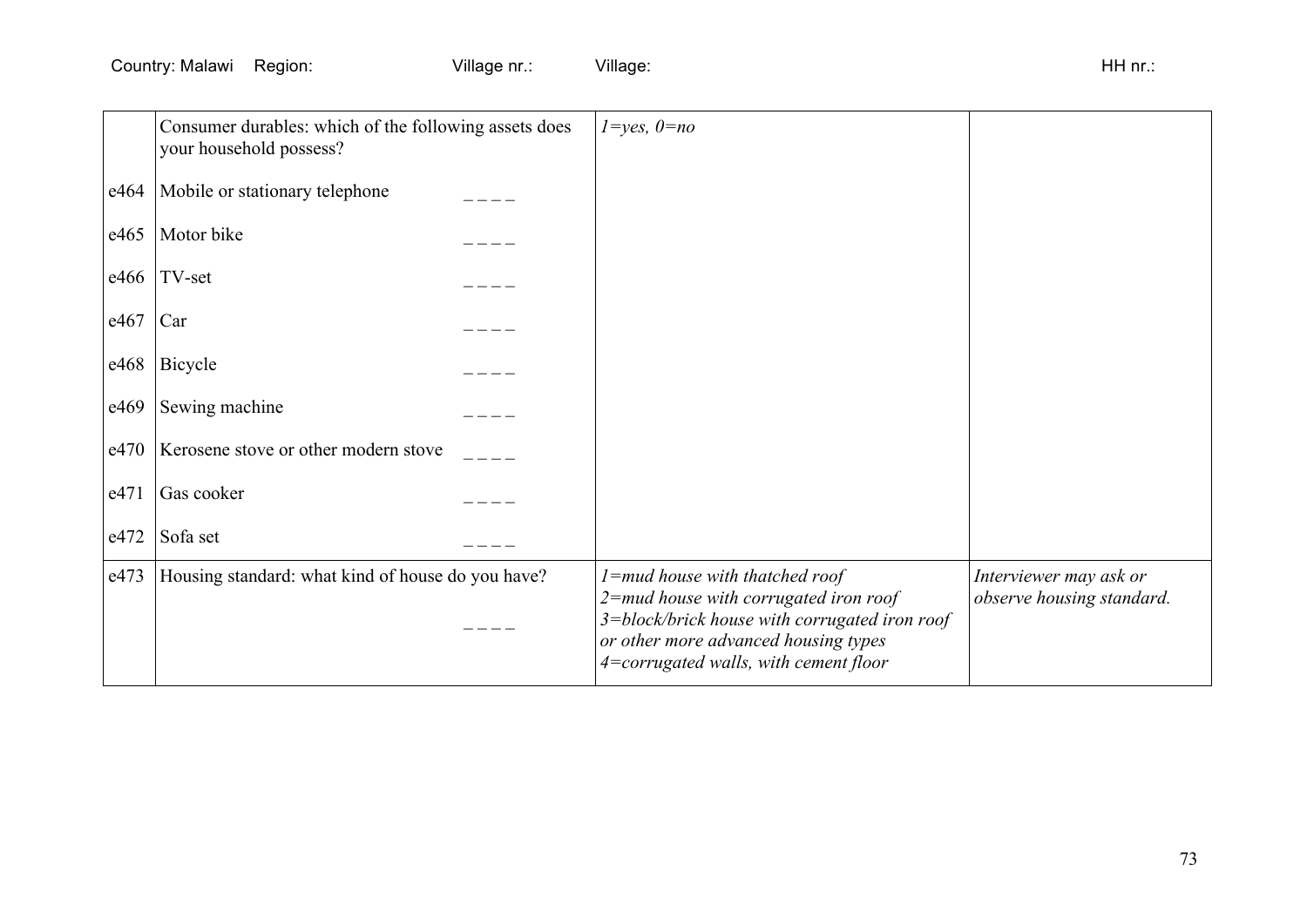Country: Malawi Region: Village nr.: Village: HH nr.:

| | | | |
|---|---|---|---|
| | Consumer durables: which of the following assets does your household possess? | *1=yes, 0=no* | |
| e464 | Mobile or stationary telephone _ _ _ _ | | |
| e465 | Motor bike _ _ _ _ | | |
| e466 | TV-set _ _ _ _ | | |
| e467 | Car _ _ _ _ | | |
| e468 | Bicycle _ _ _ _ | | |
| e469 | Sewing machine _ _ _ _ | | |
| e470 | Kerosene stove or other modern stove _ _ _ _ | | |
| e471 | Gas cooker _ _ _ _ | | |
| e472 | Sofa set _ _ _ _ | | |
| e473 | Housing standard: what kind of house do you have? _ _ _ _ | *1=mud house with thatched roof*<br>*2=mud house with corrugated iron roof*<br>*3=block/brick house with corrugated iron roof or other more advanced housing types*<br>*4=corrugated walls, with cement floor* | *Interviewer may ask or observe housing standard.* |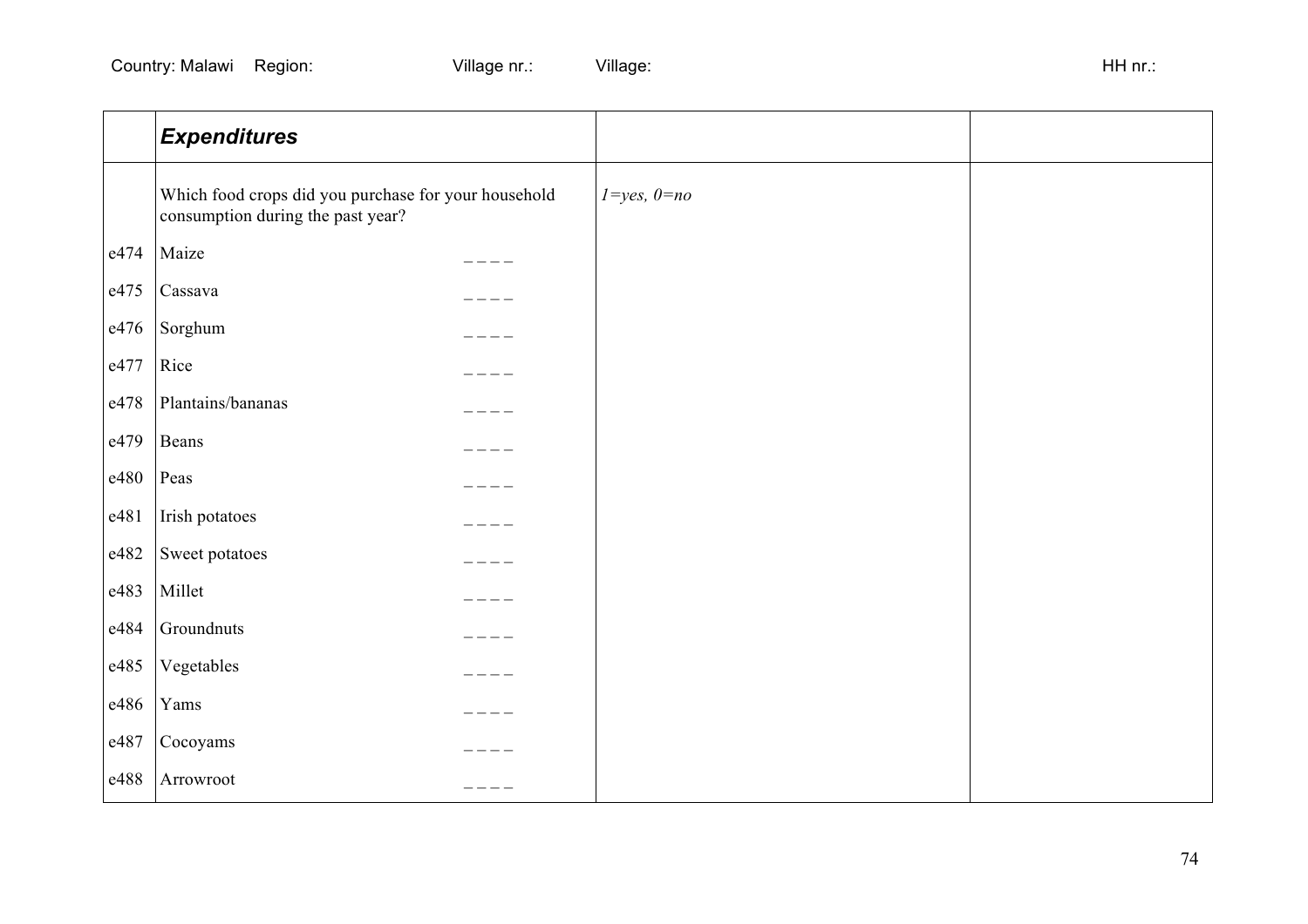Country: Malawi Region: Village nr.: Village: HH nr.:

| | ***Expenditures*** | | |
|---|---|---|---|
| | Which food crops did you purchase for your household consumption during the past year? | *1=yes, 0=no* | |
| e474 | Maize _ _ _ _ | | |
| e475 | Cassava _ _ _ _ | | |
| e476 | Sorghum _ _ _ _ | | |
| e477 | Rice _ _ _ _ | | |
| e478 | Plantains/bananas _ _ _ _ | | |
| e479 | Beans _ _ _ _ | | |
| e480 | Peas _ _ _ _ | | |
| e481 | Irish potatoes _ _ _ _ | | |
| e482 | Sweet potatoes _ _ _ _ | | |
| e483 | Millet _ _ _ _ | | |
| e484 | Groundnuts _ _ _ _ | | |
| e485 | Vegetables _ _ _ _ | | |
| e486 | Yams _ _ _ _ | | |
| e487 | Cocoyams _ _ _ _ | | |
| e488 | Arrowroot _ _ _ _ | | |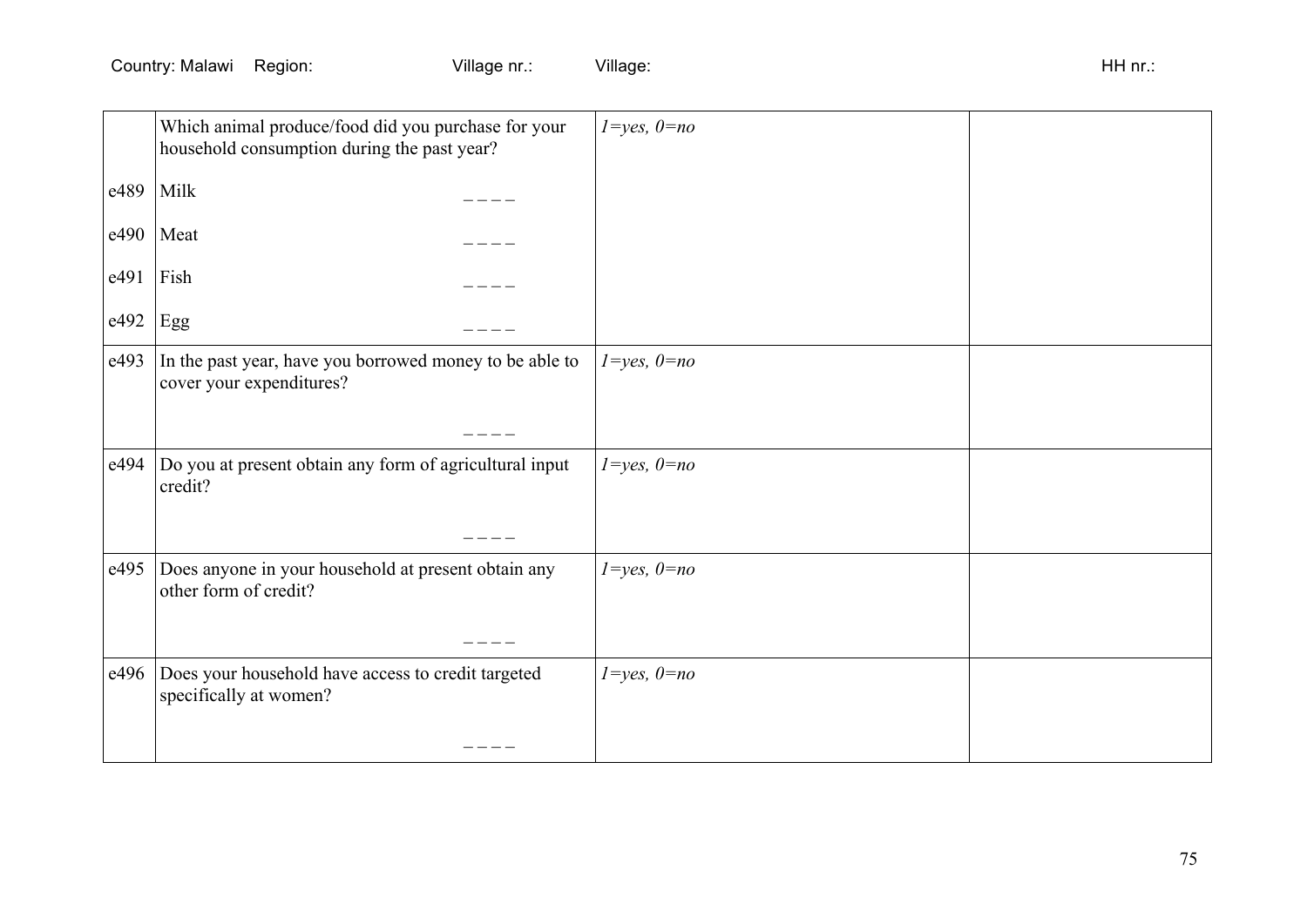Country: Malawi Region: Village nr.: Village: HH nr.:

| | | | |
|---|---|---|---|
| | Which animal produce/food did you purchase for your household consumption during the past year? | *1=yes, 0=no* | |
| e489 | Milk ____ | | |
| e490 | Meat ____ | | |
| e491 | Fish ____ | | |
| e492 | Egg ____ | | |
| e493 | In the past year, have you borrowed money to be able to cover your expenditures? ____ | *1=yes, 0=no* | |
| e494 | Do you at present obtain any form of agricultural input credit? ____ | *1=yes, 0=no* | |
| e495 | Does anyone in your household at present obtain any other form of credit? ____ | *1=yes, 0=no* | |
| e496 | Does your household have access to credit targeted specifically at women? ____ | *1=yes, 0=no* | |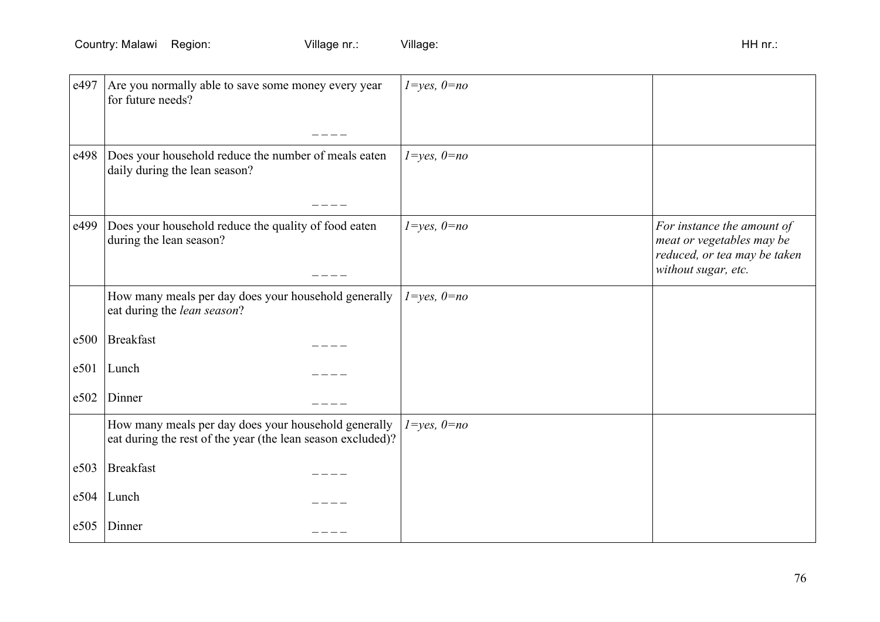| | | | |
|---|---|---|---|
| e497 | Are you normally able to save some money every year for future needs? \_ \_ \_ \_ | *1=yes, 0=no* | |
| e498 | Does your household reduce the number of meals eaten daily during the lean season? \_ \_ \_ \_ | *1=yes, 0=no* | |
| e499 | Does your household reduce the quality of food eaten during the lean season? \_ \_ \_ \_ | *1=yes, 0=no* | *For instance the amount of meat or vegetables may be reduced, or tea may be taken without sugar, etc.* |
| | How many meals per day does your household generally eat during the *lean season*? | *1=yes, 0=no* | |
| e500 | Breakfast \_ \_ \_ \_ | | |
| e501 | Lunch \_ \_ \_ \_ | | |
| e502 | Dinner \_ \_ \_ \_ | | |
| | How many meals per day does your household generally eat during the rest of the year (the lean season excluded)? | *1=yes, 0=no* | |
| e503 | Breakfast \_ \_ \_ \_ | | |
| e504 | Lunch \_ \_ \_ \_ | | |
| e505 | Dinner \_ \_ \_ \_ | | |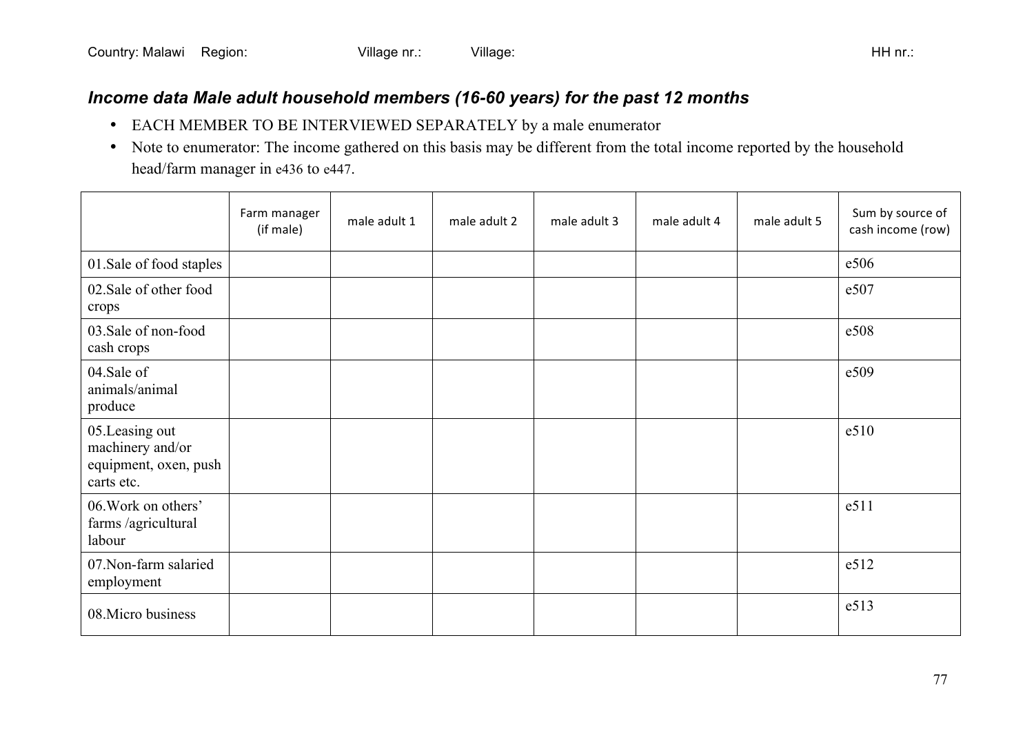Country: Malawi Region: Village nr.: Village: HH nr.:

### *Income data Male adult household members (16-60 years) for the past 12 months*

- EACH MEMBER TO BE INTERVIEWED SEPARATELY by a male enumerator
- Note to enumerator: The income gathered on this basis may be different from the total income reported by the household head/farm manager in e436 to e447.

| | Farm manager (if male) | male adult 1 | male adult 2 | male adult 3 | male adult 4 | male adult 5 | Sum by source of cash income (row) |
|---|---|---|---|---|---|---|---|
| 01.Sale of food staples | | | | | | | e506 |
| 02.Sale of other food crops | | | | | | | e507 |
| 03.Sale of non-food cash crops | | | | | | | e508 |
| 04.Sale of animals/animal produce | | | | | | | e509 |
| 05.Leasing out machinery and/or equipment, oxen, push carts etc. | | | | | | | e510 |
| 06.Work on others' farms /agricultural labour | | | | | | | e511 |
| 07.Non-farm salaried employment | | | | | | | e512 |
| 08.Micro business | | | | | | | e513 |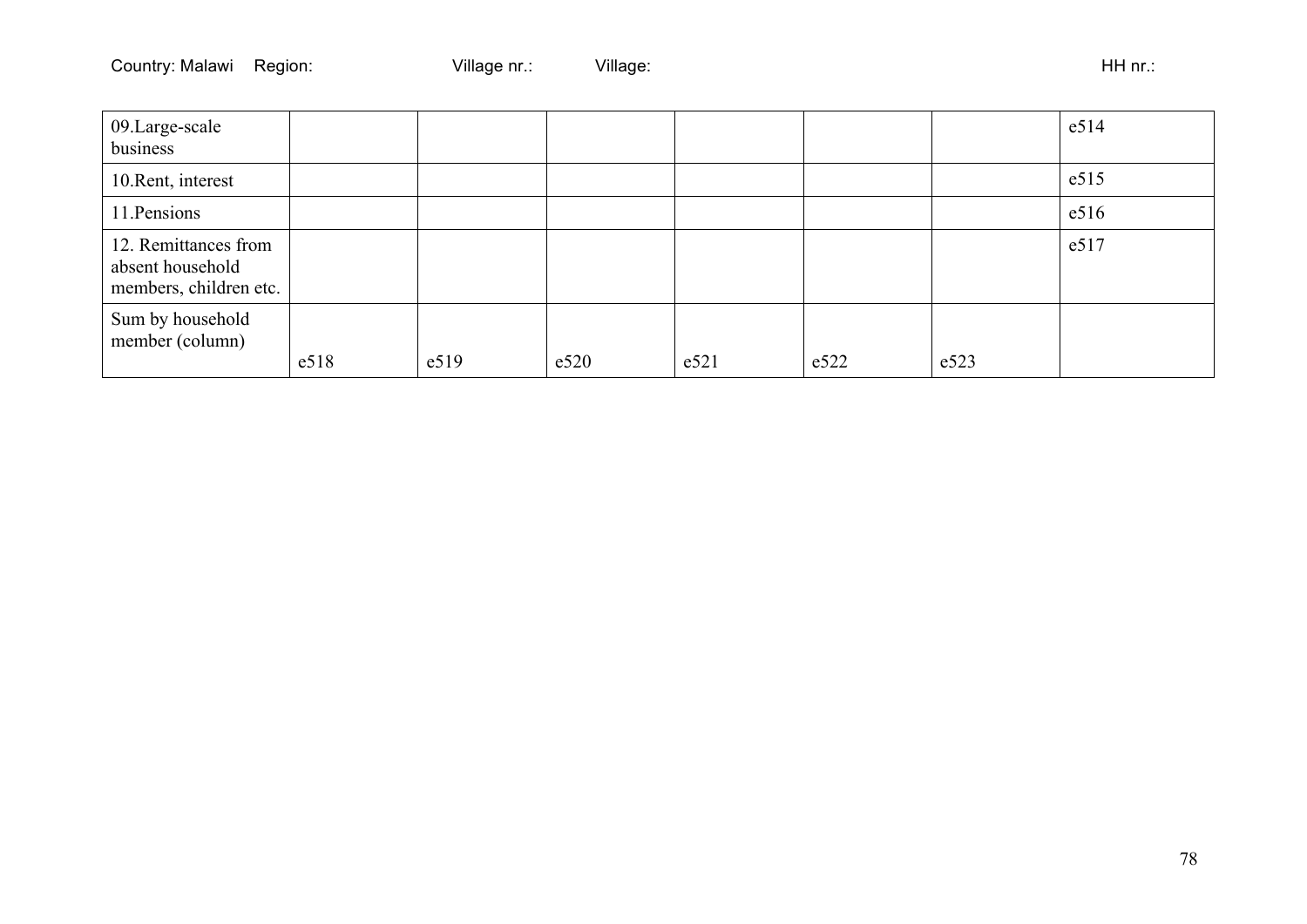Country: Malawi Region: Village nr.: Village: HH nr.:

| | | | | | | | |
|---|---|---|---|---|---|---|---|
| 09.Large-scale business | | | | | | | e514 |
| 10.Rent, interest | | | | | | | e515 |
| 11.Pensions | | | | | | | e516 |
| 12. Remittances from absent household members, children etc. | | | | | | | e517 |
| Sum by household member (column) | e518 | e519 | e520 | e521 | e522 | e523 | |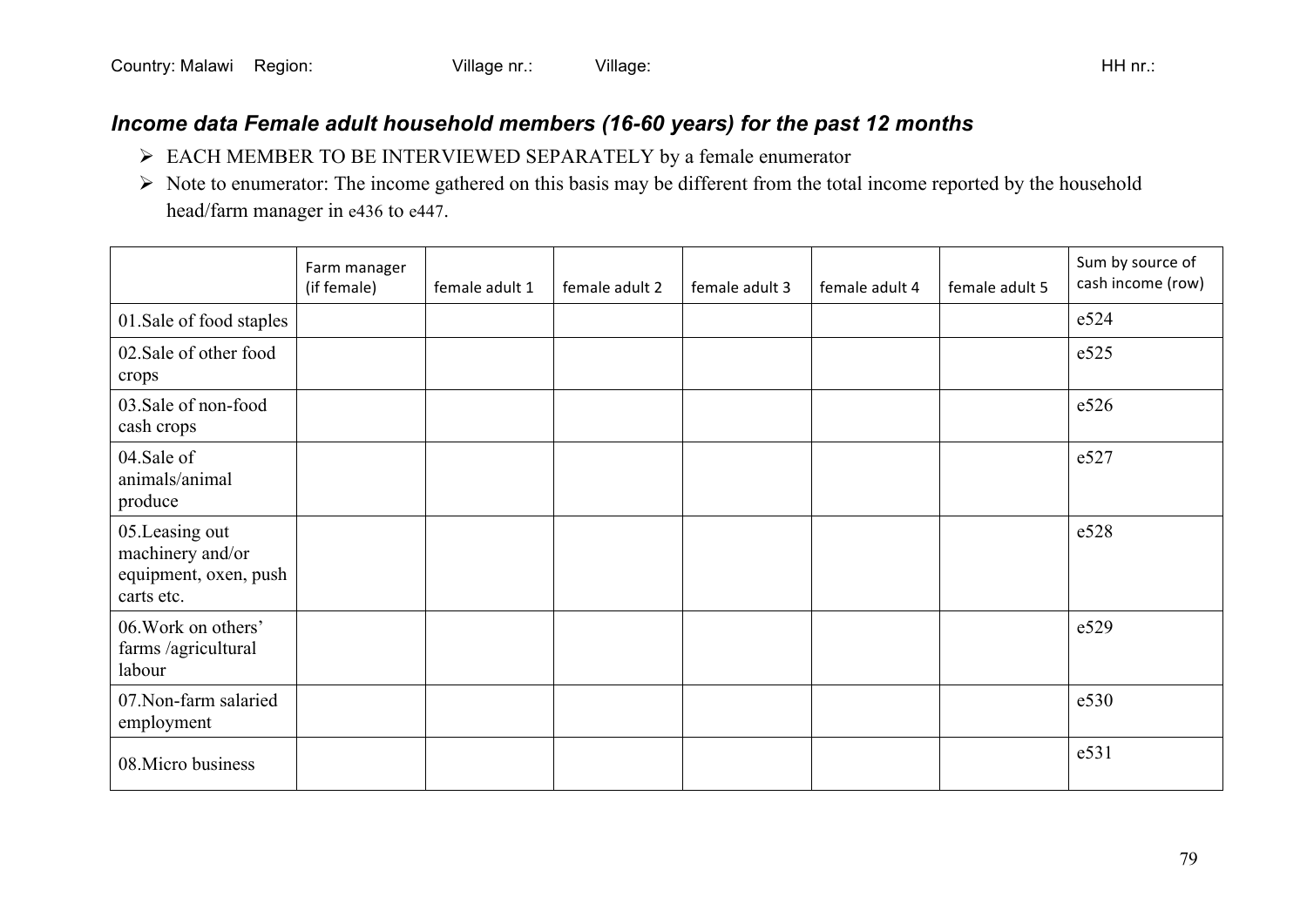Country: Malawi Region: Village nr.: Village: HH nr.:

### *Income data Female adult household members (16-60 years) for the past 12 months*

- EACH MEMBER TO BE INTERVIEWED SEPARATELY by a female enumerator
- Note to enumerator: The income gathered on this basis may be different from the total income reported by the household head/farm manager in e436 to e447.

| | Farm manager (if female) | female adult 1 | female adult 2 | female adult 3 | female adult 4 | female adult 5 | Sum by source of cash income (row) |
|---|---|---|---|---|---|---|---|
| 01.Sale of food staples | | | | | | | e524 |
| 02.Sale of other food crops | | | | | | | e525 |
| 03.Sale of non-food cash crops | | | | | | | e526 |
| 04.Sale of animals/animal produce | | | | | | | e527 |
| 05.Leasing out machinery and/or equipment, oxen, push carts etc. | | | | | | | e528 |
| 06.Work on others' farms /agricultural labour | | | | | | | e529 |
| 07.Non-farm salaried employment | | | | | | | e530 |
| 08.Micro business | | | | | | | e531 |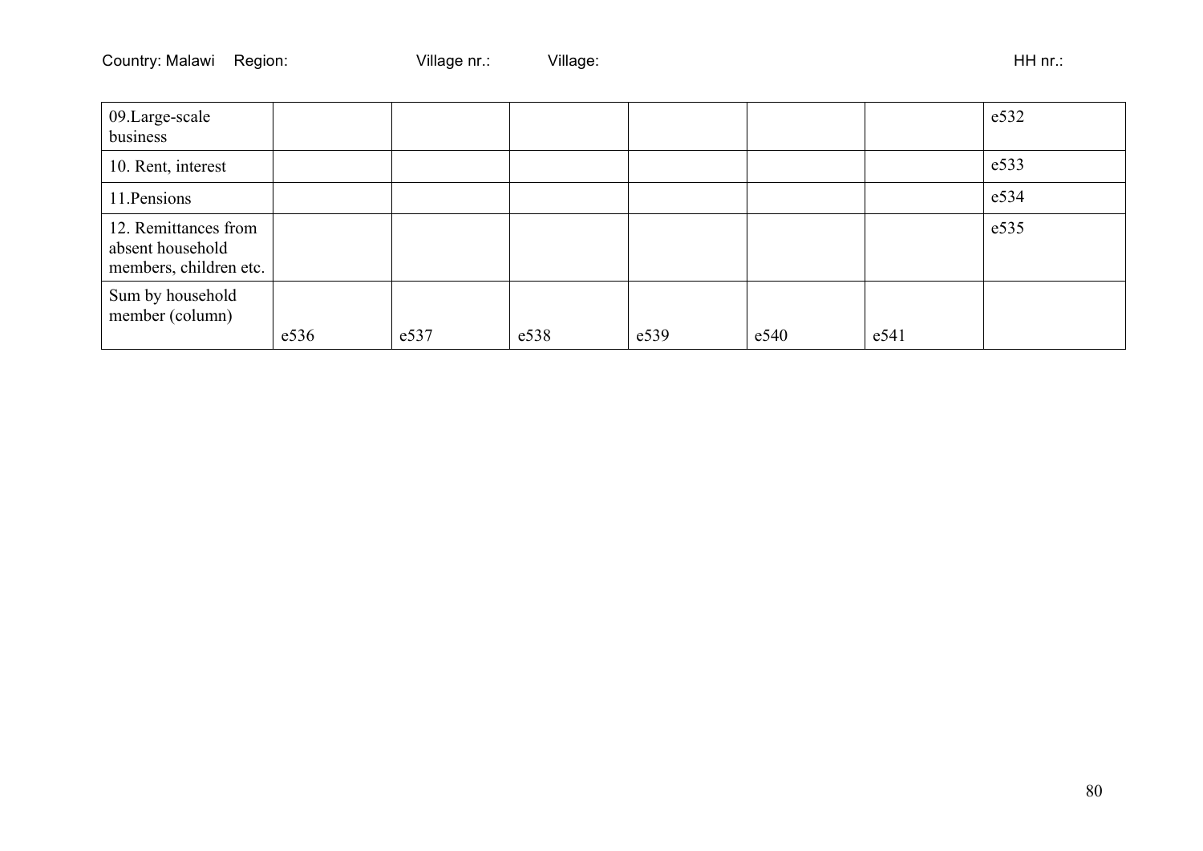Country: Malawi Region: Village nr.: Village: HH nr.:

| | | | | | | | |
|---|---|---|---|---|---|---|---|
| 09.Large-scale business | | | | | | | e532 |
| 10. Rent, interest | | | | | | | e533 |
| 11.Pensions | | | | | | | e534 |
| 12. Remittances from absent household members, children etc. | | | | | | | e535 |
| Sum by household member (column) | e536 | e537 | e538 | e539 | e540 | e541 | |